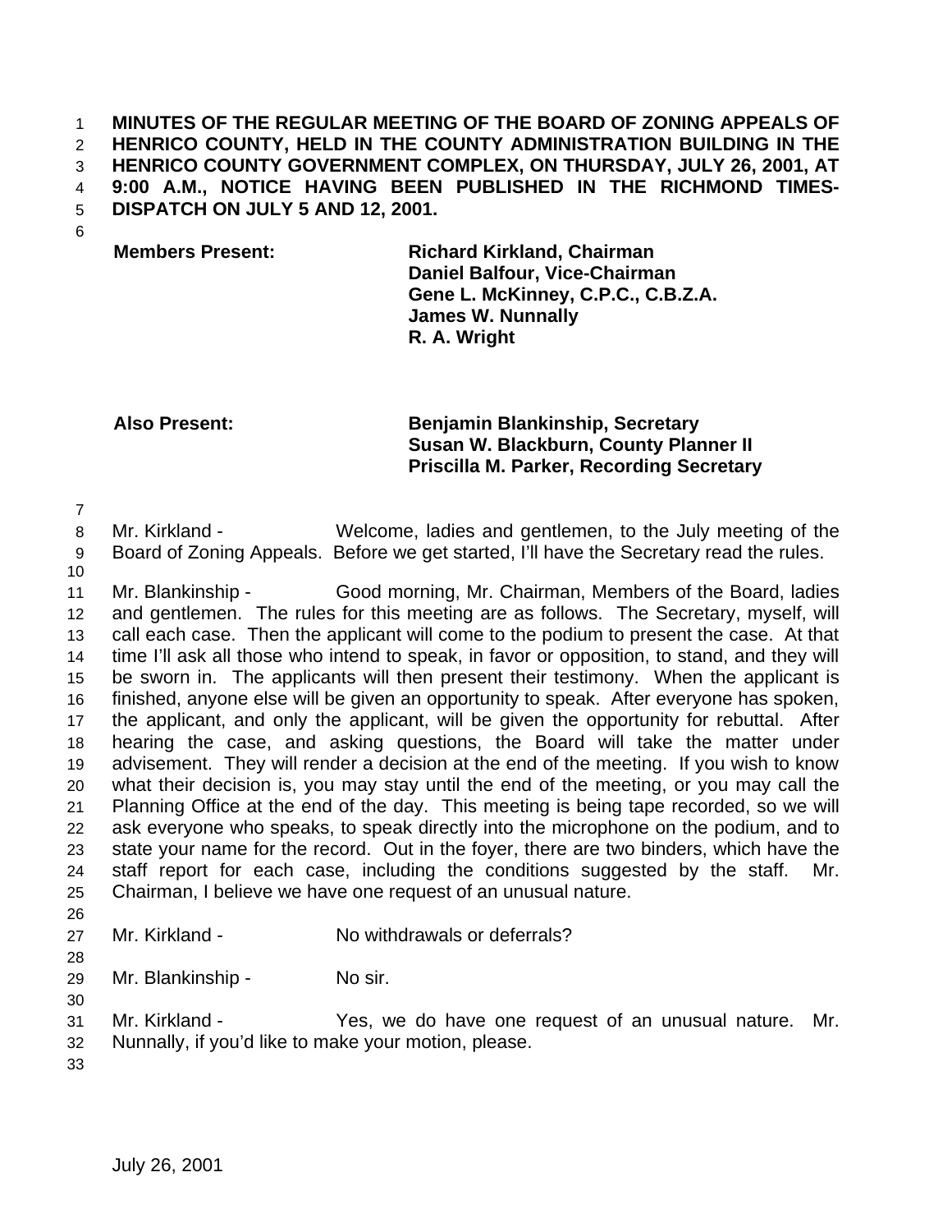**MINUTES OF THE REGULAR MEETING OF THE BOARD OF ZONING APPEALS OF HENRICO COUNTY, HELD IN THE COUNTY ADMINISTRATION BUILDING IN THE HENRICO COUNTY GOVERNMENT COMPLEX, ON THURSDAY, JULY 26, 2001, AT 9:00 A.M., NOTICE HAVING BEEN PUBLISHED IN THE RICHMOND TIMES-DISPATCH ON JULY 5 AND 12, 2001.**

| | |
|---|---|
| **Members Present:** | **Richard Kirkland, Chairman** |
| | **Daniel Balfour, Vice-Chairman** |
| | **Gene L. McKinney, C.P.C., C.B.Z.A.** |
| | **James W. Nunnally** |
| | **R. A. Wright** |
| | |
| **Also Present:** | **Benjamin Blankinship, Secretary** |
| | **Susan W. Blackburn, County Planner II** |
| | **Priscilla M. Parker, Recording Secretary** |

Mr. Kirkland - Welcome, ladies and gentlemen, to the July meeting of the Board of Zoning Appeals. Before we get started, I'll have the Secretary read the rules.

Mr. Blankinship - Good morning, Mr. Chairman, Members of the Board, ladies and gentlemen. The rules for this meeting are as follows. The Secretary, myself, will call each case. Then the applicant will come to the podium to present the case. At that time I'll ask all those who intend to speak, in favor or opposition, to stand, and they will be sworn in. The applicants will then present their testimony. When the applicant is finished, anyone else will be given an opportunity to speak. After everyone has spoken, the applicant, and only the applicant, will be given the opportunity for rebuttal. After hearing the case, and asking questions, the Board will take the matter under advisement. They will render a decision at the end of the meeting. If you wish to know what their decision is, you may stay until the end of the meeting, or you may call the Planning Office at the end of the day. This meeting is being tape recorded, so we will ask everyone who speaks, to speak directly into the microphone on the podium, and to state your name for the record. Out in the foyer, there are two binders, which have the staff report for each case, including the conditions suggested by the staff. Mr. Chairman, I believe we have one request of an unusual nature.

Mr. Kirkland - No withdrawals or deferrals?

Mr. Blankinship - No sir.

Mr. Kirkland - Yes, we do have one request of an unusual nature. Mr. Nunnally, if you'd like to make your motion, please.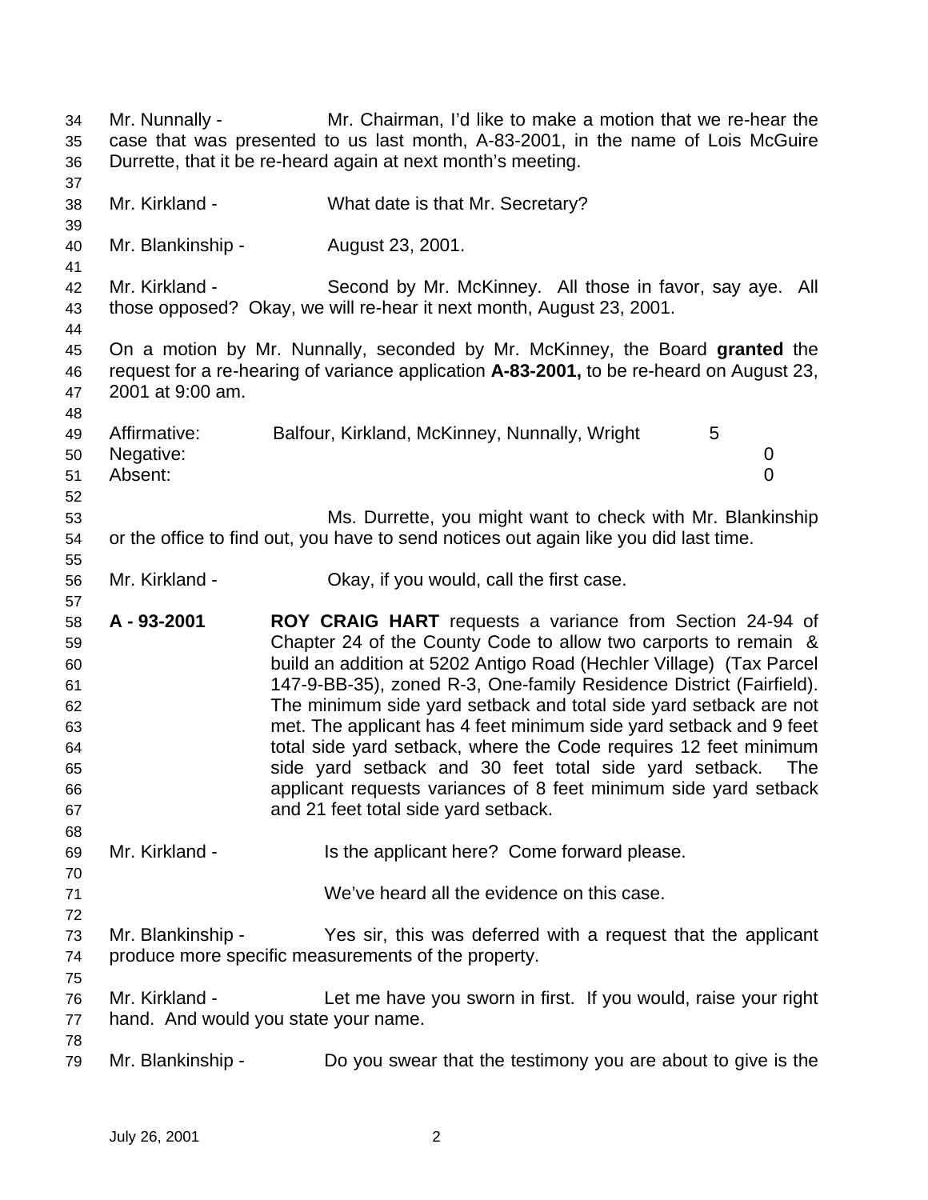Mr. Nunnally - Mr. Chairman, I'd like to make a motion that we re-hear the case that was presented to us last month, A-83-2001, in the name of Lois McGuire Durrette, that it be re-heard again at next month's meeting.

Mr. Kirkland - What date is that Mr. Secretary?

Mr. Blankinship - August 23, 2001.

Mr. Kirkland - Second by Mr. McKinney. All those in favor, say aye. All those opposed? Okay, we will re-hear it next month, August 23, 2001.

On a motion by Mr. Nunnally, seconded by Mr. McKinney, the Board **granted** the request for a re-hearing of variance application **A-83-2001,** to be re-heard on August 23, 2001 at 9:00 am.

| | | |
|---|---|---|
| Affirmative: | Balfour, Kirkland, McKinney, Nunnally, Wright | 5 |
| Negative: | | 0 |
| Absent: | | 0 |

Ms. Durrette, you might want to check with Mr. Blankinship or the office to find out, you have to send notices out again like you did last time.

Mr. Kirkland - Okay, if you would, call the first case.

**A - 93-2001** **ROY CRAIG HART** requests a variance from Section 24-94 of Chapter 24 of the County Code to allow two carports to remain & build an addition at 5202 Antigo Road (Hechler Village) (Tax Parcel 147-9-BB-35), zoned R-3, One-family Residence District (Fairfield). The minimum side yard setback and total side yard setback are not met. The applicant has 4 feet minimum side yard setback and 9 feet total side yard setback, where the Code requires 12 feet minimum side yard setback and 30 feet total side yard setback. The applicant requests variances of 8 feet minimum side yard setback and 21 feet total side yard setback.

Mr. Kirkland - Is the applicant here? Come forward please.

We've heard all the evidence on this case.

Mr. Blankinship - Yes sir, this was deferred with a request that the applicant produce more specific measurements of the property.

Mr. Kirkland - Let me have you sworn in first. If you would, raise your right hand. And would you state your name.

Mr. Blankinship - Do you swear that the testimony you are about to give is the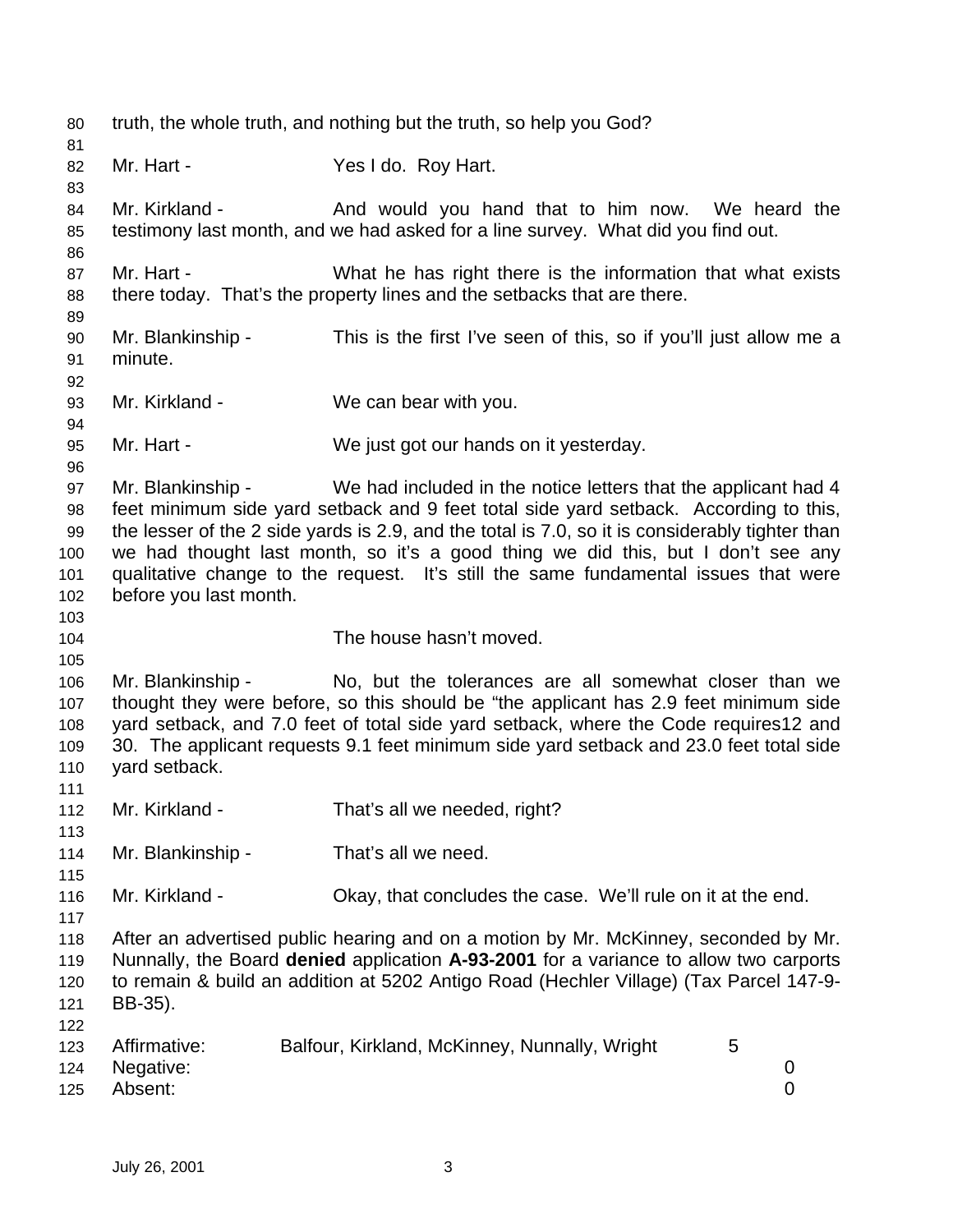truth, the whole truth, and nothing but the truth, so help you God?

Mr. Hart - Yes I do. Roy Hart.

Mr. Kirkland - And would you hand that to him now. We heard the testimony last month, and we had asked for a line survey. What did you find out.

Mr. Hart - What he has right there is the information that what exists there today. That's the property lines and the setbacks that are there.

Mr. Blankinship - This is the first I've seen of this, so if you'll just allow me a minute.

Mr. Kirkland - We can bear with you.

Mr. Hart - We just got our hands on it yesterday.

Mr. Blankinship - We had included in the notice letters that the applicant had 4 feet minimum side yard setback and 9 feet total side yard setback. According to this, the lesser of the 2 side yards is 2.9, and the total is 7.0, so it is considerably tighter than we had thought last month, so it's a good thing we did this, but I don't see any qualitative change to the request. It's still the same fundamental issues that were before you last month.

The house hasn't moved.

Mr. Blankinship - No, but the tolerances are all somewhat closer than we thought they were before, so this should be "the applicant has 2.9 feet minimum side yard setback, and 7.0 feet of total side yard setback, where the Code requires12 and 30. The applicant requests 9.1 feet minimum side yard setback and 23.0 feet total side yard setback.

Mr. Kirkland - That's all we needed, right?

Mr. Blankinship - That's all we need.

Mr. Kirkland - Okay, that concludes the case. We'll rule on it at the end.

After an advertised public hearing and on a motion by Mr. McKinney, seconded by Mr. Nunnally, the Board **denied** application **A-93-2001** for a variance to allow two carports to remain & build an addition at 5202 Antigo Road (Hechler Village) (Tax Parcel 147-9-BB-35).

| | | |
|---|---|---|
| Affirmative: | Balfour, Kirkland, McKinney, Nunnally, Wright | 5 |
| Negative: | | 0 |
| Absent: | | 0 |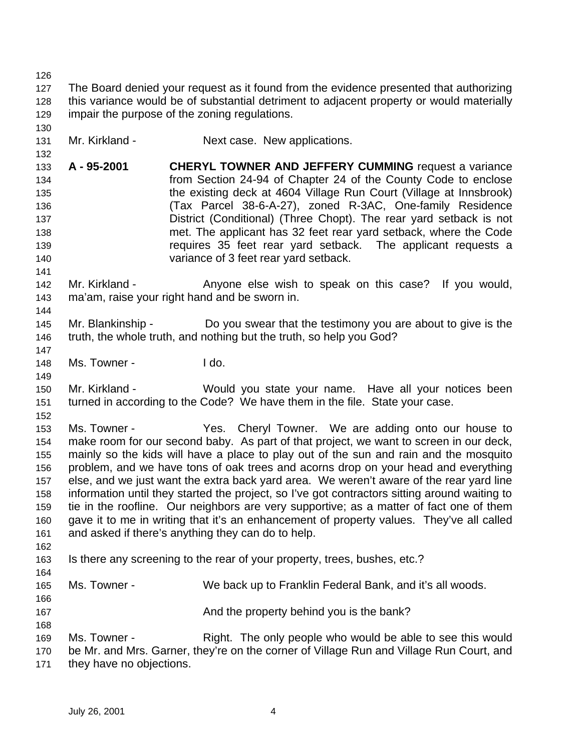The Board denied your request as it found from the evidence presented that authorizing this variance would be of substantial detriment to adjacent property or would materially impair the purpose of the zoning regulations.

Mr. Kirkland - Next case. New applications.

**A - 95-2001** **CHERYL TOWNER AND JEFFERY CUMMING** request a variance from Section 24-94 of Chapter 24 of the County Code to enclose the existing deck at 4604 Village Run Court (Village at Innsbrook) (Tax Parcel 38-6-A-27), zoned R-3AC, One-family Residence District (Conditional) (Three Chopt). The rear yard setback is not met. The applicant has 32 feet rear yard setback, where the Code requires 35 feet rear yard setback. The applicant requests a variance of 3 feet rear yard setback.

Mr. Kirkland - Anyone else wish to speak on this case? If you would, ma'am, raise your right hand and be sworn in.

Mr. Blankinship - Do you swear that the testimony you are about to give is the truth, the whole truth, and nothing but the truth, so help you God?

Ms. Towner - I do.

Mr. Kirkland - Would you state your name. Have all your notices been turned in according to the Code? We have them in the file. State your case.

Ms. Towner - Yes. Cheryl Towner. We are adding onto our house to make room for our second baby. As part of that project, we want to screen in our deck, mainly so the kids will have a place to play out of the sun and rain and the mosquito problem, and we have tons of oak trees and acorns drop on your head and everything else, and we just want the extra back yard area. We weren't aware of the rear yard line information until they started the project, so I've got contractors sitting around waiting to tie in the roofline. Our neighbors are very supportive; as a matter of fact one of them gave it to me in writing that it's an enhancement of property values. They've all called and asked if there's anything they can do to help.

Is there any screening to the rear of your property, trees, bushes, etc.?

Ms. Towner - We back up to Franklin Federal Bank, and it's all woods.

And the property behind you is the bank?

Ms. Towner - Right. The only people who would be able to see this would be Mr. and Mrs. Garner, they're on the corner of Village Run and Village Run Court, and they have no objections.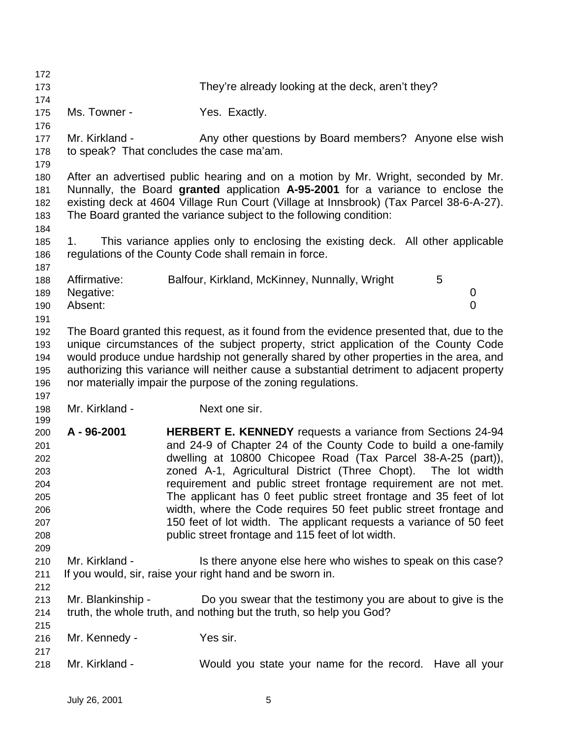They're already looking at the deck, aren't they?

Ms. Towner - Yes. Exactly.

Mr. Kirkland - Any other questions by Board members? Anyone else wish to speak? That concludes the case ma'am.

After an advertised public hearing and on a motion by Mr. Wright, seconded by Mr. Nunnally, the Board **granted** application **A-95-2001** for a variance to enclose the existing deck at 4604 Village Run Court (Village at Innsbrook) (Tax Parcel 38-6-A-27). The Board granted the variance subject to the following condition:

1. This variance applies only to enclosing the existing deck. All other applicable regulations of the County Code shall remain in force.

| | | |
|---|---|---|
| Affirmative: | Balfour, Kirkland, McKinney, Nunnally, Wright | 5 |
| Negative: | | 0 |
| Absent: | | 0 |

The Board granted this request, as it found from the evidence presented that, due to the unique circumstances of the subject property, strict application of the County Code would produce undue hardship not generally shared by other properties in the area, and authorizing this variance will neither cause a substantial detriment to adjacent property nor materially impair the purpose of the zoning regulations.

Mr. Kirkland - Next one sir.

**A - 96-2001** **HERBERT E. KENNEDY** requests a variance from Sections 24-94 and 24-9 of Chapter 24 of the County Code to build a one-family dwelling at 10800 Chicopee Road (Tax Parcel 38-A-25 (part)), zoned A-1, Agricultural District (Three Chopt). The lot width requirement and public street frontage requirement are not met. The applicant has 0 feet public street frontage and 35 feet of lot width, where the Code requires 50 feet public street frontage and 150 feet of lot width. The applicant requests a variance of 50 feet public street frontage and 115 feet of lot width.

Mr. Kirkland - Is there anyone else here who wishes to speak on this case? If you would, sir, raise your right hand and be sworn in.

Mr. Blankinship - Do you swear that the testimony you are about to give is the truth, the whole truth, and nothing but the truth, so help you God?

Mr. Kennedy - Yes sir.

Mr. Kirkland - Would you state your name for the record. Have all your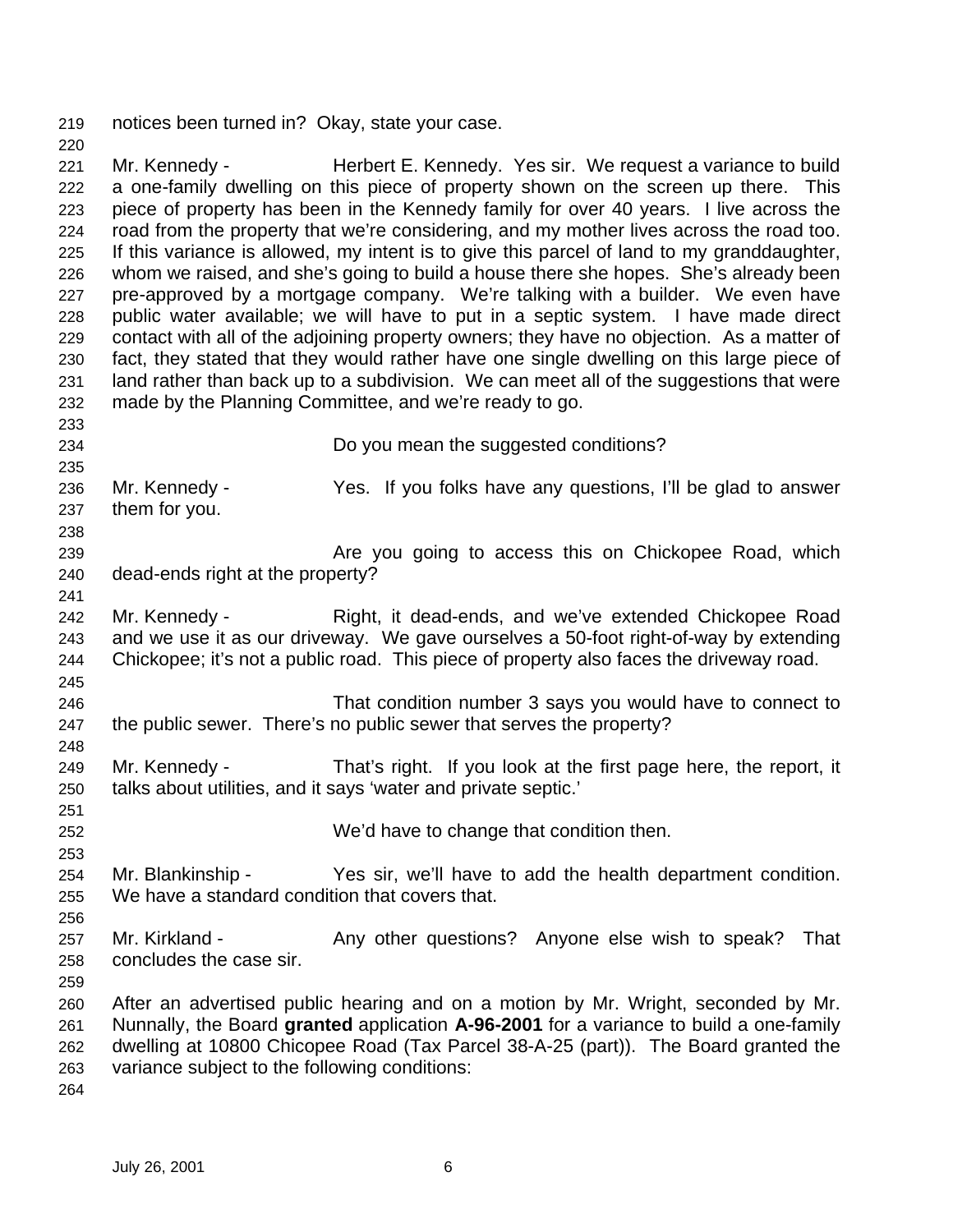notices been turned in? Okay, state your case.

Mr. Kennedy - Herbert E. Kennedy. Yes sir. We request a variance to build a one-family dwelling on this piece of property shown on the screen up there. This piece of property has been in the Kennedy family for over 40 years. I live across the road from the property that we're considering, and my mother lives across the road too. If this variance is allowed, my intent is to give this parcel of land to my granddaughter, whom we raised, and she's going to build a house there she hopes. She's already been pre-approved by a mortgage company. We're talking with a builder. We even have public water available; we will have to put in a septic system. I have made direct contact with all of the adjoining property owners; they have no objection. As a matter of fact, they stated that they would rather have one single dwelling on this large piece of land rather than back up to a subdivision. We can meet all of the suggestions that were made by the Planning Committee, and we're ready to go.

Do you mean the suggested conditions?

Mr. Kennedy - Yes. If you folks have any questions, I'll be glad to answer them for you.

Are you going to access this on Chickopee Road, which dead-ends right at the property?

Mr. Kennedy - Right, it dead-ends, and we've extended Chickopee Road and we use it as our driveway. We gave ourselves a 50-foot right-of-way by extending Chickopee; it's not a public road. This piece of property also faces the driveway road.

That condition number 3 says you would have to connect to the public sewer. There's no public sewer that serves the property?

Mr. Kennedy - That's right. If you look at the first page here, the report, it talks about utilities, and it says 'water and private septic.'

We'd have to change that condition then.

Mr. Blankinship - Yes sir, we'll have to add the health department condition. We have a standard condition that covers that.

Mr. Kirkland - Any other questions? Anyone else wish to speak? That concludes the case sir.

After an advertised public hearing and on a motion by Mr. Wright, seconded by Mr. Nunnally, the Board **granted** application **A-96-2001** for a variance to build a one-family dwelling at 10800 Chicopee Road (Tax Parcel 38-A-25 (part)). The Board granted the variance subject to the following conditions: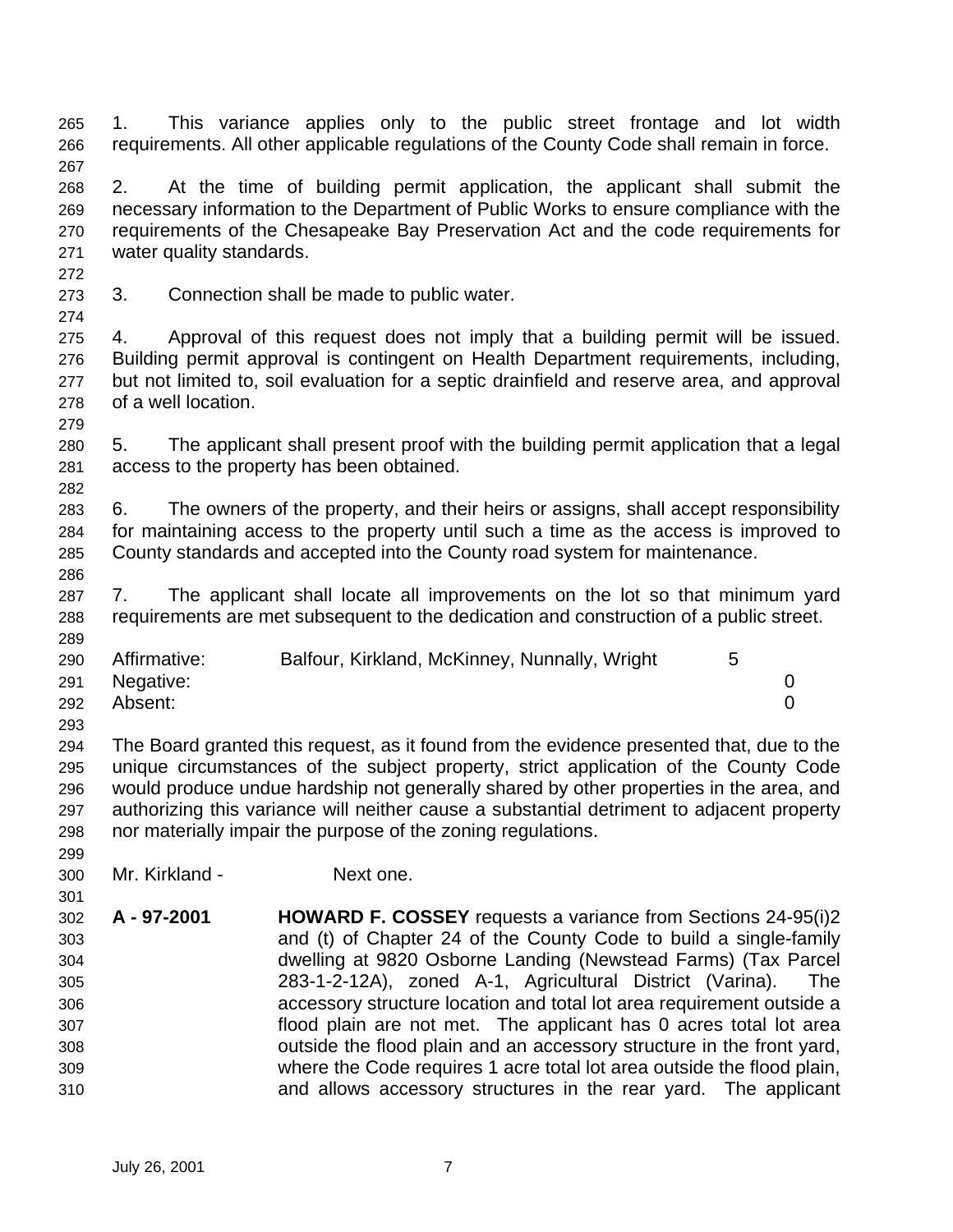1. This variance applies only to the public street frontage and lot width requirements. All other applicable regulations of the County Code shall remain in force.

2. At the time of building permit application, the applicant shall submit the necessary information to the Department of Public Works to ensure compliance with the requirements of the Chesapeake Bay Preservation Act and the code requirements for water quality standards.

3. Connection shall be made to public water.

4. Approval of this request does not imply that a building permit will be issued. Building permit approval is contingent on Health Department requirements, including, but not limited to, soil evaluation for a septic drainfield and reserve area, and approval of a well location.

5. The applicant shall present proof with the building permit application that a legal access to the property has been obtained.

6. The owners of the property, and their heirs or assigns, shall accept responsibility for maintaining access to the property until such a time as the access is improved to County standards and accepted into the County road system for maintenance.

7. The applicant shall locate all improvements on the lot so that minimum yard requirements are met subsequent to the dedication and construction of a public street.

| | | |
|---|---|---|
| Affirmative: | Balfour, Kirkland, McKinney, Nunnally, Wright | 5 |
| Negative: | | 0 |
| Absent: | | 0 |

The Board granted this request, as it found from the evidence presented that, due to the unique circumstances of the subject property, strict application of the County Code would produce undue hardship not generally shared by other properties in the area, and authorizing this variance will neither cause a substantial detriment to adjacent property nor materially impair the purpose of the zoning regulations.

Mr. Kirkland - Next one.

**A - 97-2001** **HOWARD F. COSSEY** requests a variance from Sections 24-95(i)2 and (t) of Chapter 24 of the County Code to build a single-family dwelling at 9820 Osborne Landing (Newstead Farms) (Tax Parcel 283-1-2-12A), zoned A-1, Agricultural District (Varina). The accessory structure location and total lot area requirement outside a flood plain are not met. The applicant has 0 acres total lot area outside the flood plain and an accessory structure in the front yard, where the Code requires 1 acre total lot area outside the flood plain, and allows accessory structures in the rear yard. The applicant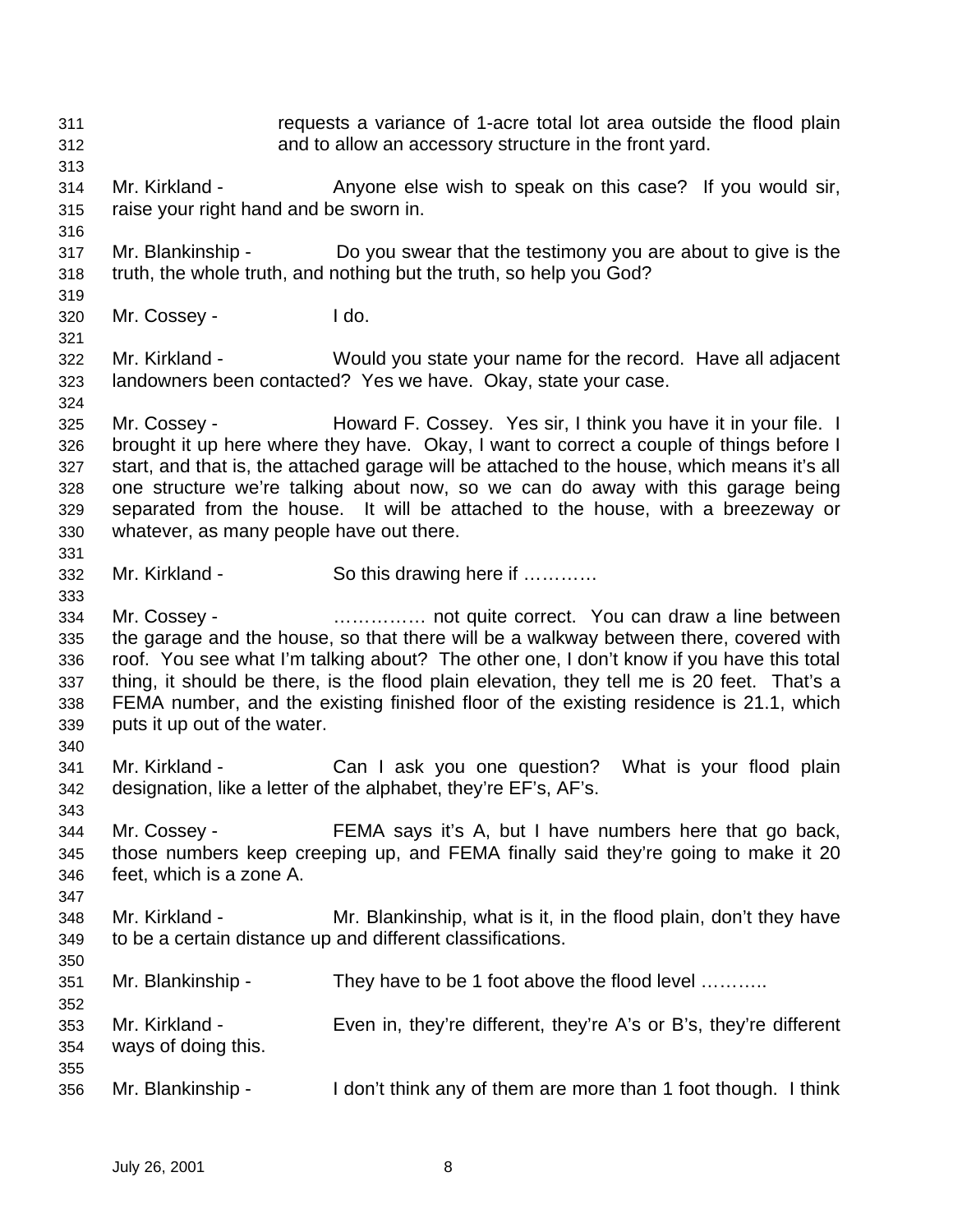requests a variance of 1-acre total lot area outside the flood plain and to allow an accessory structure in the front yard.

Mr. Kirkland - Anyone else wish to speak on this case? If you would sir, raise your right hand and be sworn in.

Mr. Blankinship - Do you swear that the testimony you are about to give is the truth, the whole truth, and nothing but the truth, so help you God?

Mr. Cossey - I do.

Mr. Kirkland - Would you state your name for the record. Have all adjacent landowners been contacted? Yes we have. Okay, state your case.

Mr. Cossey - Howard F. Cossey. Yes sir, I think you have it in your file. I brought it up here where they have. Okay, I want to correct a couple of things before I start, and that is, the attached garage will be attached to the house, which means it's all one structure we're talking about now, so we can do away with this garage being separated from the house. It will be attached to the house, with a breezeway or whatever, as many people have out there.

Mr. Kirkland - So this drawing here if …………

Mr. Cossey - …………… not quite correct. You can draw a line between the garage and the house, so that there will be a walkway between there, covered with roof. You see what I'm talking about? The other one, I don't know if you have this total thing, it should be there, is the flood plain elevation, they tell me is 20 feet. That's a FEMA number, and the existing finished floor of the existing residence is 21.1, which puts it up out of the water.

Mr. Kirkland - Can I ask you one question? What is your flood plain designation, like a letter of the alphabet, they're EF's, AF's.

Mr. Cossey - FEMA says it's A, but I have numbers here that go back, those numbers keep creeping up, and FEMA finally said they're going to make it 20 feet, which is a zone A.

Mr. Kirkland - Mr. Blankinship, what is it, in the flood plain, don't they have to be a certain distance up and different classifications.

Mr. Blankinship - They have to be 1 foot above the flood level ………..

Mr. Kirkland - Even in, they're different, they're A's or B's, they're different ways of doing this.

Mr. Blankinship - I don't think any of them are more than 1 foot though. I think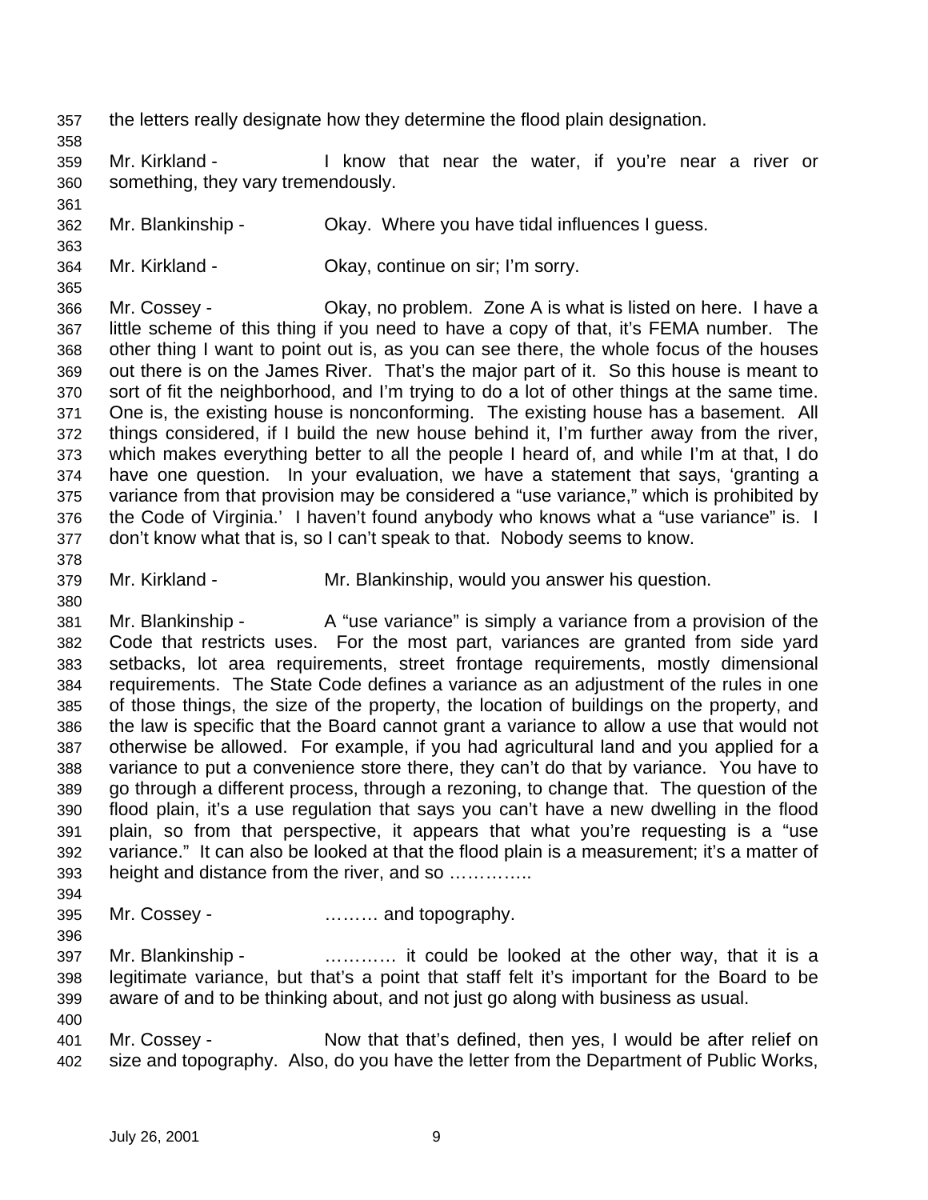the letters really designate how they determine the flood plain designation.

Mr. Kirkland - I know that near the water, if you're near a river or something, they vary tremendously.

Mr. Blankinship - Okay. Where you have tidal influences I guess.

Mr. Kirkland - Okay, continue on sir; I'm sorry.

Mr. Cossey - Okay, no problem. Zone A is what is listed on here. I have a little scheme of this thing if you need to have a copy of that, it's FEMA number. The other thing I want to point out is, as you can see there, the whole focus of the houses out there is on the James River. That's the major part of it. So this house is meant to sort of fit the neighborhood, and I'm trying to do a lot of other things at the same time. One is, the existing house is nonconforming. The existing house has a basement. All things considered, if I build the new house behind it, I'm further away from the river, which makes everything better to all the people I heard of, and while I'm at that, I do have one question. In your evaluation, we have a statement that says, 'granting a variance from that provision may be considered a "use variance," which is prohibited by the Code of Virginia.' I haven't found anybody who knows what a "use variance" is. I don't know what that is, so I can't speak to that. Nobody seems to know.

Mr. Kirkland - Mr. Blankinship, would you answer his question.

Mr. Blankinship - A "use variance" is simply a variance from a provision of the Code that restricts uses. For the most part, variances are granted from side yard setbacks, lot area requirements, street frontage requirements, mostly dimensional requirements. The State Code defines a variance as an adjustment of the rules in one of those things, the size of the property, the location of buildings on the property, and the law is specific that the Board cannot grant a variance to allow a use that would not otherwise be allowed. For example, if you had agricultural land and you applied for a variance to put a convenience store there, they can't do that by variance. You have to go through a different process, through a rezoning, to change that. The question of the flood plain, it's a use regulation that says you can't have a new dwelling in the flood plain, so from that perspective, it appears that what you're requesting is a "use variance." It can also be looked at that the flood plain is a measurement; it's a matter of height and distance from the river, and so …………..

Mr. Cossey - ……… and topography.

Mr. Blankinship - ………… it could be looked at the other way, that it is a legitimate variance, but that's a point that staff felt it's important for the Board to be aware of and to be thinking about, and not just go along with business as usual.

Mr. Cossey - Now that that's defined, then yes, I would be after relief on size and topography. Also, do you have the letter from the Department of Public Works,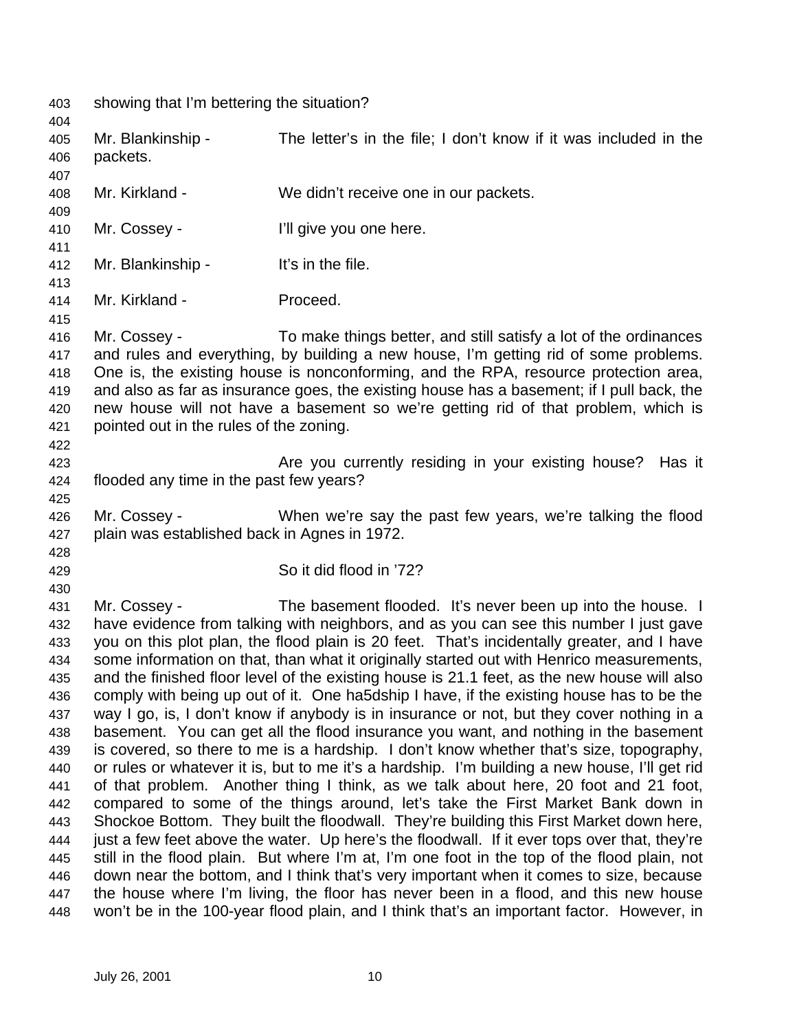showing that I'm bettering the situation?

Mr. Blankinship - The letter's in the file; I don't know if it was included in the packets.

Mr. Kirkland - We didn't receive one in our packets.

Mr. Cossey - I'll give you one here.

Mr. Blankinship - It's in the file.

Mr. Kirkland - Proceed.

Mr. Cossey - To make things better, and still satisfy a lot of the ordinances and rules and everything, by building a new house, I'm getting rid of some problems. One is, the existing house is nonconforming, and the RPA, resource protection area, and also as far as insurance goes, the existing house has a basement; if I pull back, the new house will not have a basement so we're getting rid of that problem, which is pointed out in the rules of the zoning.

Are you currently residing in your existing house? Has it flooded any time in the past few years?

Mr. Cossey - When we're say the past few years, we're talking the flood plain was established back in Agnes in 1972.

So it did flood in '72?

Mr. Cossey - The basement flooded. It's never been up into the house. I have evidence from talking with neighbors, and as you can see this number I just gave you on this plot plan, the flood plain is 20 feet. That's incidentally greater, and I have some information on that, than what it originally started out with Henrico measurements, and the finished floor level of the existing house is 21.1 feet, as the new house will also comply with being up out of it. One ha5dship I have, if the existing house has to be the way I go, is, I don't know if anybody is in insurance or not, but they cover nothing in a basement. You can get all the flood insurance you want, and nothing in the basement is covered, so there to me is a hardship. I don't know whether that's size, topography, or rules or whatever it is, but to me it's a hardship. I'm building a new house, I'll get rid of that problem. Another thing I think, as we talk about here, 20 foot and 21 foot, compared to some of the things around, let's take the First Market Bank down in Shockoe Bottom. They built the floodwall. They're building this First Market down here, just a few feet above the water. Up here's the floodwall. If it ever tops over that, they're still in the flood plain. But where I'm at, I'm one foot in the top of the flood plain, not down near the bottom, and I think that's very important when it comes to size, because the house where I'm living, the floor has never been in a flood, and this new house won't be in the 100-year flood plain, and I think that's an important factor. However, in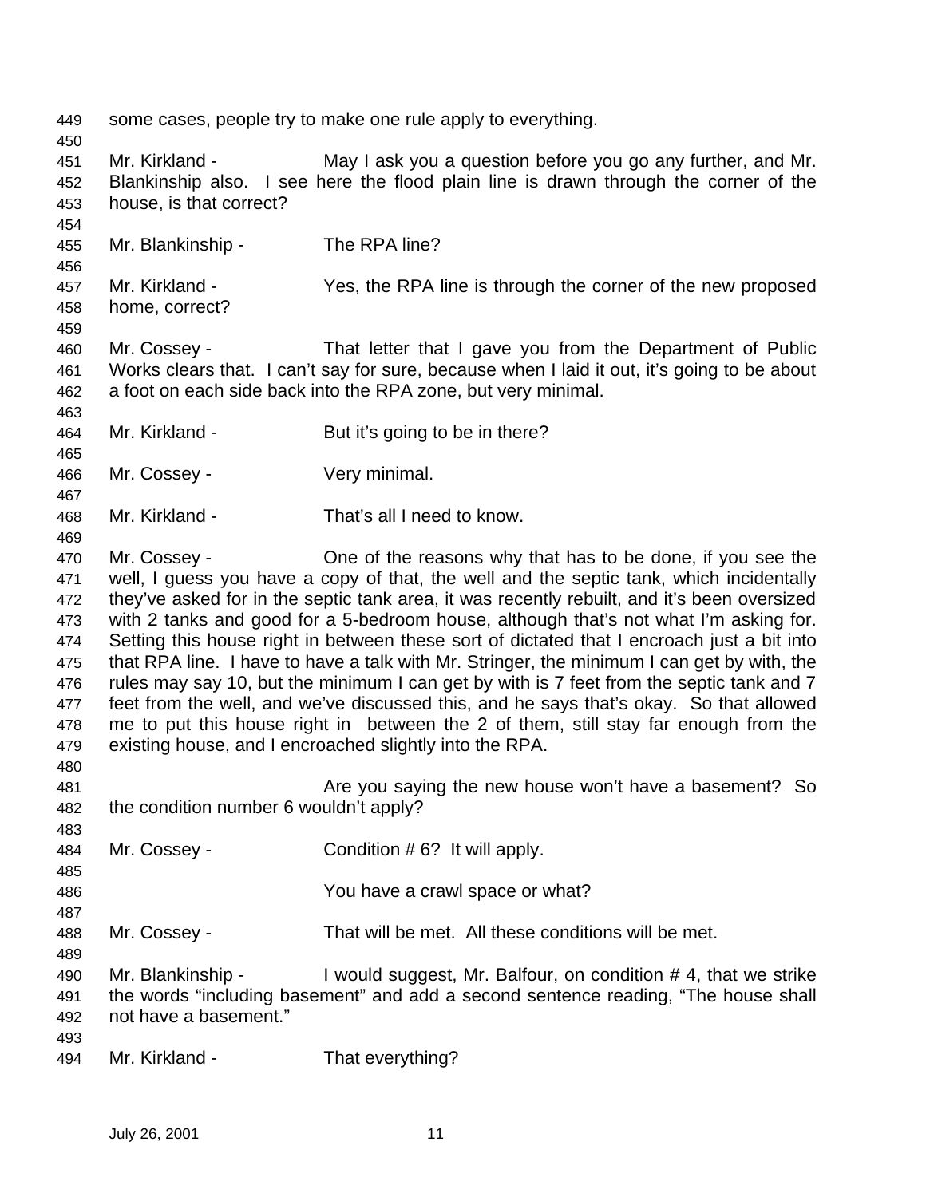some cases, people try to make one rule apply to everything.

Mr. Kirkland - May I ask you a question before you go any further, and Mr. Blankinship also. I see here the flood plain line is drawn through the corner of the house, is that correct?

Mr. Blankinship - The RPA line?

Mr. Kirkland - Yes, the RPA line is through the corner of the new proposed home, correct?

Mr. Cossey - That letter that I gave you from the Department of Public Works clears that. I can't say for sure, because when I laid it out, it's going to be about a foot on each side back into the RPA zone, but very minimal.

Mr. Kirkland - But it's going to be in there?

Mr. Cossey - Very minimal.

Mr. Kirkland - That's all I need to know.

Mr. Cossey - One of the reasons why that has to be done, if you see the well, I guess you have a copy of that, the well and the septic tank, which incidentally they've asked for in the septic tank area, it was recently rebuilt, and it's been oversized with 2 tanks and good for a 5-bedroom house, although that's not what I'm asking for. Setting this house right in between these sort of dictated that I encroach just a bit into that RPA line. I have to have a talk with Mr. Stringer, the minimum I can get by with, the rules may say 10, but the minimum I can get by with is 7 feet from the septic tank and 7 feet from the well, and we've discussed this, and he says that's okay. So that allowed me to put this house right in between the 2 of them, still stay far enough from the existing house, and I encroached slightly into the RPA.

Are you saying the new house won't have a basement? So the condition number 6 wouldn't apply?

Mr. Cossey - Condition # 6? It will apply.

You have a crawl space or what?

Mr. Cossey - That will be met. All these conditions will be met.

Mr. Blankinship - I would suggest, Mr. Balfour, on condition # 4, that we strike the words "including basement" and add a second sentence reading, "The house shall not have a basement."

Mr. Kirkland - That everything?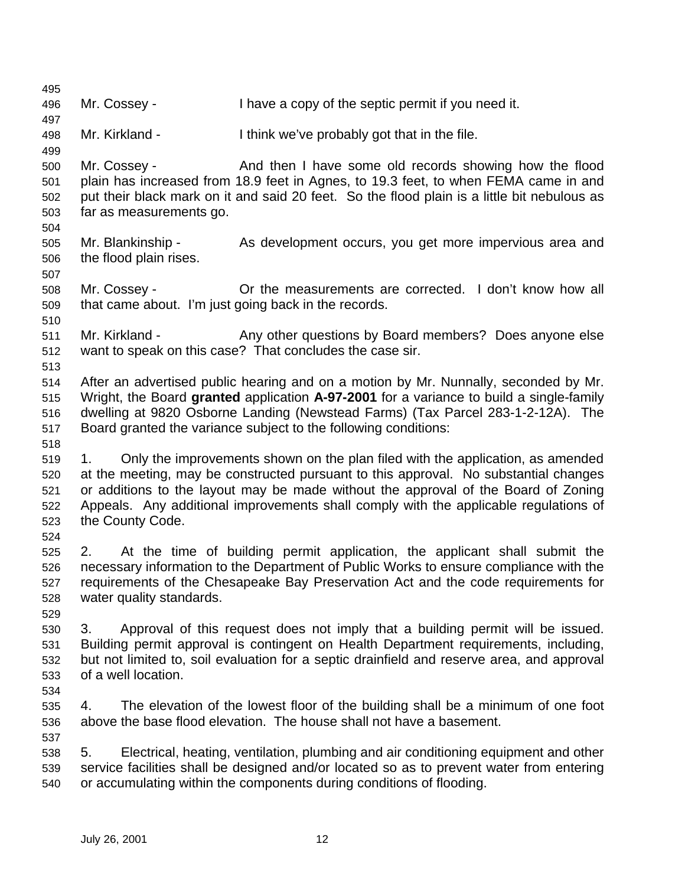Mr. Cossey - I have a copy of the septic permit if you need it.

Mr. Kirkland - I think we've probably got that in the file.

Mr. Cossey - And then I have some old records showing how the flood plain has increased from 18.9 feet in Agnes, to 19.3 feet, to when FEMA came in and put their black mark on it and said 20 feet. So the flood plain is a little bit nebulous as far as measurements go.

Mr. Blankinship - As development occurs, you get more impervious area and the flood plain rises.

Mr. Cossey - Or the measurements are corrected. I don't know how all that came about. I'm just going back in the records.

Mr. Kirkland - Any other questions by Board members? Does anyone else want to speak on this case? That concludes the case sir.

After an advertised public hearing and on a motion by Mr. Nunnally, seconded by Mr. Wright, the Board **granted** application **A-97-2001** for a variance to build a single-family dwelling at 9820 Osborne Landing (Newstead Farms) (Tax Parcel 283-1-2-12A). The Board granted the variance subject to the following conditions:

1. Only the improvements shown on the plan filed with the application, as amended at the meeting, may be constructed pursuant to this approval. No substantial changes or additions to the layout may be made without the approval of the Board of Zoning Appeals. Any additional improvements shall comply with the applicable regulations of the County Code.

2. At the time of building permit application, the applicant shall submit the necessary information to the Department of Public Works to ensure compliance with the requirements of the Chesapeake Bay Preservation Act and the code requirements for water quality standards.

3. Approval of this request does not imply that a building permit will be issued. Building permit approval is contingent on Health Department requirements, including, but not limited to, soil evaluation for a septic drainfield and reserve area, and approval of a well location.

4. The elevation of the lowest floor of the building shall be a minimum of one foot above the base flood elevation. The house shall not have a basement.

5. Electrical, heating, ventilation, plumbing and air conditioning equipment and other service facilities shall be designed and/or located so as to prevent water from entering or accumulating within the components during conditions of flooding.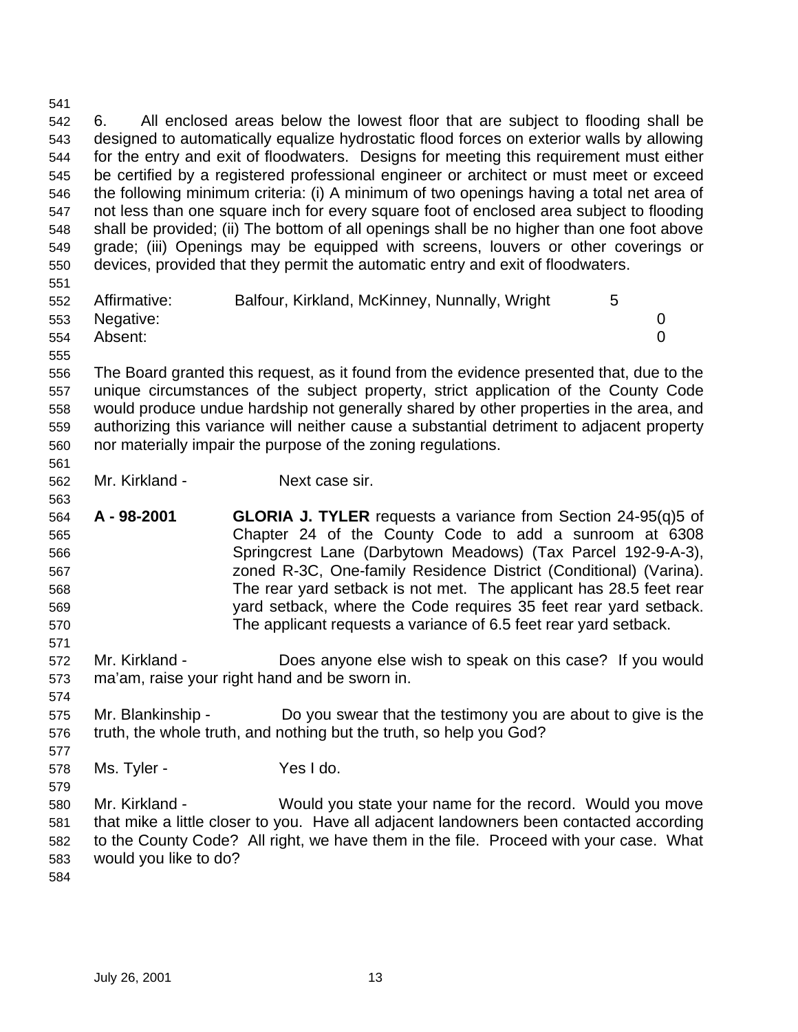6. All enclosed areas below the lowest floor that are subject to flooding shall be designed to automatically equalize hydrostatic flood forces on exterior walls by allowing for the entry and exit of floodwaters. Designs for meeting this requirement must either be certified by a registered professional engineer or architect or must meet or exceed the following minimum criteria: (i) A minimum of two openings having a total net area of not less than one square inch for every square foot of enclosed area subject to flooding shall be provided; (ii) The bottom of all openings shall be no higher than one foot above grade; (iii) Openings may be equipped with screens, louvers or other coverings or devices, provided that they permit the automatic entry and exit of floodwaters.

| | | |
|---|---|---|
| Affirmative: | Balfour, Kirkland, McKinney, Nunnally, Wright | 5 |
| Negative: | | 0 |
| Absent: | | 0 |

The Board granted this request, as it found from the evidence presented that, due to the unique circumstances of the subject property, strict application of the County Code would produce undue hardship not generally shared by other properties in the area, and authorizing this variance will neither cause a substantial detriment to adjacent property nor materially impair the purpose of the zoning regulations.

Mr. Kirkland - Next case sir.

**A - 98-2001** **GLORIA J. TYLER** requests a variance from Section 24-95(q)5 of Chapter 24 of the County Code to add a sunroom at 6308 Springcrest Lane (Darbytown Meadows) (Tax Parcel 192-9-A-3), zoned R-3C, One-family Residence District (Conditional) (Varina). The rear yard setback is not met. The applicant has 28.5 feet rear yard setback, where the Code requires 35 feet rear yard setback. The applicant requests a variance of 6.5 feet rear yard setback.

Mr. Kirkland - Does anyone else wish to speak on this case? If you would ma'am, raise your right hand and be sworn in.

Mr. Blankinship - Do you swear that the testimony you are about to give is the truth, the whole truth, and nothing but the truth, so help you God?

Ms. Tyler - Yes I do.

Mr. Kirkland - Would you state your name for the record. Would you move that mike a little closer to you. Have all adjacent landowners been contacted according to the County Code? All right, we have them in the file. Proceed with your case. What would you like to do?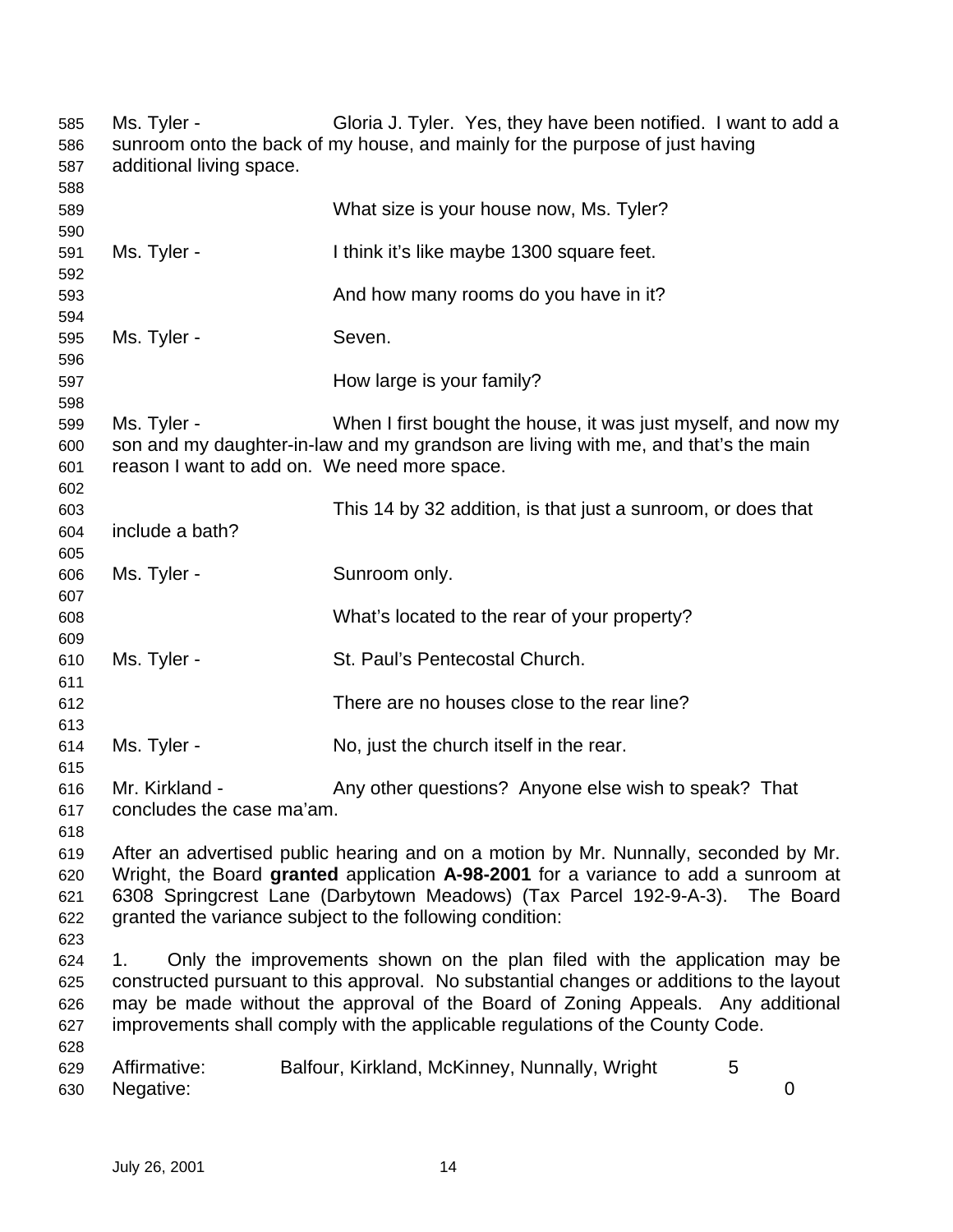Ms. Tyler - Gloria J. Tyler. Yes, they have been notified. I want to add a sunroom onto the back of my house, and mainly for the purpose of just having additional living space.

What size is your house now, Ms. Tyler?

Ms. Tyler - I think it's like maybe 1300 square feet.

And how many rooms do you have in it?

Ms. Tyler - Seven.

How large is your family?

Ms. Tyler - When I first bought the house, it was just myself, and now my son and my daughter-in-law and my grandson are living with me, and that's the main reason I want to add on. We need more space.

This 14 by 32 addition, is that just a sunroom, or does that include a bath?

Ms. Tyler - Sunroom only.

What's located to the rear of your property?

Ms. Tyler - St. Paul's Pentecostal Church.

There are no houses close to the rear line?

Ms. Tyler - No, just the church itself in the rear.

Mr. Kirkland - Any other questions? Anyone else wish to speak? That concludes the case ma'am.

After an advertised public hearing and on a motion by Mr. Nunnally, seconded by Mr. Wright, the Board **granted** application **A-98-2001** for a variance to add a sunroom at 6308 Springcrest Lane (Darbytown Meadows) (Tax Parcel 192-9-A-3). The Board granted the variance subject to the following condition:

1. Only the improvements shown on the plan filed with the application may be constructed pursuant to this approval. No substantial changes or additions to the layout may be made without the approval of the Board of Zoning Appeals. Any additional improvements shall comply with the applicable regulations of the County Code.

Affirmative: Balfour, Kirkland, McKinney, Nunnally, Wright 5
Negative: 0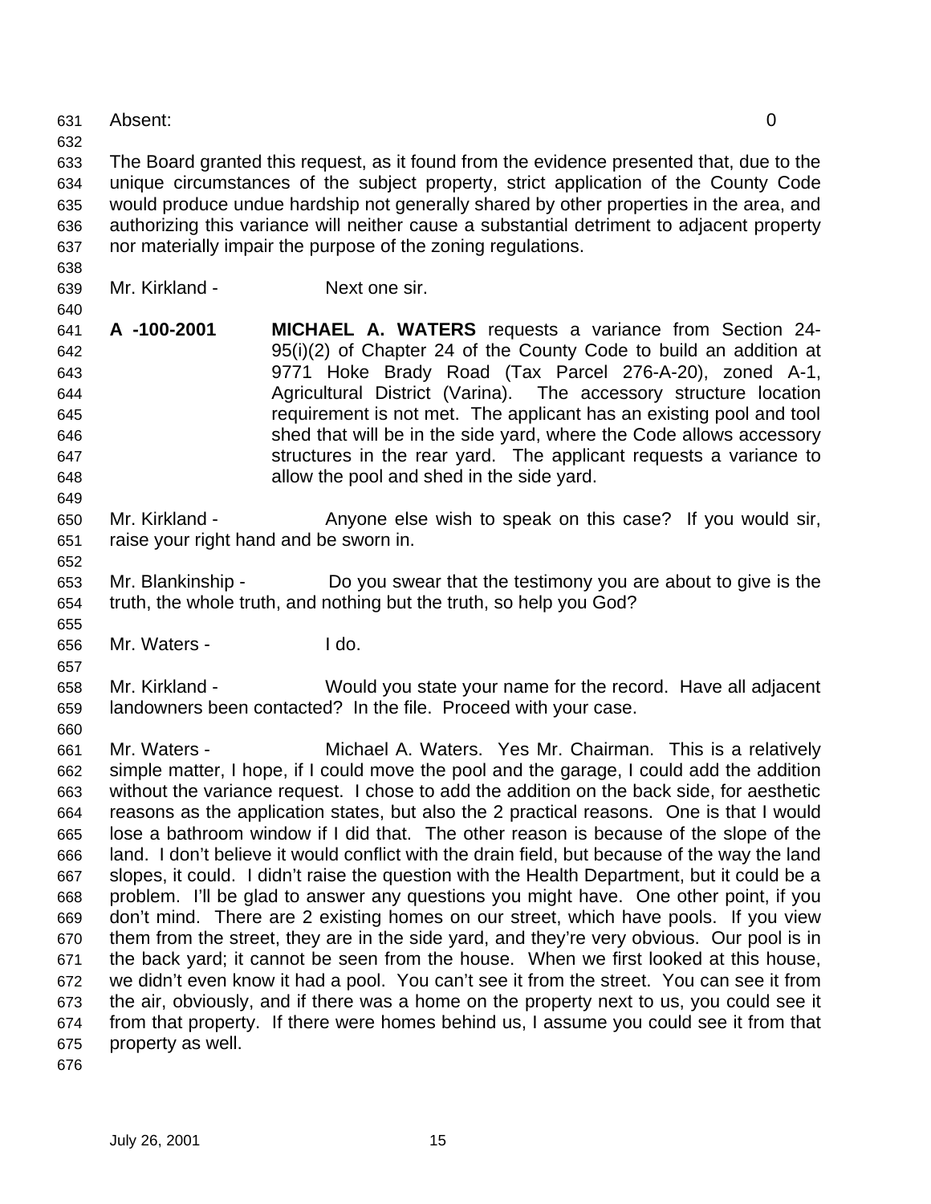Absent: 0

The Board granted this request, as it found from the evidence presented that, due to the unique circumstances of the subject property, strict application of the County Code would produce undue hardship not generally shared by other properties in the area, and authorizing this variance will neither cause a substantial detriment to adjacent property nor materially impair the purpose of the zoning regulations.

Mr. Kirkland - Next one sir.

**A -100-2001** **MICHAEL A. WATERS** requests a variance from Section 24-95(i)(2) of Chapter 24 of the County Code to build an addition at 9771 Hoke Brady Road (Tax Parcel 276-A-20), zoned A-1, Agricultural District (Varina). The accessory structure location requirement is not met. The applicant has an existing pool and tool shed that will be in the side yard, where the Code allows accessory structures in the rear yard. The applicant requests a variance to allow the pool and shed in the side yard.

Mr. Kirkland - Anyone else wish to speak on this case? If you would sir, raise your right hand and be sworn in.

Mr. Blankinship - Do you swear that the testimony you are about to give is the truth, the whole truth, and nothing but the truth, so help you God?

Mr. Waters - I do.

Mr. Kirkland - Would you state your name for the record. Have all adjacent landowners been contacted? In the file. Proceed with your case.

Mr. Waters - Michael A. Waters. Yes Mr. Chairman. This is a relatively simple matter, I hope, if I could move the pool and the garage, I could add the addition without the variance request. I chose to add the addition on the back side, for aesthetic reasons as the application states, but also the 2 practical reasons. One is that I would lose a bathroom window if I did that. The other reason is because of the slope of the land. I don't believe it would conflict with the drain field, but because of the way the land slopes, it could. I didn't raise the question with the Health Department, but it could be a problem. I'll be glad to answer any questions you might have. One other point, if you don't mind. There are 2 existing homes on our street, which have pools. If you view them from the street, they are in the side yard, and they're very obvious. Our pool is in the back yard; it cannot be seen from the house. When we first looked at this house, we didn't even know it had a pool. You can't see it from the street. You can see it from the air, obviously, and if there was a home on the property next to us, you could see it from that property. If there were homes behind us, I assume you could see it from that property as well.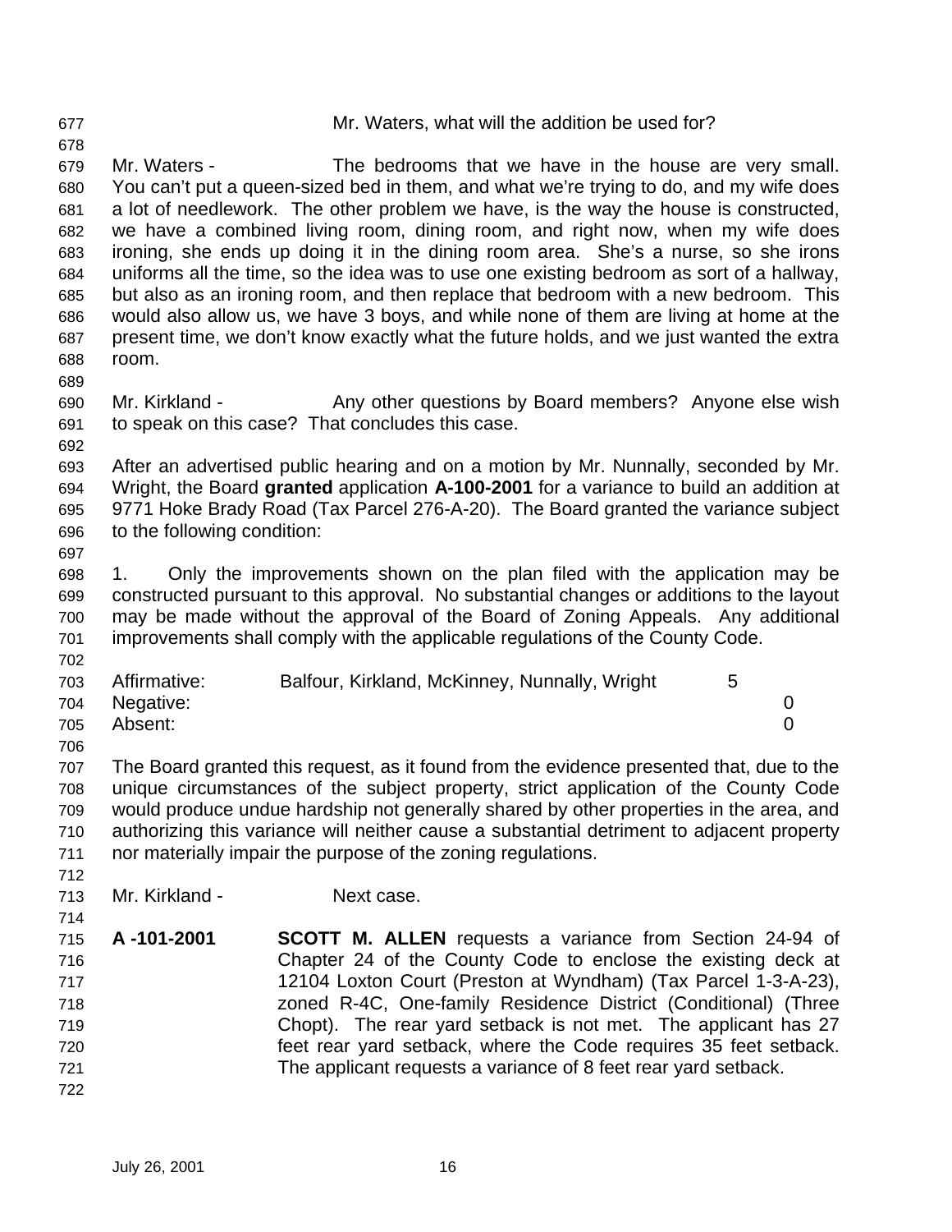Mr. Waters, what will the addition be used for?

Mr. Waters - The bedrooms that we have in the house are very small. You can't put a queen-sized bed in them, and what we're trying to do, and my wife does a lot of needlework. The other problem we have, is the way the house is constructed, we have a combined living room, dining room, and right now, when my wife does ironing, she ends up doing it in the dining room area. She's a nurse, so she irons uniforms all the time, so the idea was to use one existing bedroom as sort of a hallway, but also as an ironing room, and then replace that bedroom with a new bedroom. This would also allow us, we have 3 boys, and while none of them are living at home at the present time, we don't know exactly what the future holds, and we just wanted the extra room.

Mr. Kirkland - Any other questions by Board members? Anyone else wish to speak on this case? That concludes this case.

After an advertised public hearing and on a motion by Mr. Nunnally, seconded by Mr. Wright, the Board **granted** application **A-100-2001** for a variance to build an addition at 9771 Hoke Brady Road (Tax Parcel 276-A-20). The Board granted the variance subject to the following condition:

1. Only the improvements shown on the plan filed with the application may be constructed pursuant to this approval. No substantial changes or additions to the layout may be made without the approval of the Board of Zoning Appeals. Any additional improvements shall comply with the applicable regulations of the County Code.

| | | |
|---|---|---|
| Affirmative: | Balfour, Kirkland, McKinney, Nunnally, Wright | 5 |
| Negative: | | 0 |
| Absent: | | 0 |

The Board granted this request, as it found from the evidence presented that, due to the unique circumstances of the subject property, strict application of the County Code would produce undue hardship not generally shared by other properties in the area, and authorizing this variance will neither cause a substantial detriment to adjacent property nor materially impair the purpose of the zoning regulations.

Mr. Kirkland - Next case.

**A -101-2001** **SCOTT M. ALLEN** requests a variance from Section 24-94 of Chapter 24 of the County Code to enclose the existing deck at 12104 Loxton Court (Preston at Wyndham) (Tax Parcel 1-3-A-23), zoned R-4C, One-family Residence District (Conditional) (Three Chopt). The rear yard setback is not met. The applicant has 27 feet rear yard setback, where the Code requires 35 feet setback. The applicant requests a variance of 8 feet rear yard setback.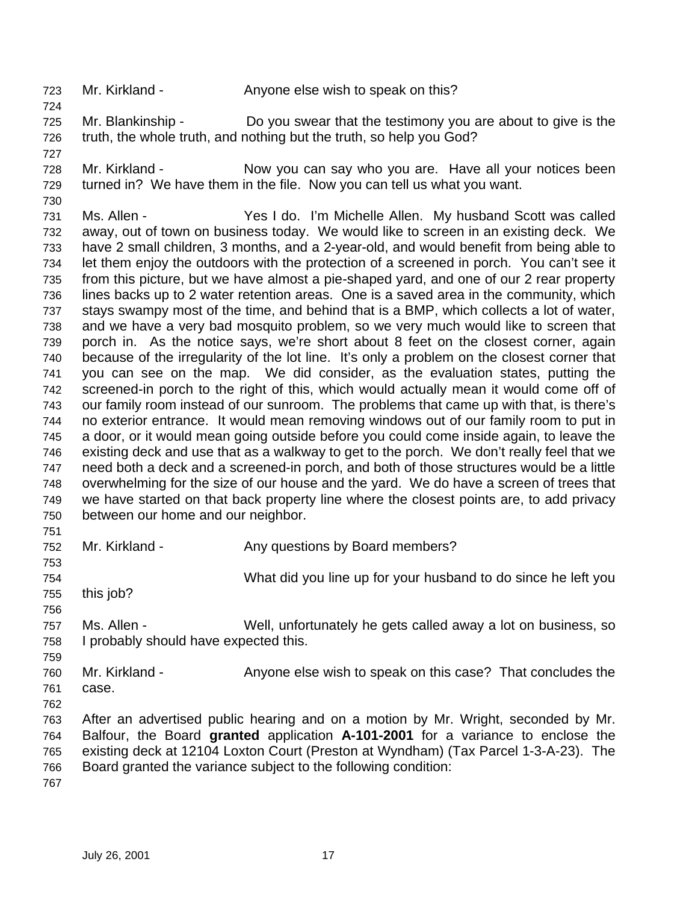Mr. Kirkland - Anyone else wish to speak on this?

Mr. Blankinship - Do you swear that the testimony you are about to give is the truth, the whole truth, and nothing but the truth, so help you God?

Mr. Kirkland - Now you can say who you are. Have all your notices been turned in? We have them in the file. Now you can tell us what you want.

Ms. Allen - Yes I do. I'm Michelle Allen. My husband Scott was called away, out of town on business today. We would like to screen in an existing deck. We have 2 small children, 3 months, and a 2-year-old, and would benefit from being able to let them enjoy the outdoors with the protection of a screened in porch. You can't see it from this picture, but we have almost a pie-shaped yard, and one of our 2 rear property lines backs up to 2 water retention areas. One is a saved area in the community, which stays swampy most of the time, and behind that is a BMP, which collects a lot of water, and we have a very bad mosquito problem, so we very much would like to screen that porch in. As the notice says, we're short about 8 feet on the closest corner, again because of the irregularity of the lot line. It's only a problem on the closest corner that you can see on the map. We did consider, as the evaluation states, putting the screened-in porch to the right of this, which would actually mean it would come off of our family room instead of our sunroom. The problems that came up with that, is there's no exterior entrance. It would mean removing windows out of our family room to put in a door, or it would mean going outside before you could come inside again, to leave the existing deck and use that as a walkway to get to the porch. We don't really feel that we need both a deck and a screened-in porch, and both of those structures would be a little overwhelming for the size of our house and the yard. We do have a screen of trees that we have started on that back property line where the closest points are, to add privacy between our home and our neighbor.

Mr. Kirkland - Any questions by Board members?

What did you line up for your husband to do since he left you this job?

Ms. Allen - Well, unfortunately he gets called away a lot on business, so I probably should have expected this.

Mr. Kirkland - Anyone else wish to speak on this case? That concludes the case.

After an advertised public hearing and on a motion by Mr. Wright, seconded by Mr. Balfour, the Board **granted** application **A-101-2001** for a variance to enclose the existing deck at 12104 Loxton Court (Preston at Wyndham) (Tax Parcel 1-3-A-23). The Board granted the variance subject to the following condition: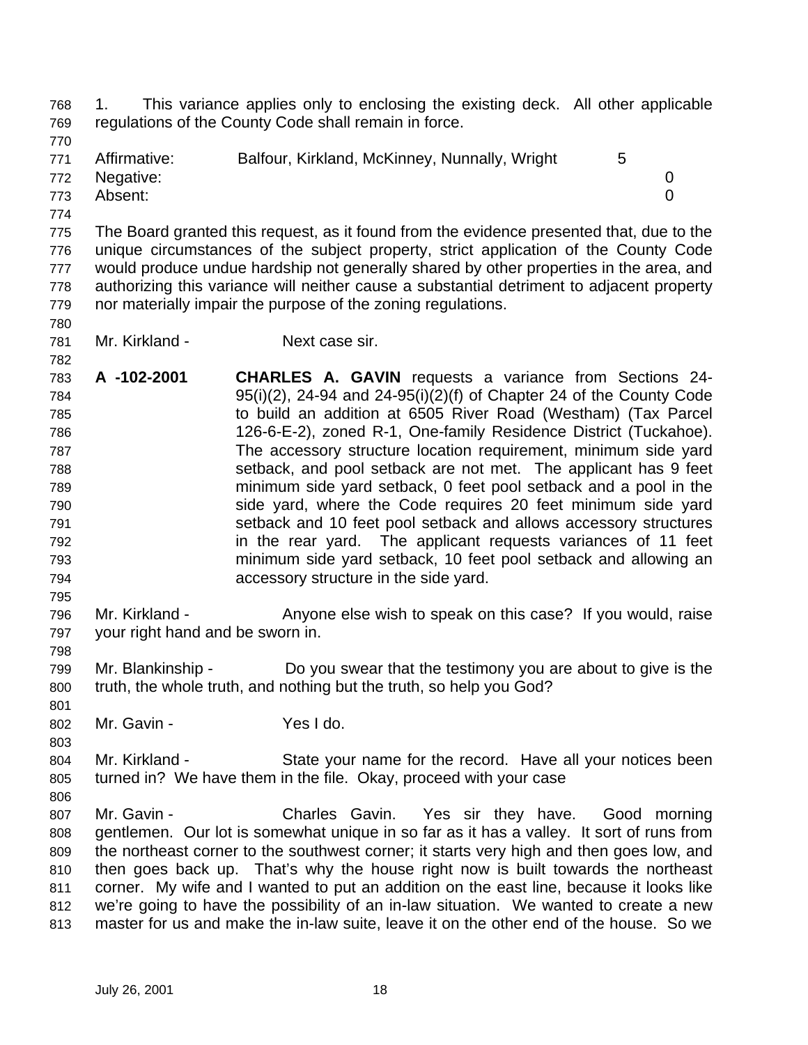1. This variance applies only to enclosing the existing deck. All other applicable regulations of the County Code shall remain in force.

| | | |
|---|---|---|
| Affirmative: | Balfour, Kirkland, McKinney, Nunnally, Wright | 5 |
| Negative: | | 0 |
| Absent: | | 0 |

The Board granted this request, as it found from the evidence presented that, due to the unique circumstances of the subject property, strict application of the County Code would produce undue hardship not generally shared by other properties in the area, and authorizing this variance will neither cause a substantial detriment to adjacent property nor materially impair the purpose of the zoning regulations.

Mr. Kirkland - Next case sir.

**A -102-2001** **CHARLES A. GAVIN** requests a variance from Sections 24-95(i)(2), 24-94 and 24-95(i)(2)(f) of Chapter 24 of the County Code to build an addition at 6505 River Road (Westham) (Tax Parcel 126-6-E-2), zoned R-1, One-family Residence District (Tuckahoe). The accessory structure location requirement, minimum side yard setback, and pool setback are not met. The applicant has 9 feet minimum side yard setback, 0 feet pool setback and a pool in the side yard, where the Code requires 20 feet minimum side yard setback and 10 feet pool setback and allows accessory structures in the rear yard. The applicant requests variances of 11 feet minimum side yard setback, 10 feet pool setback and allowing an accessory structure in the side yard.

Mr. Kirkland - Anyone else wish to speak on this case? If you would, raise your right hand and be sworn in.

Mr. Blankinship - Do you swear that the testimony you are about to give is the truth, the whole truth, and nothing but the truth, so help you God?

Mr. Gavin - Yes I do.

Mr. Kirkland - State your name for the record. Have all your notices been turned in? We have them in the file. Okay, proceed with your case

Mr. Gavin - Charles Gavin. Yes sir they have. Good morning gentlemen. Our lot is somewhat unique in so far as it has a valley. It sort of runs from the northeast corner to the southwest corner; it starts very high and then goes low, and then goes back up. That's why the house right now is built towards the northeast corner. My wife and I wanted to put an addition on the east line, because it looks like we're going to have the possibility of an in-law situation. We wanted to create a new master for us and make the in-law suite, leave it on the other end of the house. So we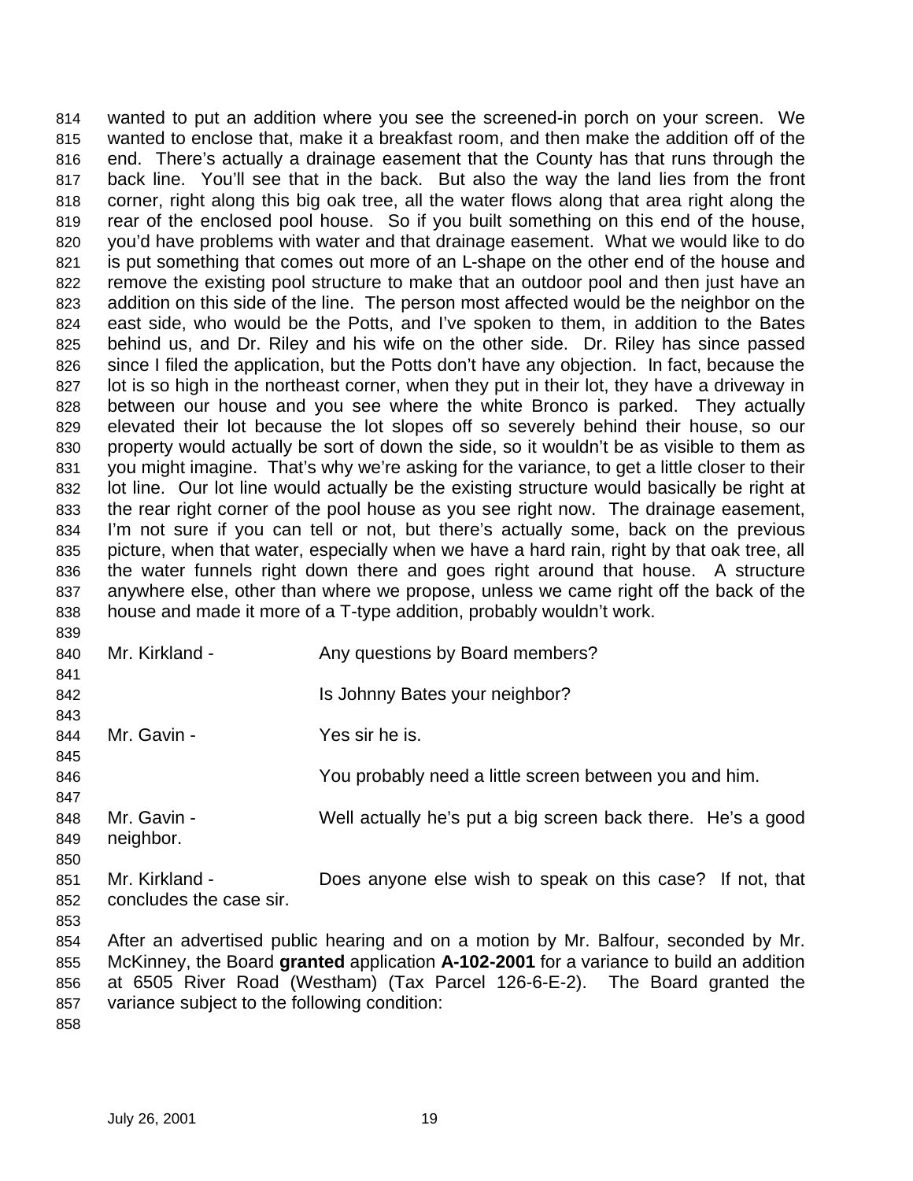wanted to put an addition where you see the screened-in porch on your screen. We wanted to enclose that, make it a breakfast room, and then make the addition off of the end. There's actually a drainage easement that the County has that runs through the back line. You'll see that in the back. But also the way the land lies from the front corner, right along this big oak tree, all the water flows along that area right along the rear of the enclosed pool house. So if you built something on this end of the house, you'd have problems with water and that drainage easement. What we would like to do is put something that comes out more of an L-shape on the other end of the house and remove the existing pool structure to make that an outdoor pool and then just have an addition on this side of the line. The person most affected would be the neighbor on the east side, who would be the Potts, and I've spoken to them, in addition to the Bates behind us, and Dr. Riley and his wife on the other side. Dr. Riley has since passed since I filed the application, but the Potts don't have any objection. In fact, because the lot is so high in the northeast corner, when they put in their lot, they have a driveway in between our house and you see where the white Bronco is parked. They actually elevated their lot because the lot slopes off so severely behind their house, so our property would actually be sort of down the side, so it wouldn't be as visible to them as you might imagine. That's why we're asking for the variance, to get a little closer to their lot line. Our lot line would actually be the existing structure would basically be right at the rear right corner of the pool house as you see right now. The drainage easement, I'm not sure if you can tell or not, but there's actually some, back on the previous picture, when that water, especially when we have a hard rain, right by that oak tree, all the water funnels right down there and goes right around that house. A structure anywhere else, other than where we propose, unless we came right off the back of the house and made it more of a T-type addition, probably wouldn't work.

Mr. Kirkland - Any questions by Board members?

Is Johnny Bates your neighbor?

Mr. Gavin - Yes sir he is.

You probably need a little screen between you and him.

Mr. Gavin - Well actually he's put a big screen back there. He's a good neighbor.

Mr. Kirkland - Does anyone else wish to speak on this case? If not, that concludes the case sir.

After an advertised public hearing and on a motion by Mr. Balfour, seconded by Mr. McKinney, the Board **granted** application **A-102-2001** for a variance to build an addition at 6505 River Road (Westham) (Tax Parcel 126-6-E-2). The Board granted the variance subject to the following condition: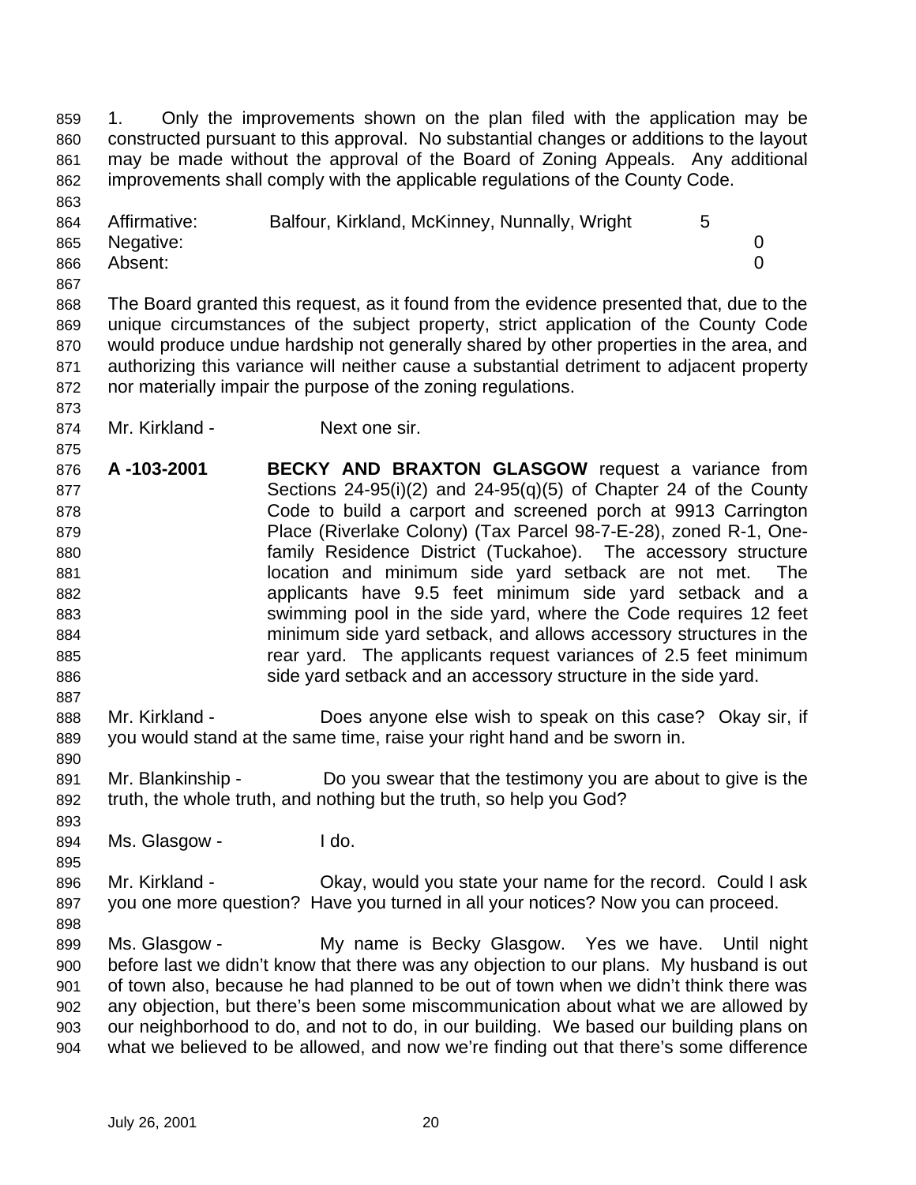1. Only the improvements shown on the plan filed with the application may be constructed pursuant to this approval. No substantial changes or additions to the layout may be made without the approval of the Board of Zoning Appeals. Any additional improvements shall comply with the applicable regulations of the County Code.

| | | |
|---|---|---|
| Affirmative: | Balfour, Kirkland, McKinney, Nunnally, Wright | 5 |
| Negative: | | 0 |
| Absent: | | 0 |

The Board granted this request, as it found from the evidence presented that, due to the unique circumstances of the subject property, strict application of the County Code would produce undue hardship not generally shared by other properties in the area, and authorizing this variance will neither cause a substantial detriment to adjacent property nor materially impair the purpose of the zoning regulations.

Mr. Kirkland - Next one sir.

**A -103-2001** **BECKY AND BRAXTON GLASGOW** request a variance from Sections 24-95(i)(2) and 24-95(q)(5) of Chapter 24 of the County Code to build a carport and screened porch at 9913 Carrington Place (Riverlake Colony) (Tax Parcel 98-7-E-28), zoned R-1, One-family Residence District (Tuckahoe). The accessory structure location and minimum side yard setback are not met. The applicants have 9.5 feet minimum side yard setback and a swimming pool in the side yard, where the Code requires 12 feet minimum side yard setback, and allows accessory structures in the rear yard. The applicants request variances of 2.5 feet minimum side yard setback and an accessory structure in the side yard.

Mr. Kirkland - Does anyone else wish to speak on this case? Okay sir, if you would stand at the same time, raise your right hand and be sworn in.

Mr. Blankinship - Do you swear that the testimony you are about to give is the truth, the whole truth, and nothing but the truth, so help you God?

Ms. Glasgow - I do.

Mr. Kirkland - Okay, would you state your name for the record. Could I ask you one more question? Have you turned in all your notices? Now you can proceed.

Ms. Glasgow - My name is Becky Glasgow. Yes we have. Until night before last we didn't know that there was any objection to our plans. My husband is out of town also, because he had planned to be out of town when we didn't think there was any objection, but there's been some miscommunication about what we are allowed by our neighborhood to do, and not to do, in our building. We based our building plans on what we believed to be allowed, and now we're finding out that there's some difference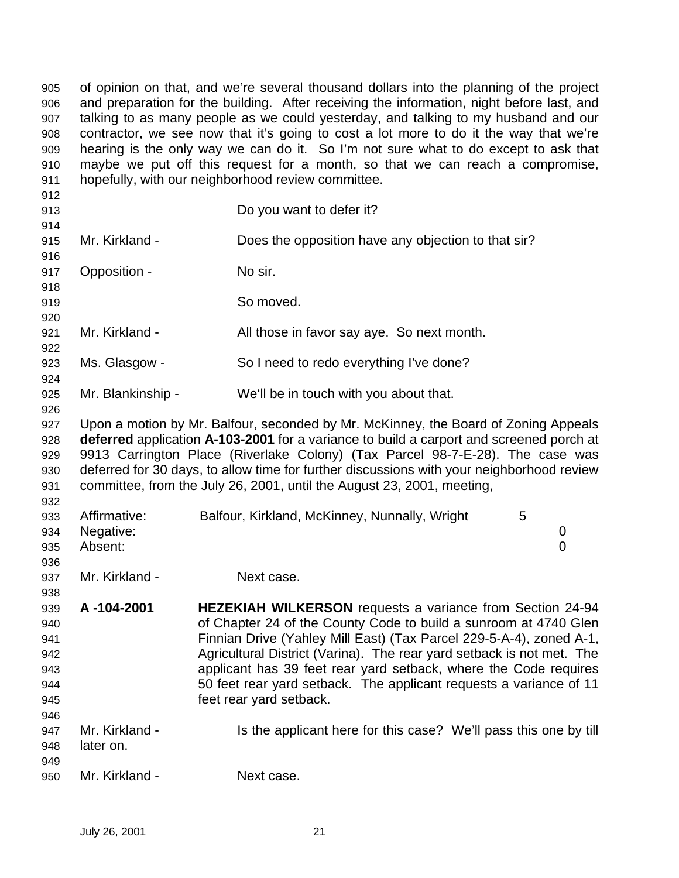of opinion on that, and we're several thousand dollars into the planning of the project and preparation for the building. After receiving the information, night before last, and talking to as many people as we could yesterday, and talking to my husband and our contractor, we see now that it's going to cost a lot more to do it the way that we're hearing is the only way we can do it. So I'm not sure what to do except to ask that maybe we put off this request for a month, so that we can reach a compromise, hopefully, with our neighborhood review committee.

Do you want to defer it?

Mr. Kirkland - Does the opposition have any objection to that sir?

Opposition - No sir.

So moved.

Mr. Kirkland - All those in favor say aye. So next month.

Ms. Glasgow - So I need to redo everything I've done?

Mr. Blankinship - We'll be in touch with you about that.

Upon a motion by Mr. Balfour, seconded by Mr. McKinney, the Board of Zoning Appeals **deferred** application **A-103-2001** for a variance to build a carport and screened porch at 9913 Carrington Place (Riverlake Colony) (Tax Parcel 98-7-E-28). The case was deferred for 30 days, to allow time for further discussions with your neighborhood review committee, from the July 26, 2001, until the August 23, 2001, meeting,

| | | |
|---|---|---|
| Affirmative: | Balfour, Kirkland, McKinney, Nunnally, Wright | 5 |
| Negative: | | 0 |
| Absent: | | 0 |

Mr. Kirkland - Next case.

**A -104-2001** **HEZEKIAH WILKERSON** requests a variance from Section 24-94 of Chapter 24 of the County Code to build a sunroom at 4740 Glen Finnian Drive (Yahley Mill East) (Tax Parcel 229-5-A-4), zoned A-1, Agricultural District (Varina). The rear yard setback is not met. The applicant has 39 feet rear yard setback, where the Code requires 50 feet rear yard setback. The applicant requests a variance of 11 feet rear yard setback.

Mr. Kirkland - Is the applicant here for this case? We'll pass this one by till later on.

Mr. Kirkland - Next case.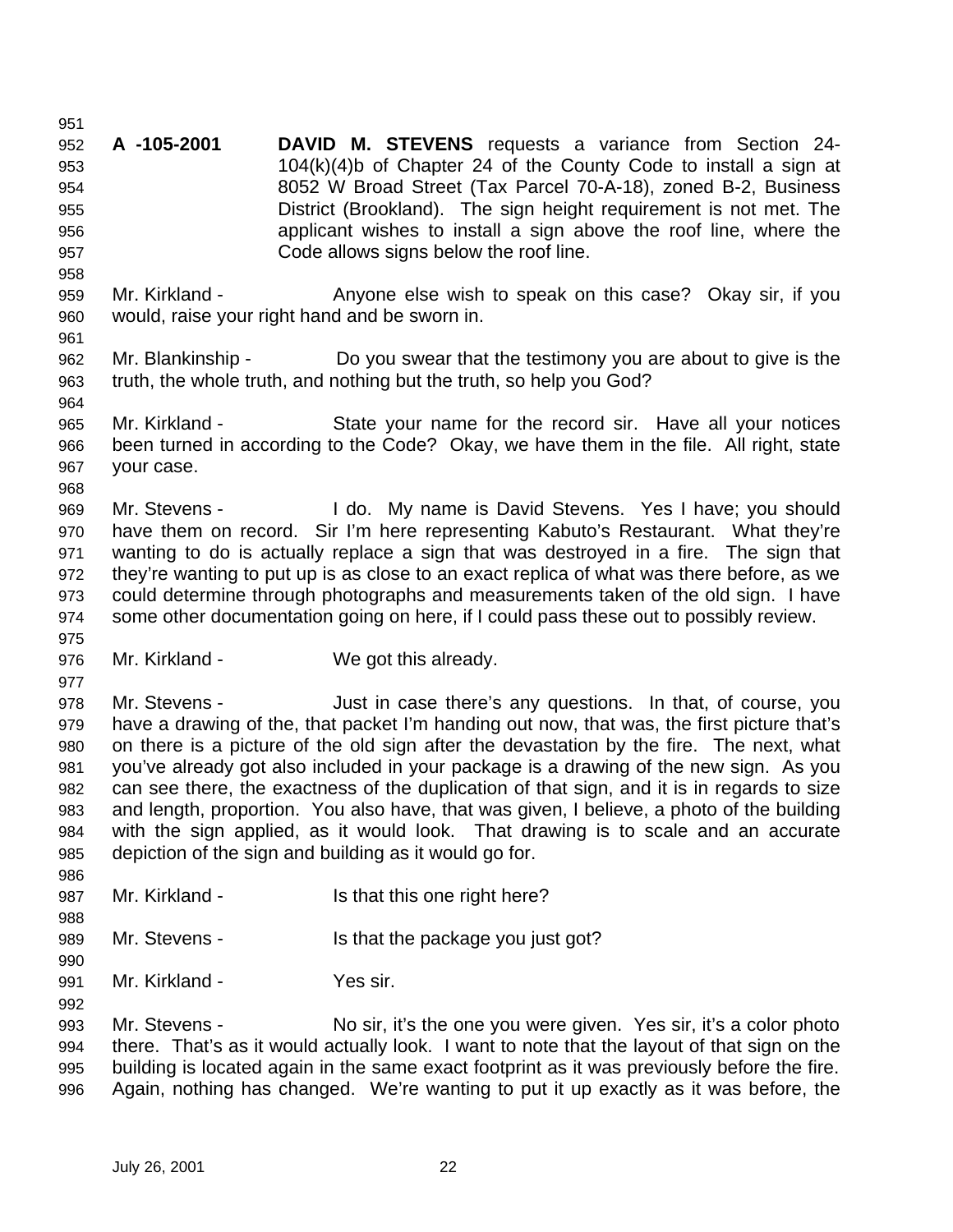**A -105-2001** **DAVID M. STEVENS** requests a variance from Section 24-104(k)(4)b of Chapter 24 of the County Code to install a sign at 8052 W Broad Street (Tax Parcel 70-A-18), zoned B-2, Business District (Brookland). The sign height requirement is not met. The applicant wishes to install a sign above the roof line, where the Code allows signs below the roof line.

Mr. Kirkland - Anyone else wish to speak on this case? Okay sir, if you would, raise your right hand and be sworn in.

Mr. Blankinship - Do you swear that the testimony you are about to give is the truth, the whole truth, and nothing but the truth, so help you God?

Mr. Kirkland - State your name for the record sir. Have all your notices been turned in according to the Code? Okay, we have them in the file. All right, state your case.

Mr. Stevens - I do. My name is David Stevens. Yes I have; you should have them on record. Sir I'm here representing Kabuto's Restaurant. What they're wanting to do is actually replace a sign that was destroyed in a fire. The sign that they're wanting to put up is as close to an exact replica of what was there before, as we could determine through photographs and measurements taken of the old sign. I have some other documentation going on here, if I could pass these out to possibly review.

Mr. Kirkland - We got this already.

Mr. Stevens - Just in case there's any questions. In that, of course, you have a drawing of the, that packet I'm handing out now, that was, the first picture that's on there is a picture of the old sign after the devastation by the fire. The next, what you've already got also included in your package is a drawing of the new sign. As you can see there, the exactness of the duplication of that sign, and it is in regards to size and length, proportion. You also have, that was given, I believe, a photo of the building with the sign applied, as it would look. That drawing is to scale and an accurate depiction of the sign and building as it would go for.

Mr. Kirkland - Is that this one right here?

Mr. Stevens - Is that the package you just got?

Mr. Kirkland - Yes sir.

Mr. Stevens - No sir, it's the one you were given. Yes sir, it's a color photo there. That's as it would actually look. I want to note that the layout of that sign on the building is located again in the same exact footprint as it was previously before the fire. Again, nothing has changed. We're wanting to put it up exactly as it was before, the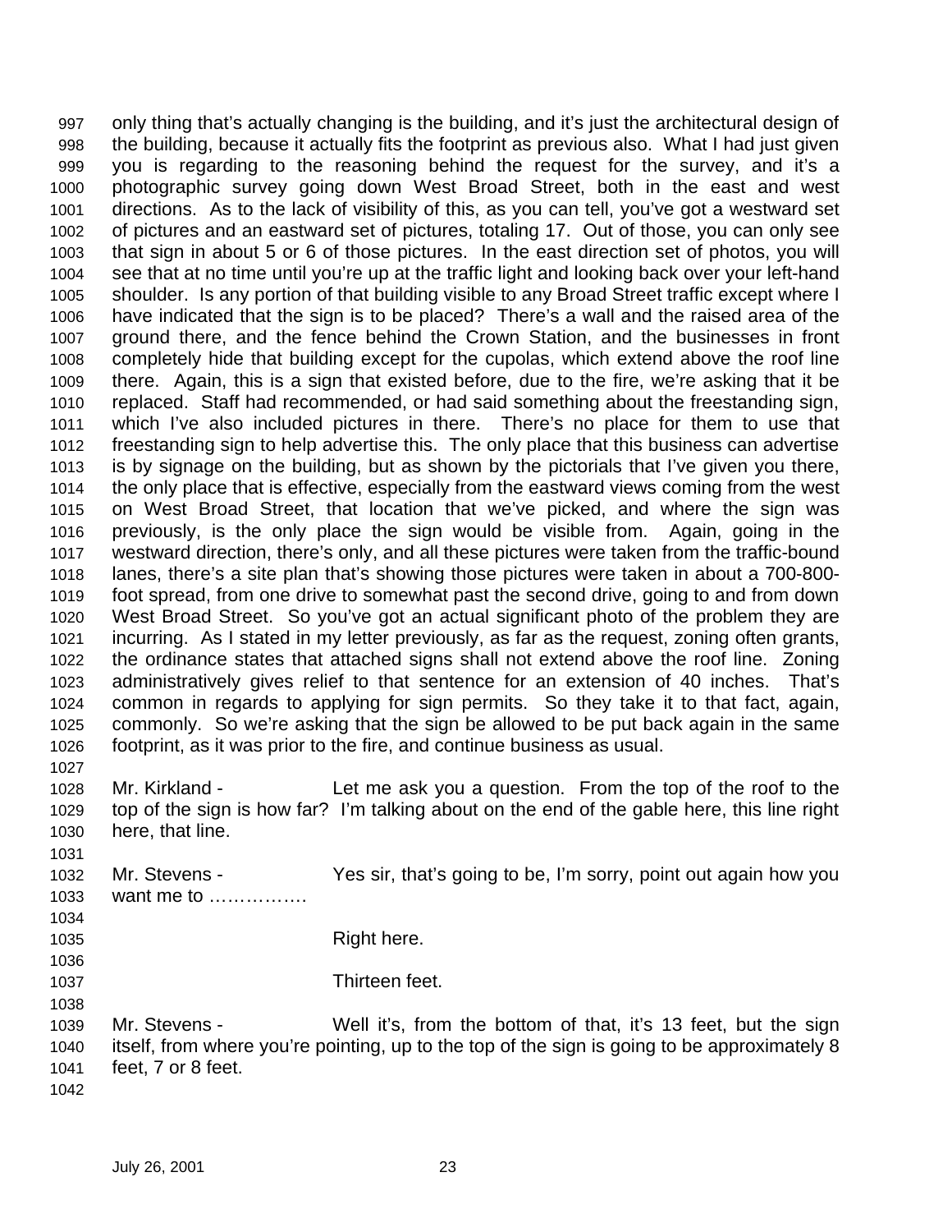only thing that's actually changing is the building, and it's just the architectural design of the building, because it actually fits the footprint as previous also. What I had just given you is regarding to the reasoning behind the request for the survey, and it's a photographic survey going down West Broad Street, both in the east and west directions. As to the lack of visibility of this, as you can tell, you've got a westward set of pictures and an eastward set of pictures, totaling 17. Out of those, you can only see that sign in about 5 or 6 of those pictures. In the east direction set of photos, you will see that at no time until you're up at the traffic light and looking back over your left-hand shoulder. Is any portion of that building visible to any Broad Street traffic except where I have indicated that the sign is to be placed? There's a wall and the raised area of the ground there, and the fence behind the Crown Station, and the businesses in front completely hide that building except for the cupolas, which extend above the roof line there. Again, this is a sign that existed before, due to the fire, we're asking that it be replaced. Staff had recommended, or had said something about the freestanding sign, which I've also included pictures in there. There's no place for them to use that freestanding sign to help advertise this. The only place that this business can advertise is by signage on the building, but as shown by the pictorials that I've given you there, the only place that is effective, especially from the eastward views coming from the west on West Broad Street, that location that we've picked, and where the sign was previously, is the only place the sign would be visible from. Again, going in the westward direction, there's only, and all these pictures were taken from the traffic-bound lanes, there's a site plan that's showing those pictures were taken in about a 700-800-foot spread, from one drive to somewhat past the second drive, going to and from down West Broad Street. So you've got an actual significant photo of the problem they are incurring. As I stated in my letter previously, as far as the request, zoning often grants, the ordinance states that attached signs shall not extend above the roof line. Zoning administratively gives relief to that sentence for an extension of 40 inches. That's common in regards to applying for sign permits. So they take it to that fact, again, commonly. So we're asking that the sign be allowed to be put back again in the same footprint, as it was prior to the fire, and continue business as usual.

Mr. Kirkland - Let me ask you a question. From the top of the roof to the top of the sign is how far? I'm talking about on the end of the gable here, this line right here, that line.

Mr. Stevens - Yes sir, that's going to be, I'm sorry, point out again how you want me to …………….

Right here.

Thirteen feet.

Mr. Stevens - Well it's, from the bottom of that, it's 13 feet, but the sign itself, from where you're pointing, up to the top of the sign is going to be approximately 8 feet, 7 or 8 feet.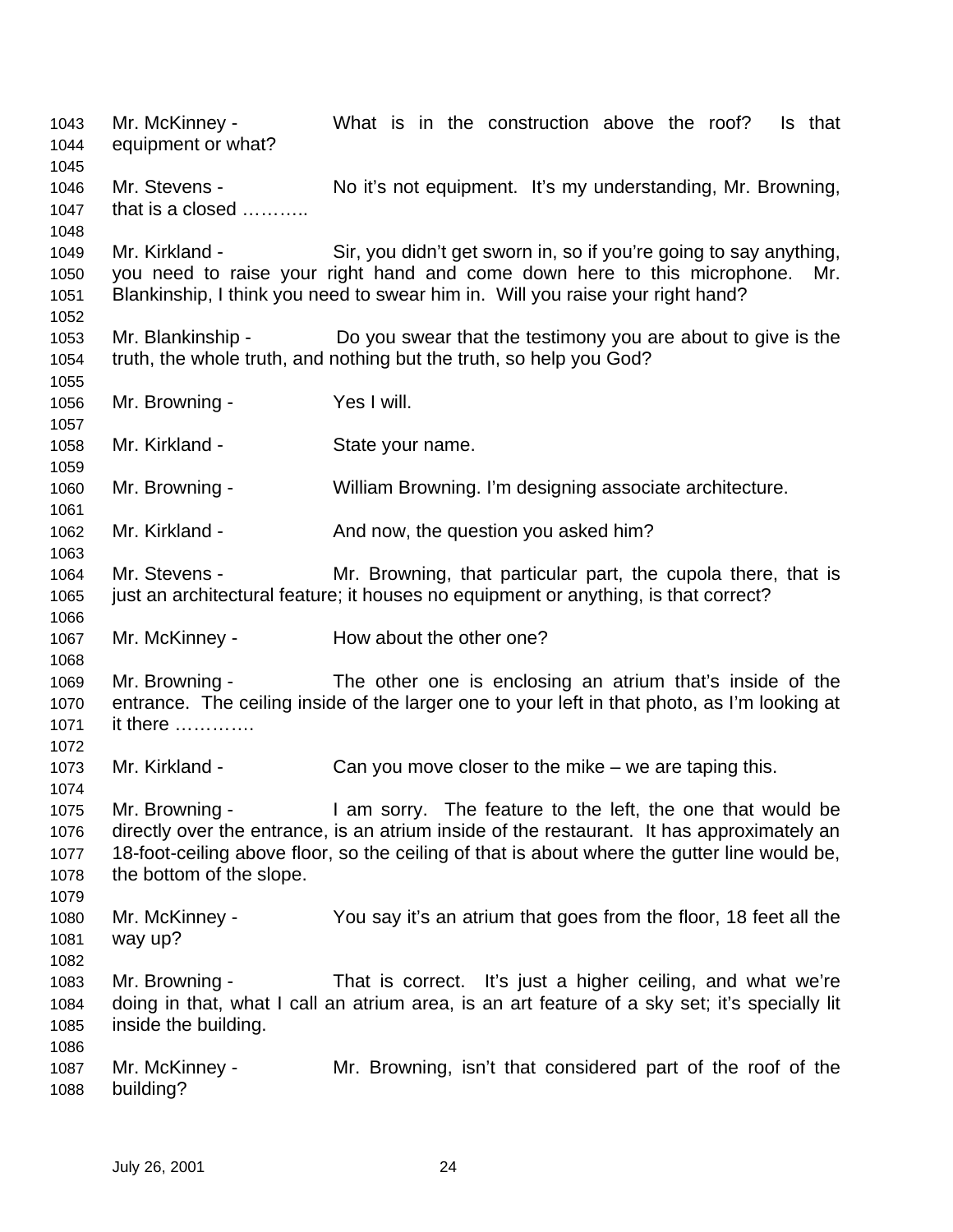1043 Mr. McKinney - What is in the construction above the roof? Is that
1044 equipment or what?
1045
1046 Mr. Stevens - No it's not equipment. It's my understanding, Mr. Browning,
1047 that is a closed ………..
1048
1049 Mr. Kirkland - Sir, you didn't get sworn in, so if you're going to say anything,
1050 you need to raise your right hand and come down here to this microphone. Mr.
1051 Blankinship, I think you need to swear him in. Will you raise your right hand?
1052
1053 Mr. Blankinship - Do you swear that the testimony you are about to give is the
1054 truth, the whole truth, and nothing but the truth, so help you God?
1055
1056 Mr. Browning - Yes I will.
1057
1058 Mr. Kirkland - State your name.
1059
1060 Mr. Browning - William Browning. I'm designing associate architecture.
1061
1062 Mr. Kirkland - And now, the question you asked him?
1063
1064 Mr. Stevens - Mr. Browning, that particular part, the cupola there, that is
1065 just an architectural feature; it houses no equipment or anything, is that correct?
1066
1067 Mr. McKinney - How about the other one?
1068
1069 Mr. Browning - The other one is enclosing an atrium that's inside of the
1070 entrance. The ceiling inside of the larger one to your left in that photo, as I'm looking at
1071 it there ………….
1072
1073 Mr. Kirkland - Can you move closer to the mike – we are taping this.
1074
1075 Mr. Browning - I am sorry. The feature to the left, the one that would be
1076 directly over the entrance, is an atrium inside of the restaurant. It has approximately an
1077 18-foot-ceiling above floor, so the ceiling of that is about where the gutter line would be,
1078 the bottom of the slope.
1079
1080 Mr. McKinney - You say it's an atrium that goes from the floor, 18 feet all the
1081 way up?
1082
1083 Mr. Browning - That is correct. It's just a higher ceiling, and what we're
1084 doing in that, what I call an atrium area, is an art feature of a sky set; it's specially lit
1085 inside the building.
1086
1087 Mr. McKinney - Mr. Browning, isn't that considered part of the roof of the
1088 building?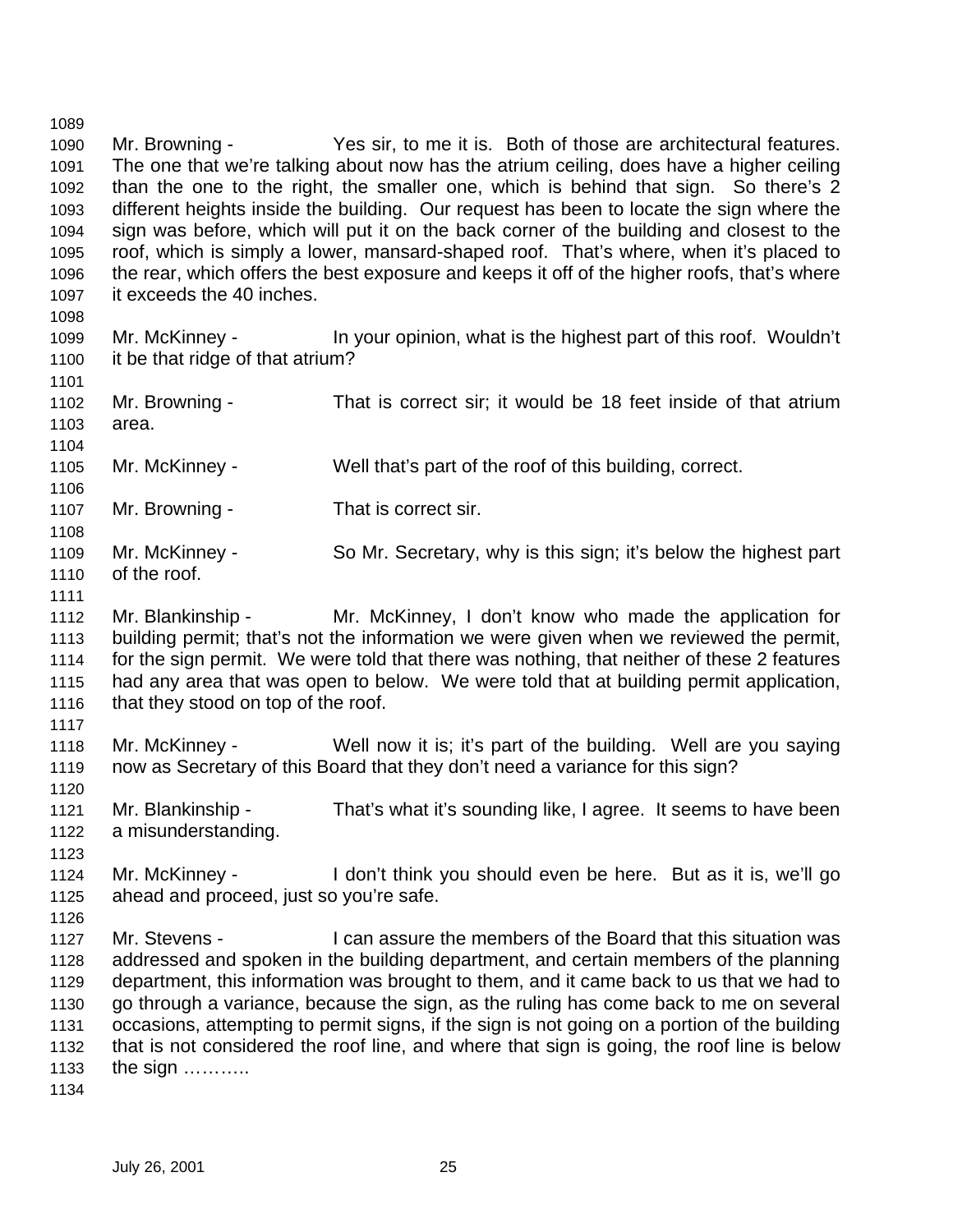Mr. Browning - Yes sir, to me it is. Both of those are architectural features. The one that we're talking about now has the atrium ceiling, does have a higher ceiling than the one to the right, the smaller one, which is behind that sign. So there's 2 different heights inside the building. Our request has been to locate the sign where the sign was before, which will put it on the back corner of the building and closest to the roof, which is simply a lower, mansard-shaped roof. That's where, when it's placed to the rear, which offers the best exposure and keeps it off of the higher roofs, that's where it exceeds the 40 inches.

Mr. McKinney - In your opinion, what is the highest part of this roof. Wouldn't it be that ridge of that atrium?

Mr. Browning - That is correct sir; it would be 18 feet inside of that atrium area.

Mr. McKinney - Well that's part of the roof of this building, correct.

Mr. Browning - That is correct sir.

Mr. McKinney - So Mr. Secretary, why is this sign; it's below the highest part of the roof.

Mr. Blankinship - Mr. McKinney, I don't know who made the application for building permit; that's not the information we were given when we reviewed the permit, for the sign permit. We were told that there was nothing, that neither of these 2 features had any area that was open to below. We were told that at building permit application, that they stood on top of the roof.

Mr. McKinney - Well now it is; it's part of the building. Well are you saying now as Secretary of this Board that they don't need a variance for this sign?

Mr. Blankinship - That's what it's sounding like, I agree. It seems to have been a misunderstanding.

Mr. McKinney - I don't think you should even be here. But as it is, we'll go ahead and proceed, just so you're safe.

Mr. Stevens - I can assure the members of the Board that this situation was addressed and spoken in the building department, and certain members of the planning department, this information was brought to them, and it came back to us that we had to go through a variance, because the sign, as the ruling has come back to me on several occasions, attempting to permit signs, if the sign is not going on a portion of the building that is not considered the roof line, and where that sign is going, the roof line is below the sign ………..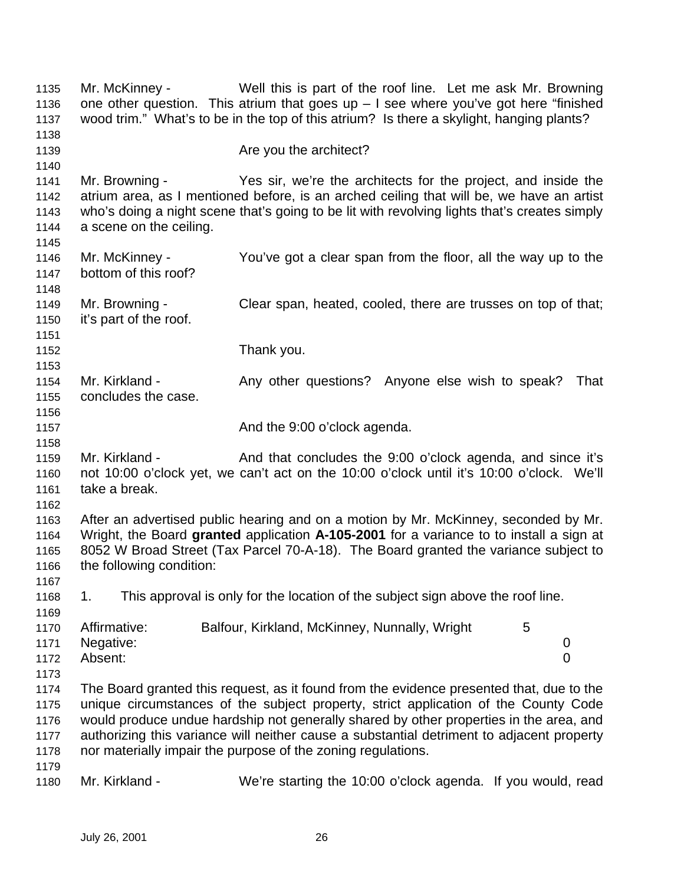Mr. McKinney - Well this is part of the roof line. Let me ask Mr. Browning one other question. This atrium that goes up – I see where you've got here "finished wood trim." What's to be in the top of this atrium? Is there a skylight, hanging plants?

Are you the architect?

Mr. Browning - Yes sir, we're the architects for the project, and inside the atrium area, as I mentioned before, is an arched ceiling that will be, we have an artist who's doing a night scene that's going to be lit with revolving lights that's creates simply a scene on the ceiling.

Mr. McKinney - You've got a clear span from the floor, all the way up to the bottom of this roof?

Mr. Browning - Clear span, heated, cooled, there are trusses on top of that; it's part of the roof.

Thank you.

Mr. Kirkland - Any other questions? Anyone else wish to speak? That concludes the case.

And the 9:00 o'clock agenda.

Mr. Kirkland - And that concludes the 9:00 o'clock agenda, and since it's not 10:00 o'clock yet, we can't act on the 10:00 o'clock until it's 10:00 o'clock. We'll take a break.

After an advertised public hearing and on a motion by Mr. McKinney, seconded by Mr. Wright, the Board **granted** application **A-105-2001** for a variance to to install a sign at 8052 W Broad Street (Tax Parcel 70-A-18). The Board granted the variance subject to the following condition:

1. This approval is only for the location of the subject sign above the roof line.

| | | |
|---|---|---|
| Affirmative: | Balfour, Kirkland, McKinney, Nunnally, Wright | 5 |
| Negative: | | 0 |
| Absent: | | 0 |

The Board granted this request, as it found from the evidence presented that, due to the unique circumstances of the subject property, strict application of the County Code would produce undue hardship not generally shared by other properties in the area, and authorizing this variance will neither cause a substantial detriment to adjacent property nor materially impair the purpose of the zoning regulations.

Mr. Kirkland - We're starting the 10:00 o'clock agenda. If you would, read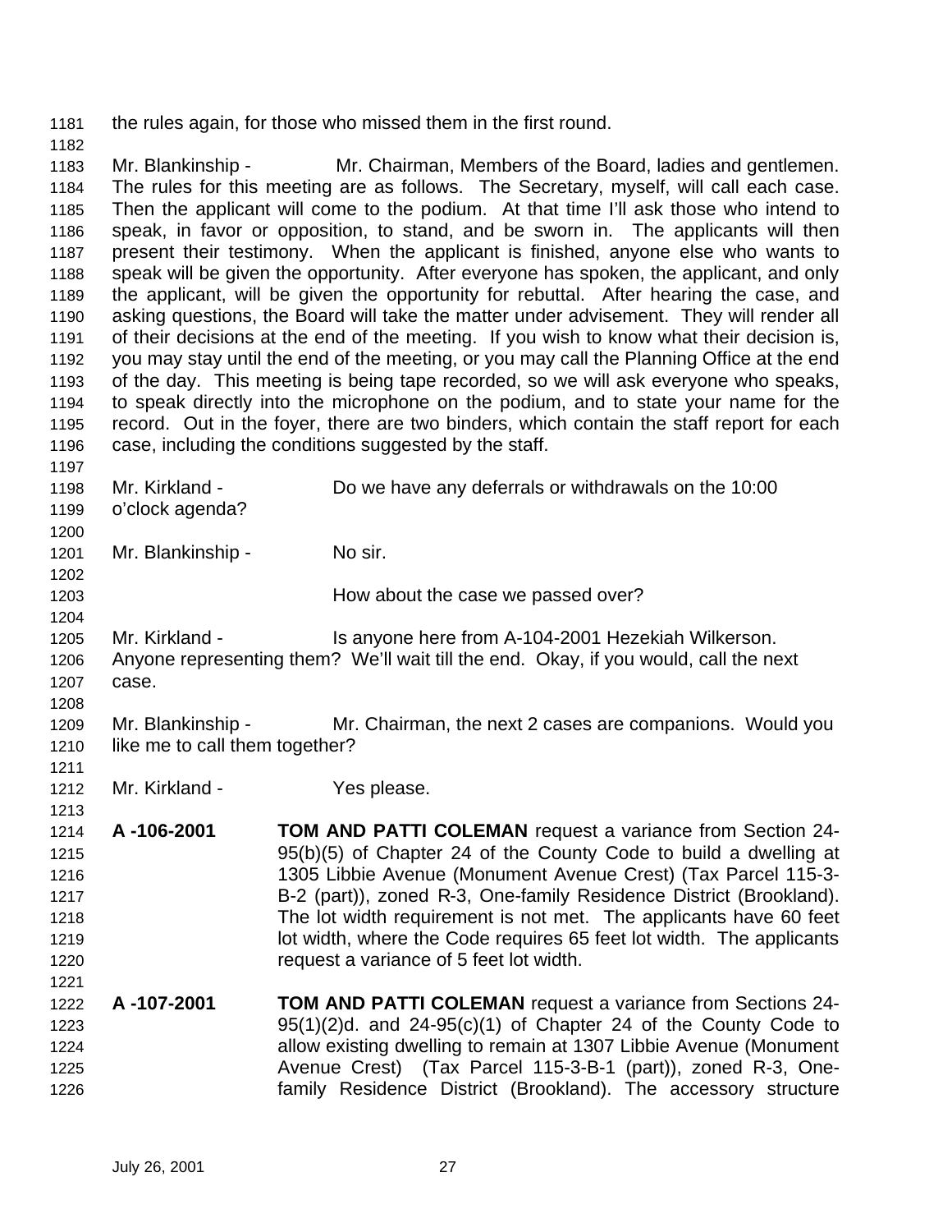the rules again, for those who missed them in the first round.

Mr. Blankinship - Mr. Chairman, Members of the Board, ladies and gentlemen. The rules for this meeting are as follows. The Secretary, myself, will call each case. Then the applicant will come to the podium. At that time I'll ask those who intend to speak, in favor or opposition, to stand, and be sworn in. The applicants will then present their testimony. When the applicant is finished, anyone else who wants to speak will be given the opportunity. After everyone has spoken, the applicant, and only the applicant, will be given the opportunity for rebuttal. After hearing the case, and asking questions, the Board will take the matter under advisement. They will render all of their decisions at the end of the meeting. If you wish to know what their decision is, you may stay until the end of the meeting, or you may call the Planning Office at the end of the day. This meeting is being tape recorded, so we will ask everyone who speaks, to speak directly into the microphone on the podium, and to state your name for the record. Out in the foyer, there are two binders, which contain the staff report for each case, including the conditions suggested by the staff.

Mr. Kirkland - Do we have any deferrals or withdrawals on the 10:00 o'clock agenda?

Mr. Blankinship - No sir.

How about the case we passed over?

Mr. Kirkland - Is anyone here from A-104-2001 Hezekiah Wilkerson. Anyone representing them? We'll wait till the end. Okay, if you would, call the next case.

Mr. Blankinship - Mr. Chairman, the next 2 cases are companions. Would you like me to call them together?

Mr. Kirkland - Yes please.

**A -106-2001** **TOM AND PATTI COLEMAN** request a variance from Section 24-95(b)(5) of Chapter 24 of the County Code to build a dwelling at 1305 Libbie Avenue (Monument Avenue Crest) (Tax Parcel 115-3-B-2 (part)), zoned R-3, One-family Residence District (Brookland). The lot width requirement is not met. The applicants have 60 feet lot width, where the Code requires 65 feet lot width. The applicants request a variance of 5 feet lot width.

**A -107-2001** **TOM AND PATTI COLEMAN** request a variance from Sections 24-95(1)(2)d. and 24-95(c)(1) of Chapter 24 of the County Code to allow existing dwelling to remain at 1307 Libbie Avenue (Monument Avenue Crest) (Tax Parcel 115-3-B-1 (part)), zoned R-3, One-family Residence District (Brookland). The accessory structure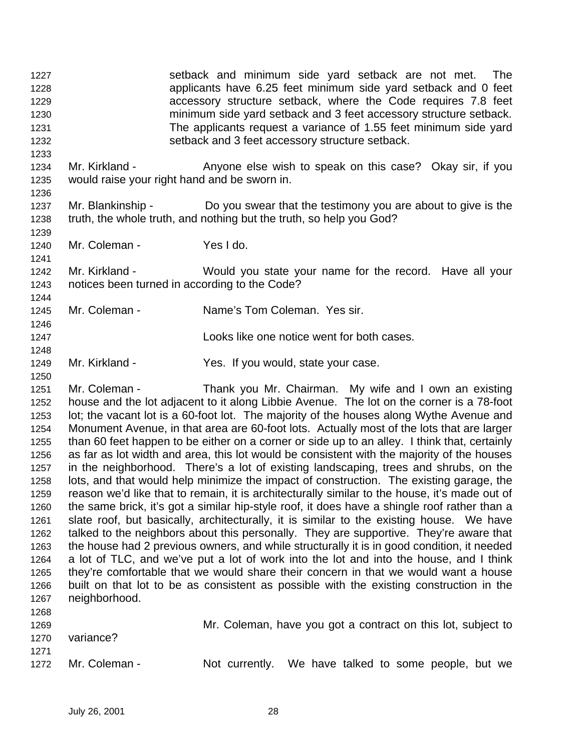setback and minimum side yard setback are not met. The applicants have 6.25 feet minimum side yard setback and 0 feet accessory structure setback, where the Code requires 7.8 feet minimum side yard setback and 3 feet accessory structure setback. The applicants request a variance of 1.55 feet minimum side yard setback and 3 feet accessory structure setback.

Mr. Kirkland - Anyone else wish to speak on this case? Okay sir, if you would raise your right hand and be sworn in.

Mr. Blankinship - Do you swear that the testimony you are about to give is the truth, the whole truth, and nothing but the truth, so help you God?

Mr. Coleman - Yes I do.

Mr. Kirkland - Would you state your name for the record. Have all your notices been turned in according to the Code?

Mr. Coleman - Name's Tom Coleman. Yes sir.

Looks like one notice went for both cases.

Mr. Kirkland - Yes. If you would, state your case.

Mr. Coleman - Thank you Mr. Chairman. My wife and I own an existing house and the lot adjacent to it along Libbie Avenue. The lot on the corner is a 78-foot lot; the vacant lot is a 60-foot lot. The majority of the houses along Wythe Avenue and Monument Avenue, in that area are 60-foot lots. Actually most of the lots that are larger than 60 feet happen to be either on a corner or side up to an alley. I think that, certainly as far as lot width and area, this lot would be consistent with the majority of the houses in the neighborhood. There's a lot of existing landscaping, trees and shrubs, on the lots, and that would help minimize the impact of construction. The existing garage, the reason we'd like that to remain, it is architecturally similar to the house, it's made out of the same brick, it's got a similar hip-style roof, it does have a shingle roof rather than a slate roof, but basically, architecturally, it is similar to the existing house. We have talked to the neighbors about this personally. They are supportive. They're aware that the house had 2 previous owners, and while structurally it is in good condition, it needed a lot of TLC, and we've put a lot of work into the lot and into the house, and I think they're comfortable that we would share their concern in that we would want a house built on that lot to be as consistent as possible with the existing construction in the neighborhood.

Mr. Coleman, have you got a contract on this lot, subject to variance?

Mr. Coleman - Not currently. We have talked to some people, but we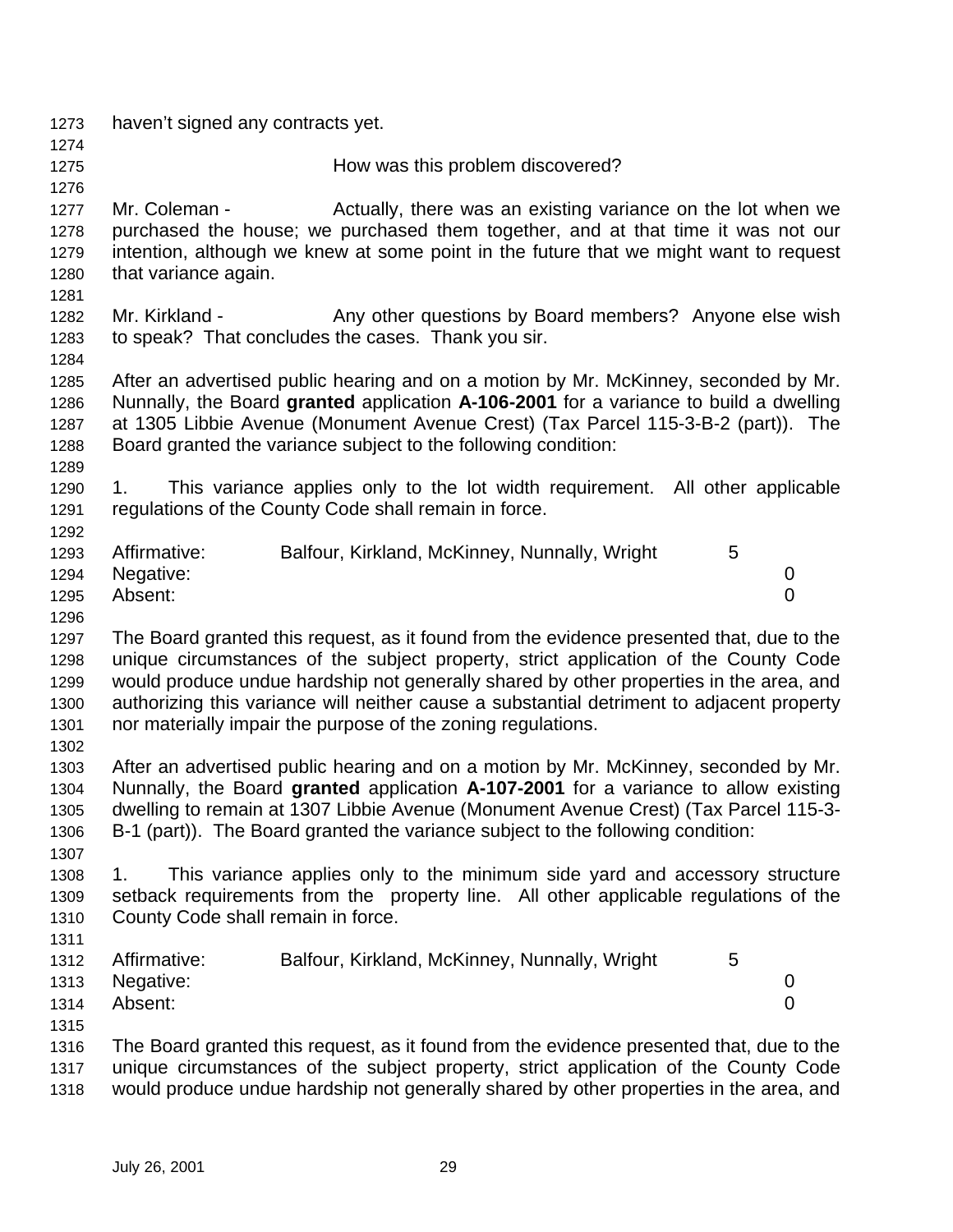haven't signed any contracts yet.

How was this problem discovered?

Mr. Coleman - Actually, there was an existing variance on the lot when we purchased the house; we purchased them together, and at that time it was not our intention, although we knew at some point in the future that we might want to request that variance again.

Mr. Kirkland - Any other questions by Board members? Anyone else wish to speak? That concludes the cases. Thank you sir.

After an advertised public hearing and on a motion by Mr. McKinney, seconded by Mr. Nunnally, the Board **granted** application **A-106-2001** for a variance to build a dwelling at 1305 Libbie Avenue (Monument Avenue Crest) (Tax Parcel 115-3-B-2 (part)). The Board granted the variance subject to the following condition:

1. This variance applies only to the lot width requirement. All other applicable regulations of the County Code shall remain in force.

| | | |
|---|---|---|
| Affirmative: | Balfour, Kirkland, McKinney, Nunnally, Wright | 5 |
| Negative: | | 0 |
| Absent: | | 0 |

The Board granted this request, as it found from the evidence presented that, due to the unique circumstances of the subject property, strict application of the County Code would produce undue hardship not generally shared by other properties in the area, and authorizing this variance will neither cause a substantial detriment to adjacent property nor materially impair the purpose of the zoning regulations.

After an advertised public hearing and on a motion by Mr. McKinney, seconded by Mr. Nunnally, the Board **granted** application **A-107-2001** for a variance to allow existing dwelling to remain at 1307 Libbie Avenue (Monument Avenue Crest) (Tax Parcel 115-3-B-1 (part)). The Board granted the variance subject to the following condition:

1. This variance applies only to the minimum side yard and accessory structure setback requirements from the property line. All other applicable regulations of the County Code shall remain in force.

| | | |
|---|---|---|
| Affirmative: | Balfour, Kirkland, McKinney, Nunnally, Wright | 5 |
| Negative: | | 0 |
| Absent: | | 0 |

The Board granted this request, as it found from the evidence presented that, due to the unique circumstances of the subject property, strict application of the County Code would produce undue hardship not generally shared by other properties in the area, and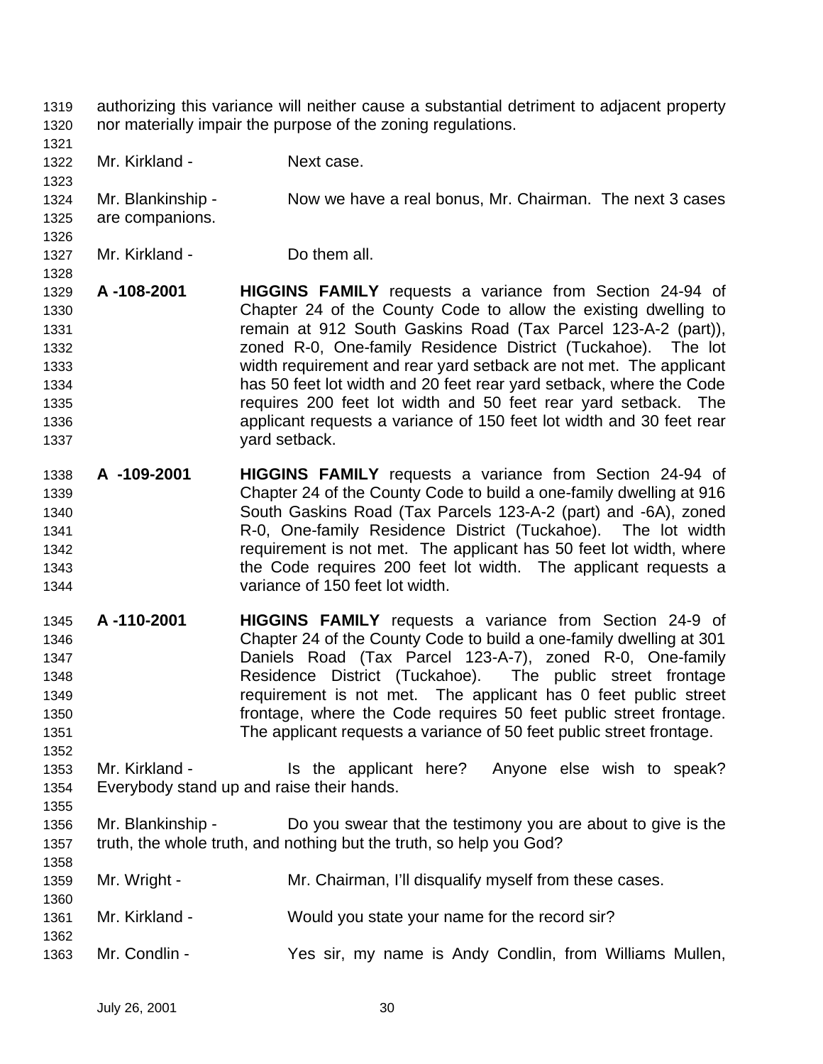authorizing this variance will neither cause a substantial detriment to adjacent property nor materially impair the purpose of the zoning regulations.

Mr. Kirkland - Next case.

Mr. Blankinship - Now we have a real bonus, Mr. Chairman. The next 3 cases are companions.

Mr. Kirkland - Do them all.

**A -108-2001** **HIGGINS FAMILY** requests a variance from Section 24-94 of Chapter 24 of the County Code to allow the existing dwelling to remain at 912 South Gaskins Road (Tax Parcel 123-A-2 (part)), zoned R-0, One-family Residence District (Tuckahoe). The lot width requirement and rear yard setback are not met. The applicant has 50 feet lot width and 20 feet rear yard setback, where the Code requires 200 feet lot width and 50 feet rear yard setback. The applicant requests a variance of 150 feet lot width and 30 feet rear yard setback.

**A -109-2001** **HIGGINS FAMILY** requests a variance from Section 24-94 of Chapter 24 of the County Code to build a one-family dwelling at 916 South Gaskins Road (Tax Parcels 123-A-2 (part) and -6A), zoned R-0, One-family Residence District (Tuckahoe). The lot width requirement is not met. The applicant has 50 feet lot width, where the Code requires 200 feet lot width. The applicant requests a variance of 150 feet lot width.

**A -110-2001** **HIGGINS FAMILY** requests a variance from Section 24-9 of Chapter 24 of the County Code to build a one-family dwelling at 301 Daniels Road (Tax Parcel 123-A-7), zoned R-0, One-family Residence District (Tuckahoe). The public street frontage requirement is not met. The applicant has 0 feet public street frontage, where the Code requires 50 feet public street frontage. The applicant requests a variance of 50 feet public street frontage.

Mr. Kirkland - Is the applicant here? Anyone else wish to speak? Everybody stand up and raise their hands.

Mr. Blankinship - Do you swear that the testimony you are about to give is the truth, the whole truth, and nothing but the truth, so help you God?

Mr. Wright - Mr. Chairman, I'll disqualify myself from these cases.

Mr. Kirkland - Would you state your name for the record sir?

Mr. Condlin - Yes sir, my name is Andy Condlin, from Williams Mullen,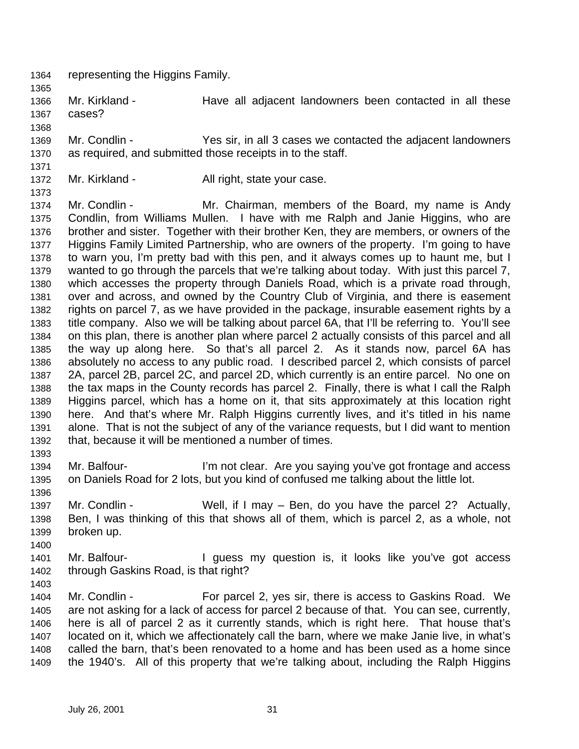representing the Higgins Family.

Mr. Kirkland - Have all adjacent landowners been contacted in all these cases?

Mr. Condlin - Yes sir, in all 3 cases we contacted the adjacent landowners as required, and submitted those receipts in to the staff.

Mr. Kirkland - All right, state your case.

Mr. Condlin - Mr. Chairman, members of the Board, my name is Andy Condlin, from Williams Mullen. I have with me Ralph and Janie Higgins, who are brother and sister. Together with their brother Ken, they are members, or owners of the Higgins Family Limited Partnership, who are owners of the property. I'm going to have to warn you, I'm pretty bad with this pen, and it always comes up to haunt me, but I wanted to go through the parcels that we're talking about today. With just this parcel 7, which accesses the property through Daniels Road, which is a private road through, over and across, and owned by the Country Club of Virginia, and there is easement rights on parcel 7, as we have provided in the package, insurable easement rights by a title company. Also we will be talking about parcel 6A, that I'll be referring to. You'll see on this plan, there is another plan where parcel 2 actually consists of this parcel and all the way up along here. So that's all parcel 2. As it stands now, parcel 6A has absolutely no access to any public road. I described parcel 2, which consists of parcel 2A, parcel 2B, parcel 2C, and parcel 2D, which currently is an entire parcel. No one on the tax maps in the County records has parcel 2. Finally, there is what I call the Ralph Higgins parcel, which has a home on it, that sits approximately at this location right here. And that's where Mr. Ralph Higgins currently lives, and it's titled in his name alone. That is not the subject of any of the variance requests, but I did want to mention that, because it will be mentioned a number of times.

Mr. Balfour- I'm not clear. Are you saying you've got frontage and access on Daniels Road for 2 lots, but you kind of confused me talking about the little lot.

Mr. Condlin - Well, if I may – Ben, do you have the parcel 2? Actually, Ben, I was thinking of this that shows all of them, which is parcel 2, as a whole, not broken up.

Mr. Balfour- I guess my question is, it looks like you've got access through Gaskins Road, is that right?

Mr. Condlin - For parcel 2, yes sir, there is access to Gaskins Road. We are not asking for a lack of access for parcel 2 because of that. You can see, currently, here is all of parcel 2 as it currently stands, which is right here. That house that's located on it, which we affectionately call the barn, where we make Janie live, in what's called the barn, that's been renovated to a home and has been used as a home since the 1940's. All of this property that we're talking about, including the Ralph Higgins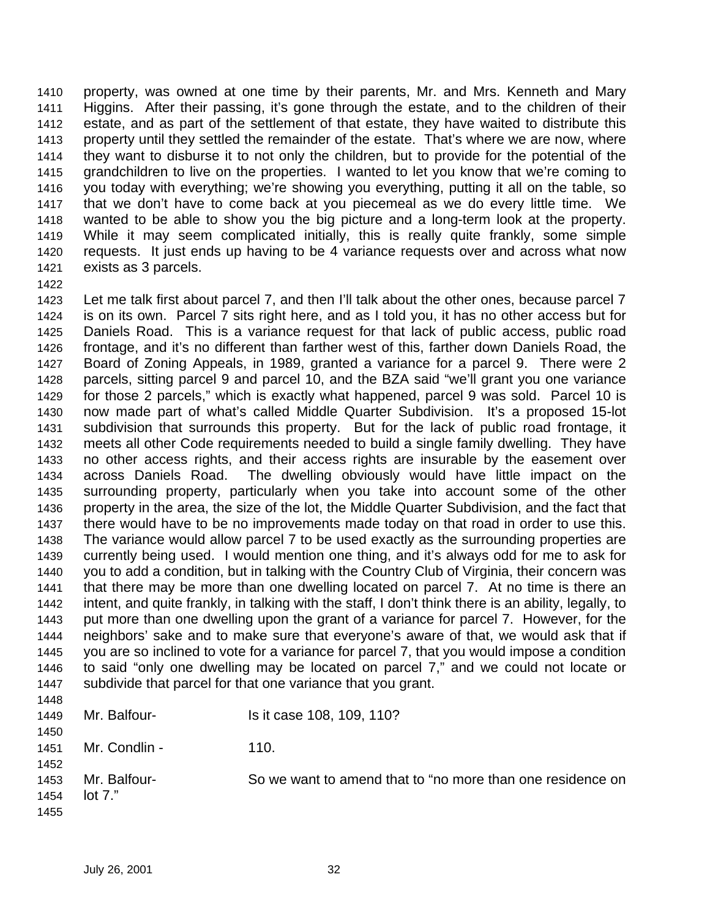property, was owned at one time by their parents, Mr. and Mrs. Kenneth and Mary Higgins. After their passing, it's gone through the estate, and to the children of their estate, and as part of the settlement of that estate, they have waited to distribute this property until they settled the remainder of the estate. That's where we are now, where they want to disburse it to not only the children, but to provide for the potential of the grandchildren to live on the properties. I wanted to let you know that we're coming to you today with everything; we're showing you everything, putting it all on the table, so that we don't have to come back at you piecemeal as we do every little time. We wanted to be able to show you the big picture and a long-term look at the property. While it may seem complicated initially, this is really quite frankly, some simple requests. It just ends up having to be 4 variance requests over and across what now exists as 3 parcels.

Let me talk first about parcel 7, and then I'll talk about the other ones, because parcel 7 is on its own. Parcel 7 sits right here, and as I told you, it has no other access but for Daniels Road. This is a variance request for that lack of public access, public road frontage, and it's no different than farther west of this, farther down Daniels Road, the Board of Zoning Appeals, in 1989, granted a variance for a parcel 9. There were 2 parcels, sitting parcel 9 and parcel 10, and the BZA said "we'll grant you one variance for those 2 parcels," which is exactly what happened, parcel 9 was sold. Parcel 10 is now made part of what's called Middle Quarter Subdivision. It's a proposed 15-lot subdivision that surrounds this property. But for the lack of public road frontage, it meets all other Code requirements needed to build a single family dwelling. They have no other access rights, and their access rights are insurable by the easement over across Daniels Road. The dwelling obviously would have little impact on the surrounding property, particularly when you take into account some of the other property in the area, the size of the lot, the Middle Quarter Subdivision, and the fact that there would have to be no improvements made today on that road in order to use this. The variance would allow parcel 7 to be used exactly as the surrounding properties are currently being used. I would mention one thing, and it's always odd for me to ask for you to add a condition, but in talking with the Country Club of Virginia, their concern was that there may be more than one dwelling located on parcel 7. At no time is there an intent, and quite frankly, in talking with the staff, I don't think there is an ability, legally, to put more than one dwelling upon the grant of a variance for parcel 7. However, for the neighbors' sake and to make sure that everyone's aware of that, we would ask that if you are so inclined to vote for a variance for parcel 7, that you would impose a condition to said "only one dwelling may be located on parcel 7," and we could not locate or subdivide that parcel for that one variance that you grant.

Mr. Balfour- Is it case 108, 109, 110?

Mr. Condlin - 110.

Mr. Balfour- So we want to amend that to "no more than one residence on lot 7."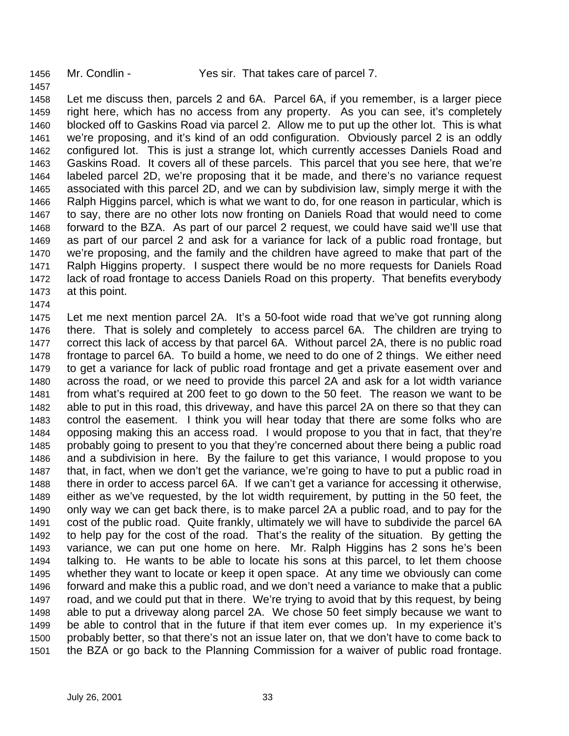Mr. Condlin - Yes sir. That takes care of parcel 7.

Let me discuss then, parcels 2 and 6A. Parcel 6A, if you remember, is a larger piece right here, which has no access from any property. As you can see, it's completely blocked off to Gaskins Road via parcel 2. Allow me to put up the other lot. This is what we're proposing, and it's kind of an odd configuration. Obviously parcel 2 is an oddly configured lot. This is just a strange lot, which currently accesses Daniels Road and Gaskins Road. It covers all of these parcels. This parcel that you see here, that we're labeled parcel 2D, we're proposing that it be made, and there's no variance request associated with this parcel 2D, and we can by subdivision law, simply merge it with the Ralph Higgins parcel, which is what we want to do, for one reason in particular, which is to say, there are no other lots now fronting on Daniels Road that would need to come forward to the BZA. As part of our parcel 2 request, we could have said we'll use that as part of our parcel 2 and ask for a variance for lack of a public road frontage, but we're proposing, and the family and the children have agreed to make that part of the Ralph Higgins property. I suspect there would be no more requests for Daniels Road lack of road frontage to access Daniels Road on this property. That benefits everybody at this point.

Let me next mention parcel 2A. It's a 50-foot wide road that we've got running along there. That is solely and completely to access parcel 6A. The children are trying to correct this lack of access by that parcel 6A. Without parcel 2A, there is no public road frontage to parcel 6A. To build a home, we need to do one of 2 things. We either need to get a variance for lack of public road frontage and get a private easement over and across the road, or we need to provide this parcel 2A and ask for a lot width variance from what's required at 200 feet to go down to the 50 feet. The reason we want to be able to put in this road, this driveway, and have this parcel 2A on there so that they can control the easement. I think you will hear today that there are some folks who are opposing making this an access road. I would propose to you that in fact, that they're probably going to present to you that they're concerned about there being a public road and a subdivision in here. By the failure to get this variance, I would propose to you that, in fact, when we don't get the variance, we're going to have to put a public road in there in order to access parcel 6A. If we can't get a variance for accessing it otherwise, either as we've requested, by the lot width requirement, by putting in the 50 feet, the only way we can get back there, is to make parcel 2A a public road, and to pay for the cost of the public road. Quite frankly, ultimately we will have to subdivide the parcel 6A to help pay for the cost of the road. That's the reality of the situation. By getting the variance, we can put one home on here. Mr. Ralph Higgins has 2 sons he's been talking to. He wants to be able to locate his sons at this parcel, to let them choose whether they want to locate or keep it open space. At any time we obviously can come forward and make this a public road, and we don't need a variance to make that a public road, and we could put that in there. We're trying to avoid that by this request, by being able to put a driveway along parcel 2A. We chose 50 feet simply because we want to be able to control that in the future if that item ever comes up. In my experience it's probably better, so that there's not an issue later on, that we don't have to come back to the BZA or go back to the Planning Commission for a waiver of public road frontage.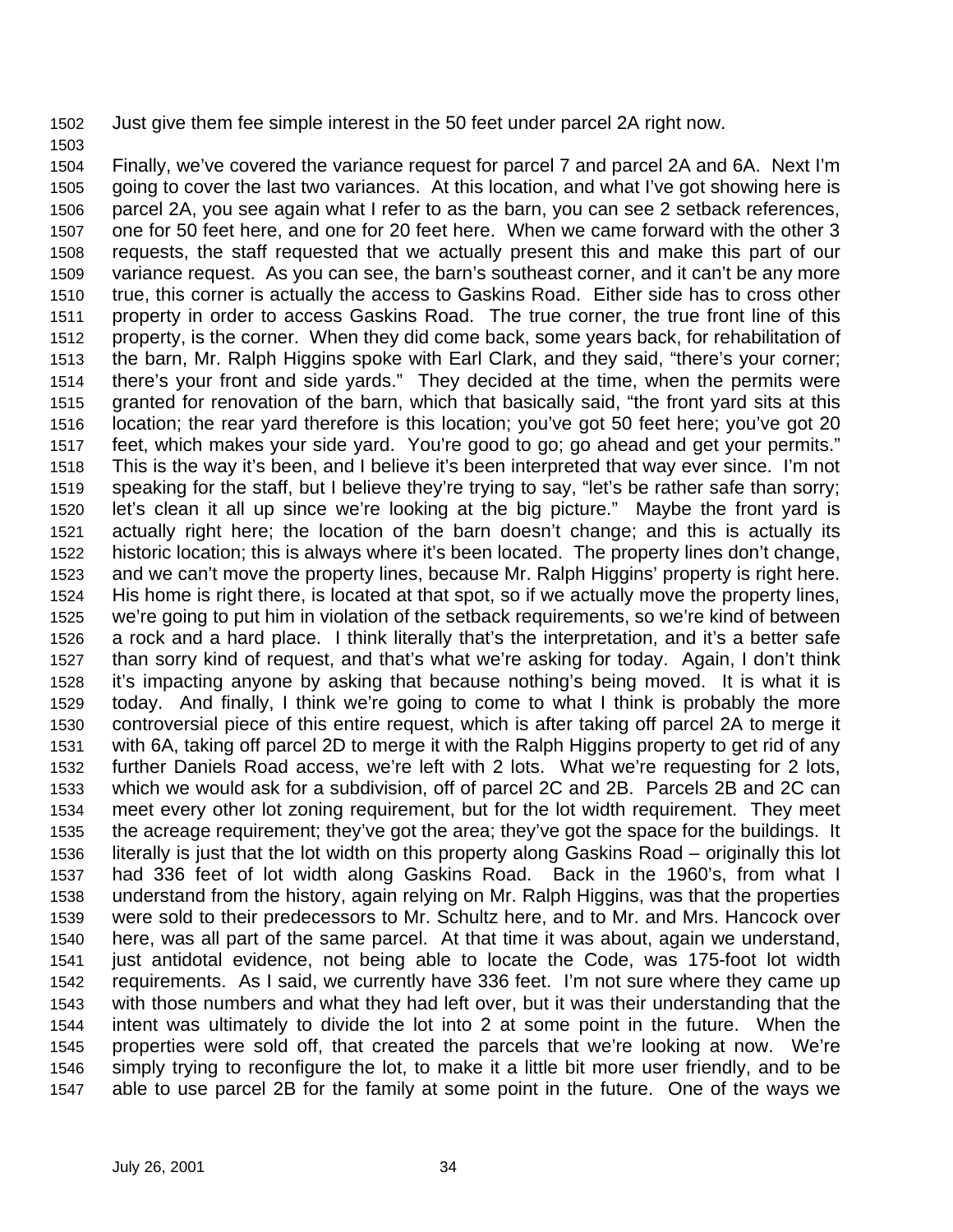Just give them fee simple interest in the 50 feet under parcel 2A right now.

Finally, we've covered the variance request for parcel 7 and parcel 2A and 6A. Next I'm going to cover the last two variances. At this location, and what I've got showing here is parcel 2A, you see again what I refer to as the barn, you can see 2 setback references, one for 50 feet here, and one for 20 feet here. When we came forward with the other 3 requests, the staff requested that we actually present this and make this part of our variance request. As you can see, the barn's southeast corner, and it can't be any more true, this corner is actually the access to Gaskins Road. Either side has to cross other property in order to access Gaskins Road. The true corner, the true front line of this property, is the corner. When they did come back, some years back, for rehabilitation of the barn, Mr. Ralph Higgins spoke with Earl Clark, and they said, "there's your corner; there's your front and side yards." They decided at the time, when the permits were granted for renovation of the barn, which that basically said, "the front yard sits at this location; the rear yard therefore is this location; you've got 50 feet here; you've got 20 feet, which makes your side yard. You're good to go; go ahead and get your permits." This is the way it's been, and I believe it's been interpreted that way ever since. I'm not speaking for the staff, but I believe they're trying to say, "let's be rather safe than sorry; let's clean it all up since we're looking at the big picture." Maybe the front yard is actually right here; the location of the barn doesn't change; and this is actually its historic location; this is always where it's been located. The property lines don't change, and we can't move the property lines, because Mr. Ralph Higgins' property is right here. His home is right there, is located at that spot, so if we actually move the property lines, we're going to put him in violation of the setback requirements, so we're kind of between a rock and a hard place. I think literally that's the interpretation, and it's a better safe than sorry kind of request, and that's what we're asking for today. Again, I don't think it's impacting anyone by asking that because nothing's being moved. It is what it is today. And finally, I think we're going to come to what I think is probably the more controversial piece of this entire request, which is after taking off parcel 2A to merge it with 6A, taking off parcel 2D to merge it with the Ralph Higgins property to get rid of any further Daniels Road access, we're left with 2 lots. What we're requesting for 2 lots, which we would ask for a subdivision, off of parcel 2C and 2B. Parcels 2B and 2C can meet every other lot zoning requirement, but for the lot width requirement. They meet the acreage requirement; they've got the area; they've got the space for the buildings. It literally is just that the lot width on this property along Gaskins Road – originally this lot had 336 feet of lot width along Gaskins Road. Back in the 1960's, from what I understand from the history, again relying on Mr. Ralph Higgins, was that the properties were sold to their predecessors to Mr. Schultz here, and to Mr. and Mrs. Hancock over here, was all part of the same parcel. At that time it was about, again we understand, just antidotal evidence, not being able to locate the Code, was 175-foot lot width requirements. As I said, we currently have 336 feet. I'm not sure where they came up with those numbers and what they had left over, but it was their understanding that the intent was ultimately to divide the lot into 2 at some point in the future. When the properties were sold off, that created the parcels that we're looking at now. We're simply trying to reconfigure the lot, to make it a little bit more user friendly, and to be able to use parcel 2B for the family at some point in the future. One of the ways we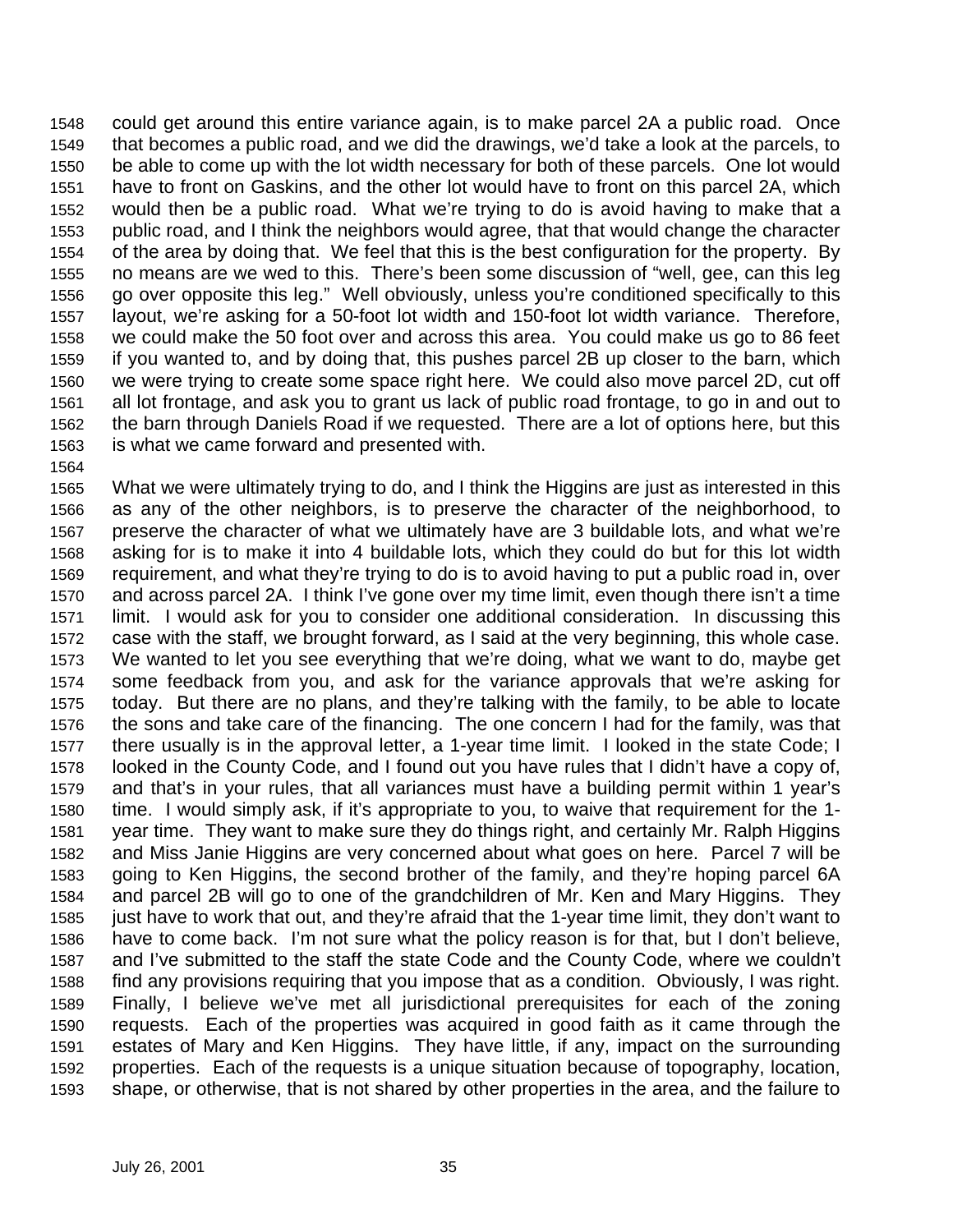could get around this entire variance again, is to make parcel 2A a public road. Once that becomes a public road, and we did the drawings, we'd take a look at the parcels, to be able to come up with the lot width necessary for both of these parcels. One lot would have to front on Gaskins, and the other lot would have to front on this parcel 2A, which would then be a public road. What we're trying to do is avoid having to make that a public road, and I think the neighbors would agree, that that would change the character of the area by doing that. We feel that this is the best configuration for the property. By no means are we wed to this. There's been some discussion of "well, gee, can this leg go over opposite this leg." Well obviously, unless you're conditioned specifically to this layout, we're asking for a 50-foot lot width and 150-foot lot width variance. Therefore, we could make the 50 foot over and across this area. You could make us go to 86 feet if you wanted to, and by doing that, this pushes parcel 2B up closer to the barn, which we were trying to create some space right here. We could also move parcel 2D, cut off all lot frontage, and ask you to grant us lack of public road frontage, to go in and out to the barn through Daniels Road if we requested. There are a lot of options here, but this is what we came forward and presented with.

What we were ultimately trying to do, and I think the Higgins are just as interested in this as any of the other neighbors, is to preserve the character of the neighborhood, to preserve the character of what we ultimately have are 3 buildable lots, and what we're asking for is to make it into 4 buildable lots, which they could do but for this lot width requirement, and what they're trying to do is to avoid having to put a public road in, over and across parcel 2A. I think I've gone over my time limit, even though there isn't a time limit. I would ask for you to consider one additional consideration. In discussing this case with the staff, we brought forward, as I said at the very beginning, this whole case. We wanted to let you see everything that we're doing, what we want to do, maybe get some feedback from you, and ask for the variance approvals that we're asking for today. But there are no plans, and they're talking with the family, to be able to locate the sons and take care of the financing. The one concern I had for the family, was that there usually is in the approval letter, a 1-year time limit. I looked in the state Code; I looked in the County Code, and I found out you have rules that I didn't have a copy of, and that's in your rules, that all variances must have a building permit within 1 year's time. I would simply ask, if it's appropriate to you, to waive that requirement for the 1-year time. They want to make sure they do things right, and certainly Mr. Ralph Higgins and Miss Janie Higgins are very concerned about what goes on here. Parcel 7 will be going to Ken Higgins, the second brother of the family, and they're hoping parcel 6A and parcel 2B will go to one of the grandchildren of Mr. Ken and Mary Higgins. They just have to work that out, and they're afraid that the 1-year time limit, they don't want to have to come back. I'm not sure what the policy reason is for that, but I don't believe, and I've submitted to the staff the state Code and the County Code, where we couldn't find any provisions requiring that you impose that as a condition. Obviously, I was right. Finally, I believe we've met all jurisdictional prerequisites for each of the zoning requests. Each of the properties was acquired in good faith as it came through the estates of Mary and Ken Higgins. They have little, if any, impact on the surrounding properties. Each of the requests is a unique situation because of topography, location, shape, or otherwise, that is not shared by other properties in the area, and the failure to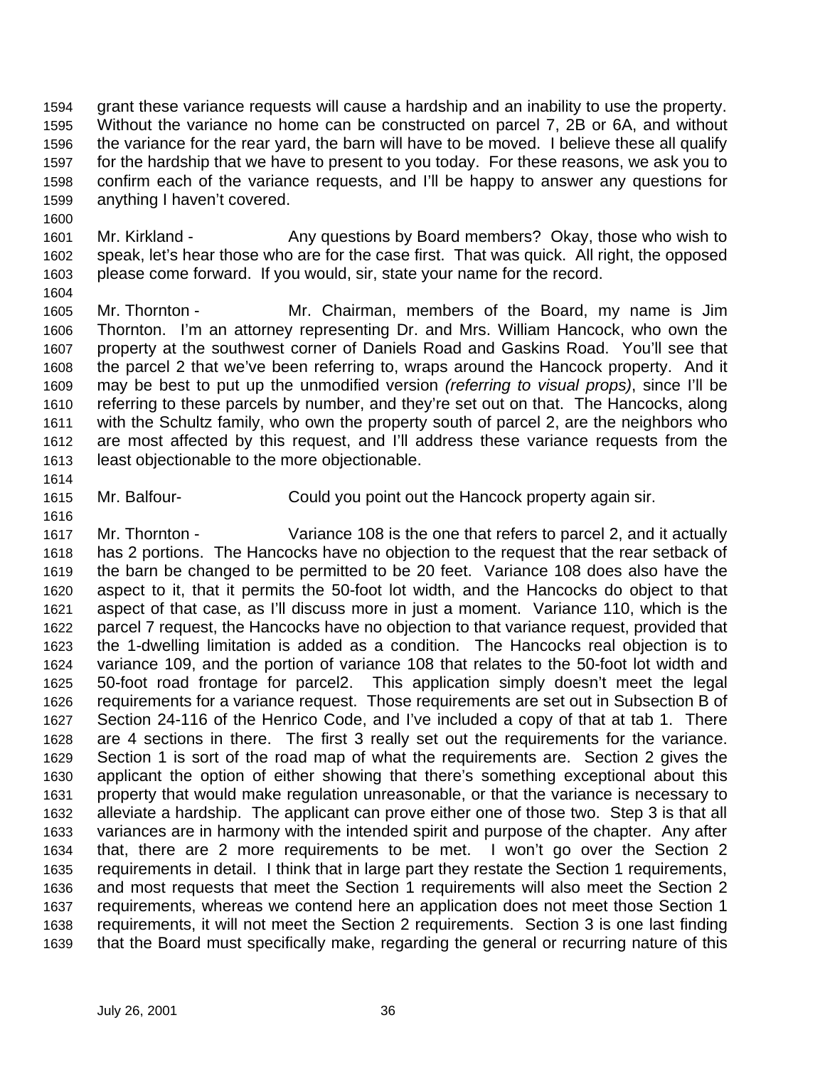grant these variance requests will cause a hardship and an inability to use the property. Without the variance no home can be constructed on parcel 7, 2B or 6A, and without the variance for the rear yard, the barn will have to be moved. I believe these all qualify for the hardship that we have to present to you today. For these reasons, we ask you to confirm each of the variance requests, and I'll be happy to answer any questions for anything I haven't covered.

Mr. Kirkland - Any questions by Board members? Okay, those who wish to speak, let's hear those who are for the case first. That was quick. All right, the opposed please come forward. If you would, sir, state your name for the record.

Mr. Thornton - Mr. Chairman, members of the Board, my name is Jim Thornton. I'm an attorney representing Dr. and Mrs. William Hancock, who own the property at the southwest corner of Daniels Road and Gaskins Road. You'll see that the parcel 2 that we've been referring to, wraps around the Hancock property. And it may be best to put up the unmodified version *(referring to visual props)*, since I'll be referring to these parcels by number, and they're set out on that. The Hancocks, along with the Schultz family, who own the property south of parcel 2, are the neighbors who are most affected by this request, and I'll address these variance requests from the least objectionable to the more objectionable.

Mr. Balfour- Could you point out the Hancock property again sir.

Mr. Thornton - Variance 108 is the one that refers to parcel 2, and it actually has 2 portions. The Hancocks have no objection to the request that the rear setback of the barn be changed to be permitted to be 20 feet. Variance 108 does also have the aspect to it, that it permits the 50-foot lot width, and the Hancocks do object to that aspect of that case, as I'll discuss more in just a moment. Variance 110, which is the parcel 7 request, the Hancocks have no objection to that variance request, provided that the 1-dwelling limitation is added as a condition. The Hancocks real objection is to variance 109, and the portion of variance 108 that relates to the 50-foot lot width and 50-foot road frontage for parcel2. This application simply doesn't meet the legal requirements for a variance request. Those requirements are set out in Subsection B of Section 24-116 of the Henrico Code, and I've included a copy of that at tab 1. There are 4 sections in there. The first 3 really set out the requirements for the variance. Section 1 is sort of the road map of what the requirements are. Section 2 gives the applicant the option of either showing that there's something exceptional about this property that would make regulation unreasonable, or that the variance is necessary to alleviate a hardship. The applicant can prove either one of those two. Step 3 is that all variances are in harmony with the intended spirit and purpose of the chapter. Any after that, there are 2 more requirements to be met. I won't go over the Section 2 requirements in detail. I think that in large part they restate the Section 1 requirements, and most requests that meet the Section 1 requirements will also meet the Section 2 requirements, whereas we contend here an application does not meet those Section 1 requirements, it will not meet the Section 2 requirements. Section 3 is one last finding that the Board must specifically make, regarding the general or recurring nature of this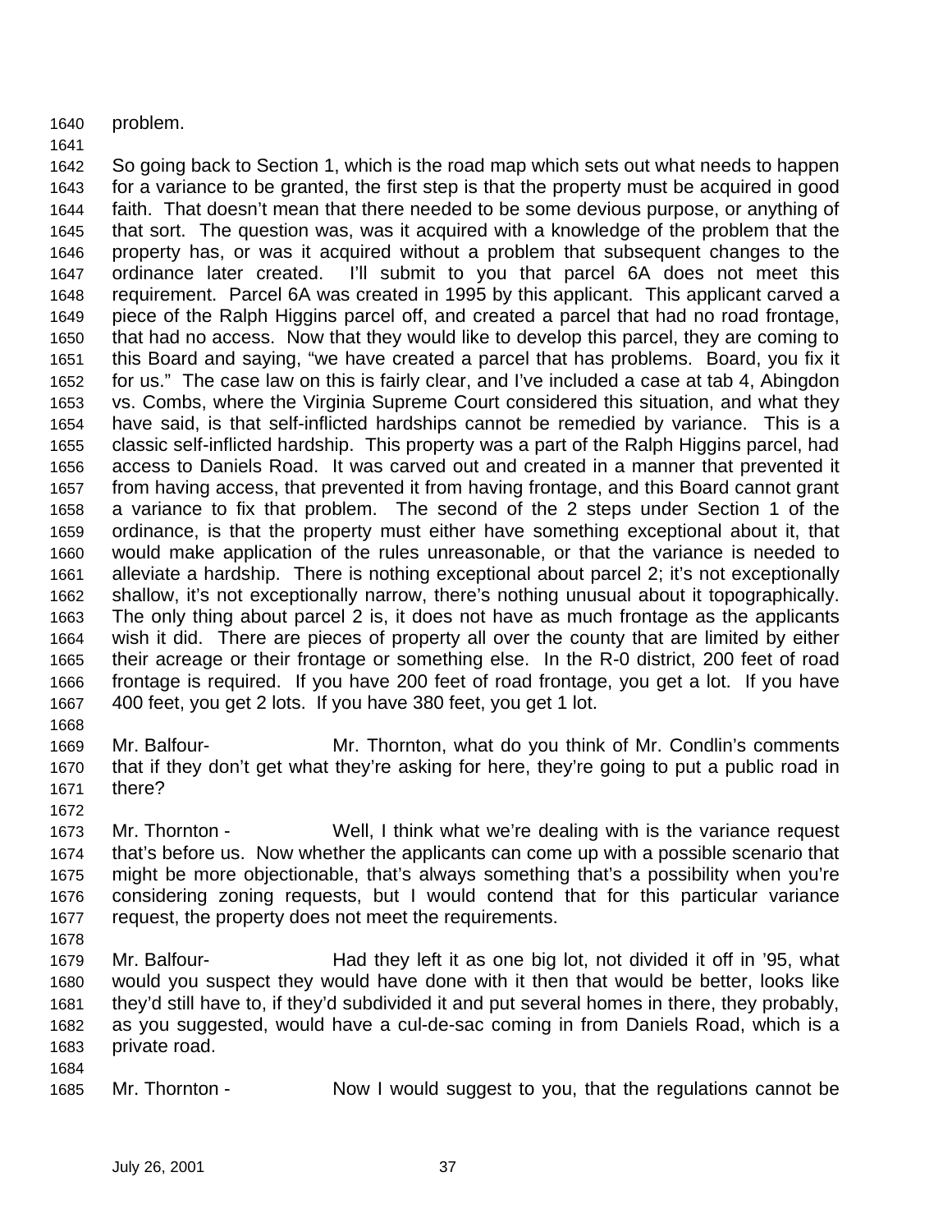problem.

So going back to Section 1, which is the road map which sets out what needs to happen for a variance to be granted, the first step is that the property must be acquired in good faith. That doesn't mean that there needed to be some devious purpose, or anything of that sort. The question was, was it acquired with a knowledge of the problem that the property has, or was it acquired without a problem that subsequent changes to the ordinance later created. I'll submit to you that parcel 6A does not meet this requirement. Parcel 6A was created in 1995 by this applicant. This applicant carved a piece of the Ralph Higgins parcel off, and created a parcel that had no road frontage, that had no access. Now that they would like to develop this parcel, they are coming to this Board and saying, "we have created a parcel that has problems. Board, you fix it for us." The case law on this is fairly clear, and I've included a case at tab 4, Abingdon vs. Combs, where the Virginia Supreme Court considered this situation, and what they have said, is that self-inflicted hardships cannot be remedied by variance. This is a classic self-inflicted hardship. This property was a part of the Ralph Higgins parcel, had access to Daniels Road. It was carved out and created in a manner that prevented it from having access, that prevented it from having frontage, and this Board cannot grant a variance to fix that problem. The second of the 2 steps under Section 1 of the ordinance, is that the property must either have something exceptional about it, that would make application of the rules unreasonable, or that the variance is needed to alleviate a hardship. There is nothing exceptional about parcel 2; it's not exceptionally shallow, it's not exceptionally narrow, there's nothing unusual about it topographically. The only thing about parcel 2 is, it does not have as much frontage as the applicants wish it did. There are pieces of property all over the county that are limited by either their acreage or their frontage or something else. In the R-0 district, 200 feet of road frontage is required. If you have 200 feet of road frontage, you get a lot. If you have 400 feet, you get 2 lots. If you have 380 feet, you get 1 lot.

Mr. Balfour- Mr. Thornton, what do you think of Mr. Condlin's comments that if they don't get what they're asking for here, they're going to put a public road in there?

Mr. Thornton - Well, I think what we're dealing with is the variance request that's before us. Now whether the applicants can come up with a possible scenario that might be more objectionable, that's always something that's a possibility when you're considering zoning requests, but I would contend that for this particular variance request, the property does not meet the requirements.

Mr. Balfour- Had they left it as one big lot, not divided it off in '95, what would you suspect they would have done with it then that would be better, looks like they'd still have to, if they'd subdivided it and put several homes in there, they probably, as you suggested, would have a cul-de-sac coming in from Daniels Road, which is a private road.

Mr. Thornton - Now I would suggest to you, that the regulations cannot be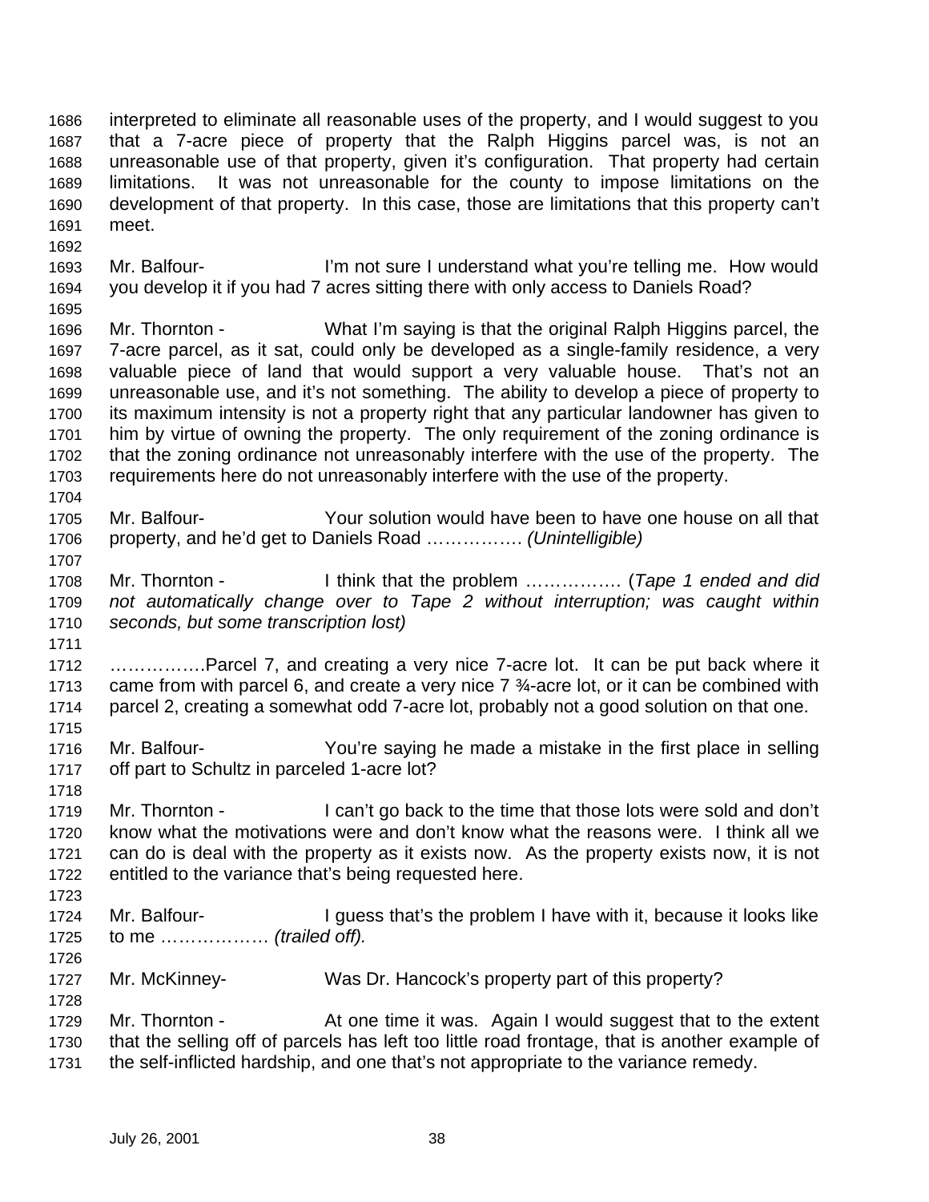interpreted to eliminate all reasonable uses of the property, and I would suggest to you that a 7-acre piece of property that the Ralph Higgins parcel was, is not an unreasonable use of that property, given it's configuration. That property had certain limitations. It was not unreasonable for the county to impose limitations on the development of that property. In this case, those are limitations that this property can't meet.

Mr. Balfour- I'm not sure I understand what you're telling me. How would you develop it if you had 7 acres sitting there with only access to Daniels Road?

Mr. Thornton - What I'm saying is that the original Ralph Higgins parcel, the 7-acre parcel, as it sat, could only be developed as a single-family residence, a very valuable piece of land that would support a very valuable house. That's not an unreasonable use, and it's not something. The ability to develop a piece of property to its maximum intensity is not a property right that any particular landowner has given to him by virtue of owning the property. The only requirement of the zoning ordinance is that the zoning ordinance not unreasonably interfere with the use of the property. The requirements here do not unreasonably interfere with the use of the property.

Mr. Balfour- Your solution would have been to have one house on all that property, and he'd get to Daniels Road ……………. *(Unintelligible)*

Mr. Thornton - I think that the problem ……………. (*Tape 1 ended and did not automatically change over to Tape 2 without interruption; was caught within seconds, but some transcription lost)*

…………….Parcel 7, and creating a very nice 7-acre lot. It can be put back where it came from with parcel 6, and create a very nice 7 ¾-acre lot, or it can be combined with parcel 2, creating a somewhat odd 7-acre lot, probably not a good solution on that one.

Mr. Balfour- You're saying he made a mistake in the first place in selling off part to Schultz in parceled 1-acre lot?

Mr. Thornton - I can't go back to the time that those lots were sold and don't know what the motivations were and don't know what the reasons were. I think all we can do is deal with the property as it exists now. As the property exists now, it is not entitled to the variance that's being requested here.

Mr. Balfour- I guess that's the problem I have with it, because it looks like to me ……………… *(trailed off).*

Mr. McKinney- Was Dr. Hancock's property part of this property?

Mr. Thornton - At one time it was. Again I would suggest that to the extent that the selling off of parcels has left too little road frontage, that is another example of the self-inflicted hardship, and one that's not appropriate to the variance remedy.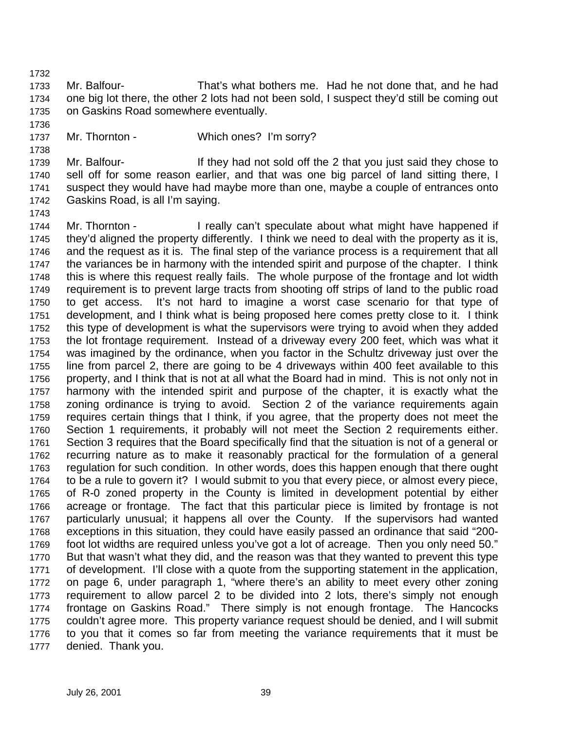Mr. Balfour- That's what bothers me. Had he not done that, and he had one big lot there, the other 2 lots had not been sold, I suspect they'd still be coming out on Gaskins Road somewhere eventually.

Mr. Thornton - Which ones? I'm sorry?

Mr. Balfour- If they had not sold off the 2 that you just said they chose to sell off for some reason earlier, and that was one big parcel of land sitting there, I suspect they would have had maybe more than one, maybe a couple of entrances onto Gaskins Road, is all I'm saying.

Mr. Thornton - I really can't speculate about what might have happened if they'd aligned the property differently. I think we need to deal with the property as it is, and the request as it is. The final step of the variance process is a requirement that all the variances be in harmony with the intended spirit and purpose of the chapter. I think this is where this request really fails. The whole purpose of the frontage and lot width requirement is to prevent large tracts from shooting off strips of land to the public road to get access. It's not hard to imagine a worst case scenario for that type of development, and I think what is being proposed here comes pretty close to it. I think this type of development is what the supervisors were trying to avoid when they added the lot frontage requirement. Instead of a driveway every 200 feet, which was what it was imagined by the ordinance, when you factor in the Schultz driveway just over the line from parcel 2, there are going to be 4 driveways within 400 feet available to this property, and I think that is not at all what the Board had in mind. This is not only not in harmony with the intended spirit and purpose of the chapter, it is exactly what the zoning ordinance is trying to avoid. Section 2 of the variance requirements again requires certain things that I think, if you agree, that the property does not meet the Section 1 requirements, it probably will not meet the Section 2 requirements either. Section 3 requires that the Board specifically find that the situation is not of a general or recurring nature as to make it reasonably practical for the formulation of a general regulation for such condition. In other words, does this happen enough that there ought to be a rule to govern it? I would submit to you that every piece, or almost every piece, of R-0 zoned property in the County is limited in development potential by either acreage or frontage. The fact that this particular piece is limited by frontage is not particularly unusual; it happens all over the County. If the supervisors had wanted exceptions in this situation, they could have easily passed an ordinance that said "200-foot lot widths are required unless you've got a lot of acreage. Then you only need 50." But that wasn't what they did, and the reason was that they wanted to prevent this type of development. I'll close with a quote from the supporting statement in the application, on page 6, under paragraph 1, "where there's an ability to meet every other zoning requirement to allow parcel 2 to be divided into 2 lots, there's simply not enough frontage on Gaskins Road." There simply is not enough frontage. The Hancocks couldn't agree more. This property variance request should be denied, and I will submit to you that it comes so far from meeting the variance requirements that it must be denied. Thank you.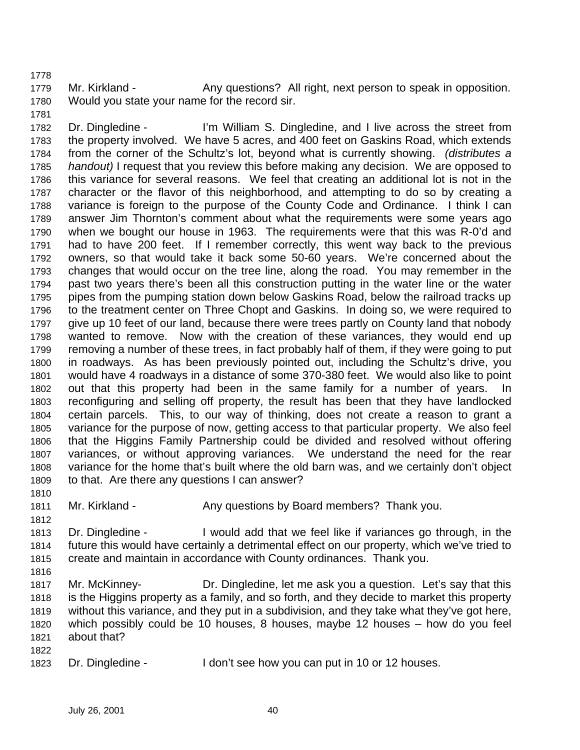Mr. Kirkland - Any questions? All right, next person to speak in opposition. Would you state your name for the record sir?

Dr. Dingledine - I'm William S. Dingledine, and I live across the street from the property involved. We have 5 acres, and 400 feet on Gaskins Road, which extends from the corner of the Schultz's lot, beyond what is currently showing. *(distributes a handout)* I request that you review this before making any decision. We are opposed to this variance for several reasons. We feel that creating an additional lot is not in the character or the flavor of this neighborhood, and attempting to do so by creating a variance is foreign to the purpose of the County Code and Ordinance. I think I can answer Jim Thornton's comment about what the requirements were some years ago when we bought our house in 1963. The requirements were that this was R-0'd and had to have 200 feet. If I remember correctly, this went way back to the previous owners, so that would take it back some 50-60 years. We're concerned about the changes that would occur on the tree line, along the road. You may remember in the past two years there's been all this construction putting in the water line or the water pipes from the pumping station down below Gaskins Road, below the railroad tracks up to the treatment center on Three Chopt and Gaskins. In doing so, we were required to give up 10 feet of our land, because there were trees partly on County land that nobody wanted to remove. Now with the creation of these variances, they would end up removing a number of these trees, in fact probably half of them, if they were going to put in roadways. As has been previously pointed out, including the Schultz's drive, you would have 4 roadways in a distance of some 370-380 feet. We would also like to point out that this property had been in the same family for a number of years. In reconfiguring and selling off property, the result has been that they have landlocked certain parcels. This, to our way of thinking, does not create a reason to grant a variance for the purpose of now, getting access to that particular property. We also feel that the Higgins Family Partnership could be divided and resolved without offering variances, or without approving variances. We understand the need for the rear variance for the home that's built where the old barn was, and we certainly don't object to that. Are there any questions I can answer?

Mr. Kirkland - Any questions by Board members? Thank you.

Dr. Dingledine - I would add that we feel like if variances go through, in the future this would have certainly a detrimental effect on our property, which we've tried to create and maintain in accordance with County ordinances. Thank you.

Mr. McKinney- Dr. Dingledine, let me ask you a question. Let's say that this is the Higgins property as a family, and so forth, and they decide to market this property without this variance, and they put in a subdivision, and they take what they've got here, which possibly could be 10 houses, 8 houses, maybe 12 houses – how do you feel about that?

Dr. Dingledine - I don't see how you can put in 10 or 12 houses.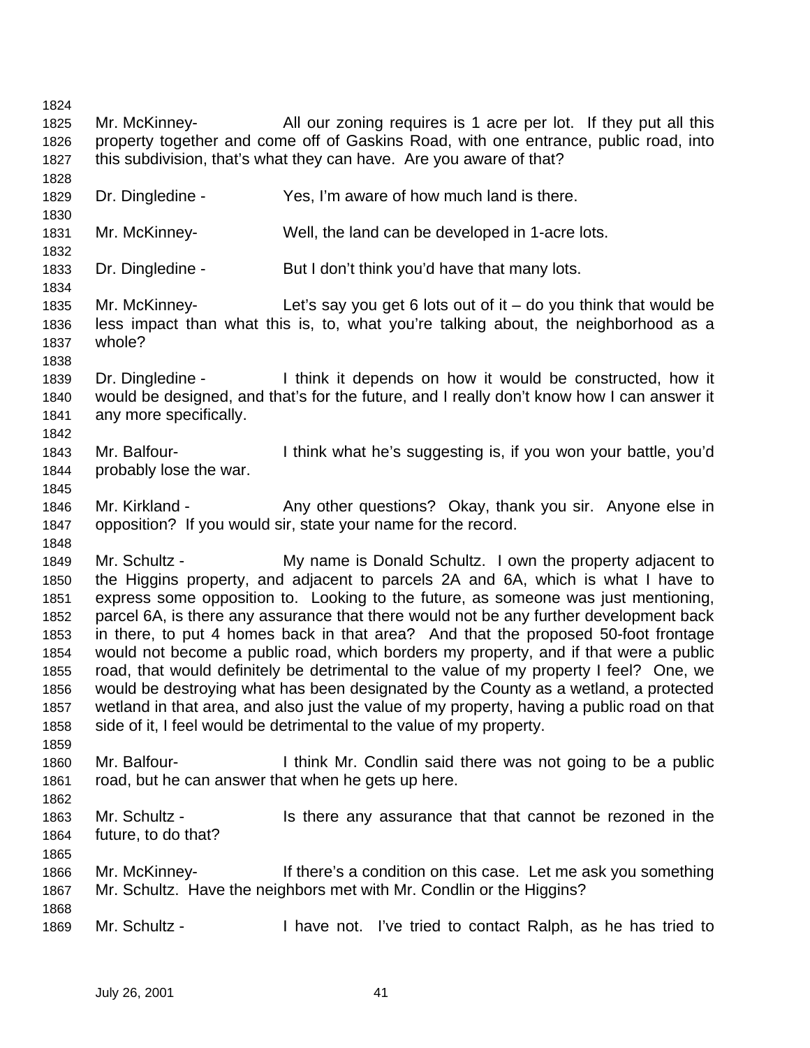Mr. McKinney- All our zoning requires is 1 acre per lot. If they put all this property together and come off of Gaskins Road, with one entrance, public road, into this subdivision, that's what they can have. Are you aware of that?

Dr. Dingledine - Yes, I'm aware of how much land is there.

Mr. McKinney- Well, the land can be developed in 1-acre lots.

Dr. Dingledine - But I don't think you'd have that many lots.

Mr. McKinney- Let's say you get 6 lots out of it – do you think that would be less impact than what this is, to, what you're talking about, the neighborhood as a whole?

Dr. Dingledine - I think it depends on how it would be constructed, how it would be designed, and that's for the future, and I really don't know how I can answer it any more specifically.

Mr. Balfour- I think what he's suggesting is, if you won your battle, you'd probably lose the war.

Mr. Kirkland - Any other questions? Okay, thank you sir. Anyone else in opposition? If you would sir, state your name for the record.

Mr. Schultz - My name is Donald Schultz. I own the property adjacent to the Higgins property, and adjacent to parcels 2A and 6A, which is what I have to express some opposition to. Looking to the future, as someone was just mentioning, parcel 6A, is there any assurance that there would not be any further development back in there, to put 4 homes back in that area? And that the proposed 50-foot frontage would not become a public road, which borders my property, and if that were a public road, that would definitely be detrimental to the value of my property I feel? One, we would be destroying what has been designated by the County as a wetland, a protected wetland in that area, and also just the value of my property, having a public road on that side of it, I feel would be detrimental to the value of my property.

Mr. Balfour- I think Mr. Condlin said there was not going to be a public road, but he can answer that when he gets up here.

Mr. Schultz - Is there any assurance that that cannot be rezoned in the future, to do that?

Mr. McKinney- If there's a condition on this case. Let me ask you something Mr. Schultz. Have the neighbors met with Mr. Condlin or the Higgins?

Mr. Schultz - I have not. I've tried to contact Ralph, as he has tried to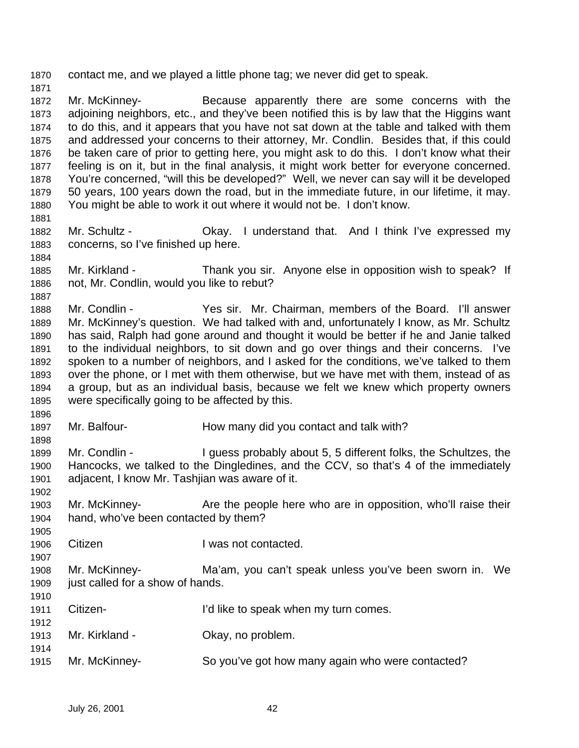contact me, and we played a little phone tag; we never did get to speak.

Mr. McKinney- Because apparently there are some concerns with the adjoining neighbors, etc., and they've been notified this is by law that the Higgins want to do this, and it appears that you have not sat down at the table and talked with them and addressed your concerns to their attorney, Mr. Condlin. Besides that, if this could be taken care of prior to getting here, you might ask to do this. I don't know what their feeling is on it, but in the final analysis, it might work better for everyone concerned. You're concerned, "will this be developed?" Well, we never can say will it be developed 50 years, 100 years down the road, but in the immediate future, in our lifetime, it may. You might be able to work it out where it would not be. I don't know.

Mr. Schultz - Okay. I understand that. And I think I've expressed my concerns, so I've finished up here.

Mr. Kirkland - Thank you sir. Anyone else in opposition wish to speak? If not, Mr. Condlin, would you like to rebut?

Mr. Condlin - Yes sir. Mr. Chairman, members of the Board. I'll answer Mr. McKinney's question. We had talked with and, unfortunately I know, as Mr. Schultz has said, Ralph had gone around and thought it would be better if he and Janie talked to the individual neighbors, to sit down and go over things and their concerns. I've spoken to a number of neighbors, and I asked for the conditions, we've talked to them over the phone, or I met with them otherwise, but we have met with them, instead of as a group, but as an individual basis, because we felt we knew which property owners were specifically going to be affected by this.

Mr. Balfour- How many did you contact and talk with?

Mr. Condlin - I guess probably about 5, 5 different folks, the Schultzes, the Hancocks, we talked to the Dingledines, and the CCV, so that's 4 of the immediately adjacent, I know Mr. Tashjian was aware of it.

Mr. McKinney- Are the people here who are in opposition, who'll raise their hand, who've been contacted by them?

Citizen I was not contacted.

Mr. McKinney- Ma'am, you can't speak unless you've been sworn in. We just called for a show of hands.

Citizen- I'd like to speak when my turn comes.

Mr. Kirkland - Okay, no problem.

Mr. McKinney- So you've got how many again who were contacted?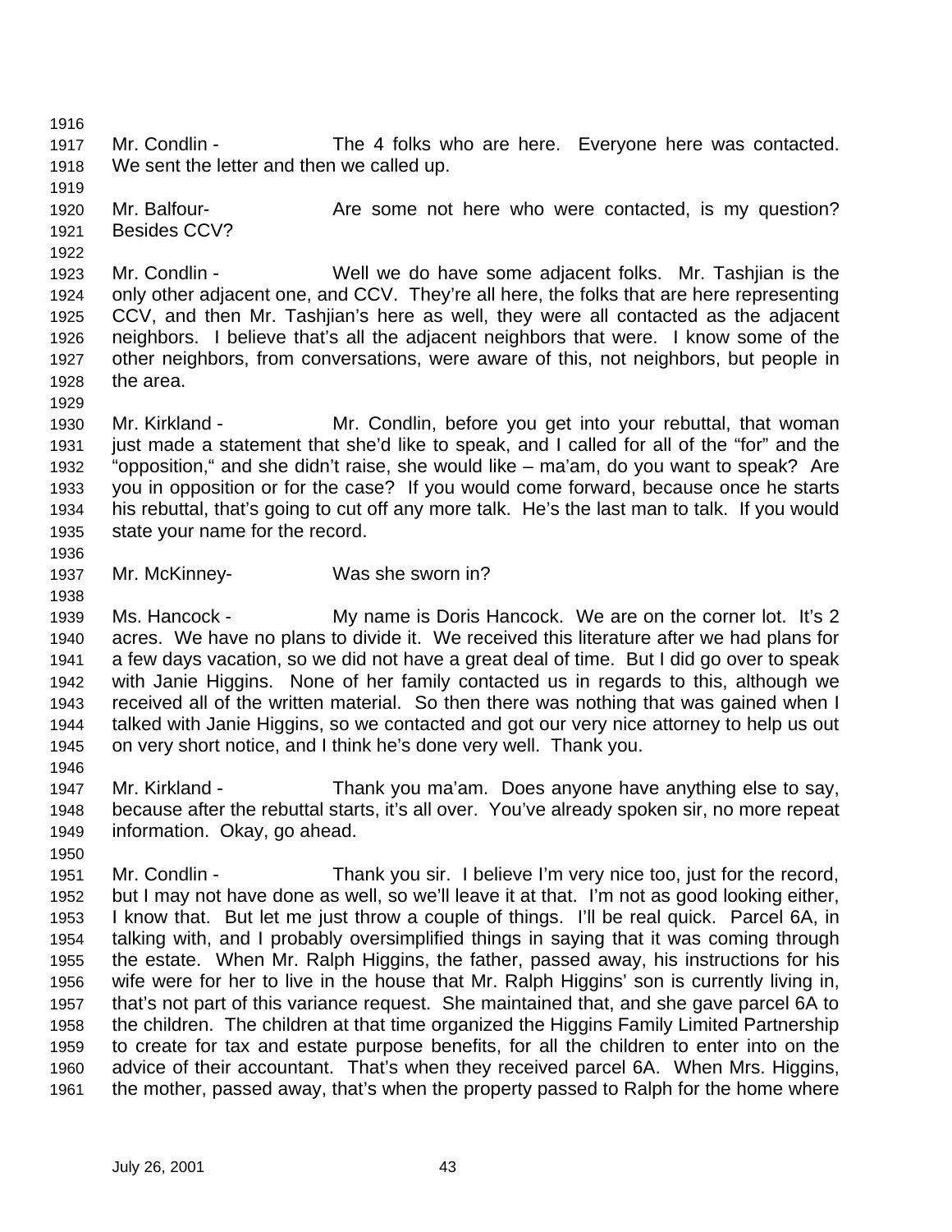Mr. Condlin - The 4 folks who are here. Everyone here was contacted. We sent the letter and then we called up.

Mr. Balfour- Are some not here who were contacted, is my question? Besides CCV?

Mr. Condlin - Well we do have some adjacent folks. Mr. Tashjian is the only other adjacent one, and CCV. They're all here, the folks that are here representing CCV, and then Mr. Tashjian's here as well, they were all contacted as the adjacent neighbors. I believe that's all the adjacent neighbors that were. I know some of the other neighbors, from conversations, were aware of this, not neighbors, but people in the area.

Mr. Kirkland - Mr. Condlin, before you get into your rebuttal, that woman just made a statement that she'd like to speak, and I called for all of the "for" and the "opposition," and she didn't raise, she would like – ma'am, do you want to speak? Are you in opposition or for the case? If you would come forward, because once he starts his rebuttal, that's going to cut off any more talk. He's the last man to talk. If you would state your name for the record.

Mr. McKinney- Was she sworn in?

Ms. Hancock - My name is Doris Hancock. We are on the corner lot. It's 2 acres. We have no plans to divide it. We received this literature after we had plans for a few days vacation, so we did not have a great deal of time. But I did go over to speak with Janie Higgins. None of her family contacted us in regards to this, although we received all of the written material. So then there was nothing that was gained when I talked with Janie Higgins, so we contacted and got our very nice attorney to help us out on very short notice, and I think he's done very well. Thank you.

Mr. Kirkland - Thank you ma'am. Does anyone have anything else to say, because after the rebuttal starts, it's all over. You've already spoken sir, no more repeat information. Okay, go ahead.

Mr. Condlin - Thank you sir. I believe I'm very nice too, just for the record, but I may not have done as well, so we'll leave it at that. I'm not as good looking either, I know that. But let me just throw a couple of things. I'll be real quick. Parcel 6A, in talking with, and I probably oversimplified things in saying that it was coming through the estate. When Mr. Ralph Higgins, the father, passed away, his instructions for his wife were for her to live in the house that Mr. Ralph Higgins' son is currently living in, that's not part of this variance request. She maintained that, and she gave parcel 6A to the children. The children at that time organized the Higgins Family Limited Partnership to create for tax and estate purpose benefits, for all the children to enter into on the advice of their accountant. That's when they received parcel 6A. When Mrs. Higgins, the mother, passed away, that's when the property passed to Ralph for the home where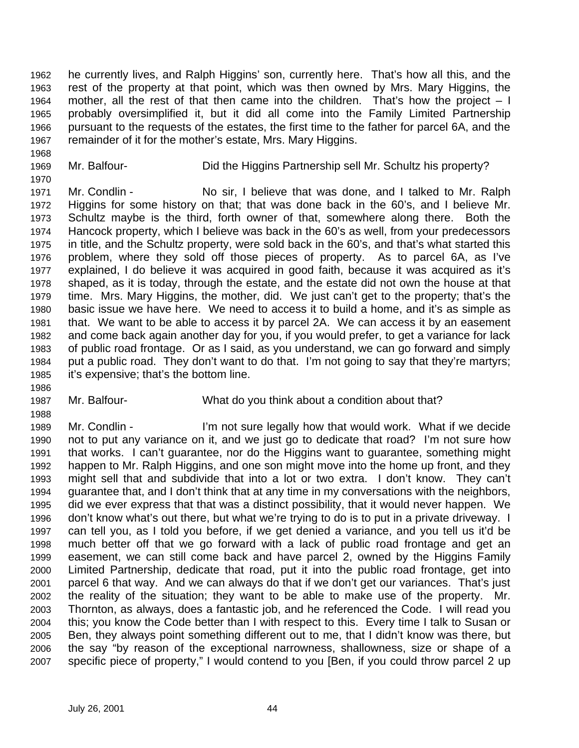he currently lives, and Ralph Higgins' son, currently here. That's how all this, and the rest of the property at that point, which was then owned by Mrs. Mary Higgins, the mother, all the rest of that then came into the children. That's how the project – I probably oversimplified it, but it did all come into the Family Limited Partnership pursuant to the requests of the estates, the first time to the father for parcel 6A, and the remainder of it for the mother's estate, Mrs. Mary Higgins.

Mr. Balfour- Did the Higgins Partnership sell Mr. Schultz his property?

Mr. Condlin - No sir, I believe that was done, and I talked to Mr. Ralph Higgins for some history on that; that was done back in the 60's, and I believe Mr. Schultz maybe is the third, forth owner of that, somewhere along there. Both the Hancock property, which I believe was back in the 60's as well, from your predecessors in title, and the Schultz property, were sold back in the 60's, and that's what started this problem, where they sold off those pieces of property. As to parcel 6A, as I've explained, I do believe it was acquired in good faith, because it was acquired as it's shaped, as it is today, through the estate, and the estate did not own the house at that time. Mrs. Mary Higgins, the mother, did. We just can't get to the property; that's the basic issue we have here. We need to access it to build a home, and it's as simple as that. We want to be able to access it by parcel 2A. We can access it by an easement and come back again another day for you, if you would prefer, to get a variance for lack of public road frontage. Or as I said, as you understand, we can go forward and simply put a public road. They don't want to do that. I'm not going to say that they're martyrs; it's expensive; that's the bottom line.

Mr. Balfour- What do you think about a condition about that?

Mr. Condlin - I'm not sure legally how that would work. What if we decide not to put any variance on it, and we just go to dedicate that road? I'm not sure how that works. I can't guarantee, nor do the Higgins want to guarantee, something might happen to Mr. Ralph Higgins, and one son might move into the home up front, and they might sell that and subdivide that into a lot or two extra. I don't know. They can't guarantee that, and I don't think that at any time in my conversations with the neighbors, did we ever express that that was a distinct possibility, that it would never happen. We don't know what's out there, but what we're trying to do is to put in a private driveway. I can tell you, as I told you before, if we get denied a variance, and you tell us it'd be much better off that we go forward with a lack of public road frontage and get an easement, we can still come back and have parcel 2, owned by the Higgins Family Limited Partnership, dedicate that road, put it into the public road frontage, get into parcel 6 that way. And we can always do that if we don't get our variances. That's just the reality of the situation; they want to be able to make use of the property. Mr. Thornton, as always, does a fantastic job, and he referenced the Code. I will read you this; you know the Code better than I with respect to this. Every time I talk to Susan or Ben, they always point something different out to me, that I didn't know was there, but the say "by reason of the exceptional narrowness, shallowness, size or shape of a specific piece of property," I would contend to you [Ben, if you could throw parcel 2 up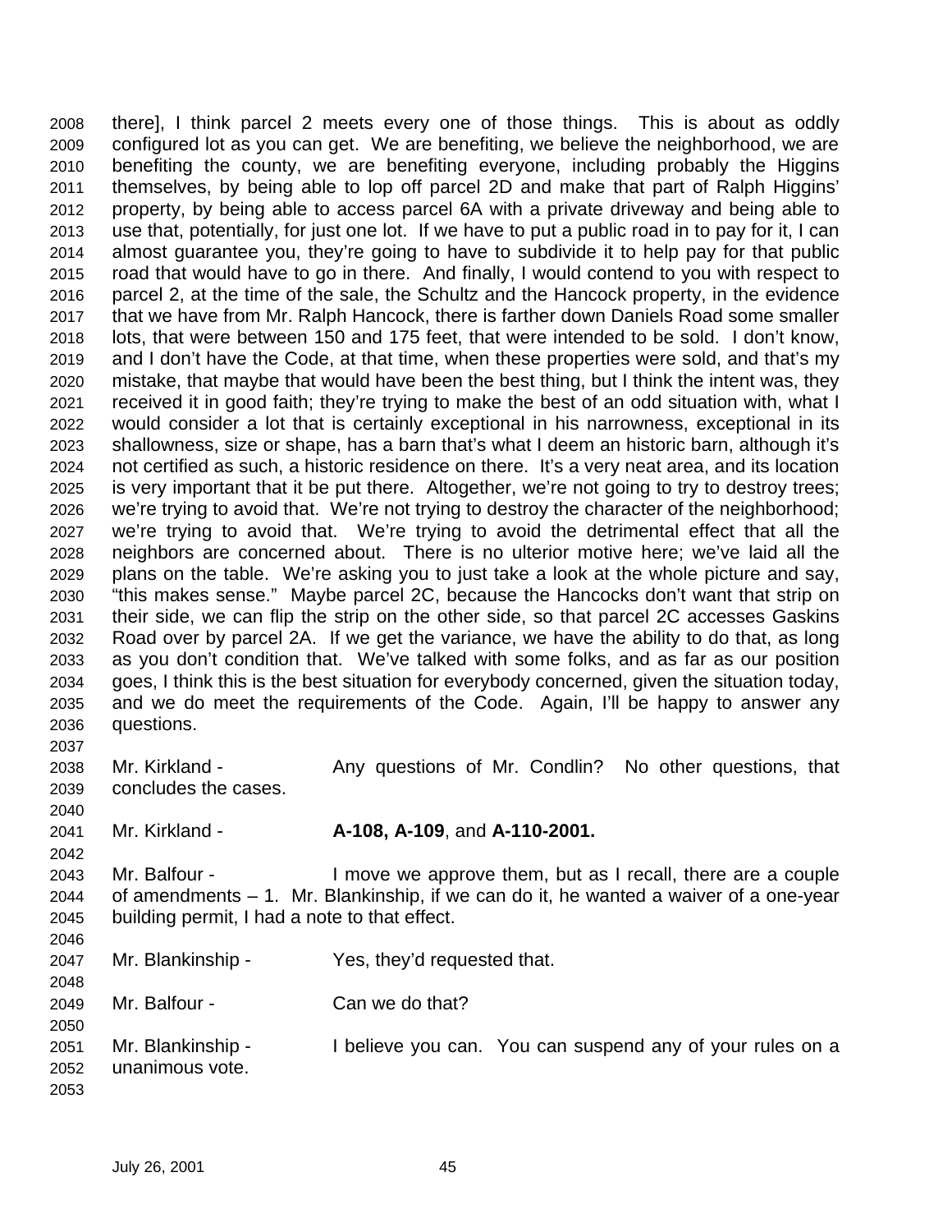there], I think parcel 2 meets every one of those things. This is about as oddly configured lot as you can get. We are benefiting, we believe the neighborhood, we are benefiting the county, we are benefiting everyone, including probably the Higgins themselves, by being able to lop off parcel 2D and make that part of Ralph Higgins' property, by being able to access parcel 6A with a private driveway and being able to use that, potentially, for just one lot. If we have to put a public road in to pay for it, I can almost guarantee you, they're going to have to subdivide it to help pay for that public road that would have to go in there. And finally, I would contend to you with respect to parcel 2, at the time of the sale, the Schultz and the Hancock property, in the evidence that we have from Mr. Ralph Hancock, there is farther down Daniels Road some smaller lots, that were between 150 and 175 feet, that were intended to be sold. I don't know, and I don't have the Code, at that time, when these properties were sold, and that's my mistake, that maybe that would have been the best thing, but I think the intent was, they received it in good faith; they're trying to make the best of an odd situation with, what I would consider a lot that is certainly exceptional in his narrowness, exceptional in its shallowness, size or shape, has a barn that's what I deem an historic barn, although it's not certified as such, a historic residence on there. It's a very neat area, and its location is very important that it be put there. Altogether, we're not going to try to destroy trees; we're trying to avoid that. We're not trying to destroy the character of the neighborhood; we're trying to avoid that. We're trying to avoid the detrimental effect that all the neighbors are concerned about. There is no ulterior motive here; we've laid all the plans on the table. We're asking you to just take a look at the whole picture and say, "this makes sense." Maybe parcel 2C, because the Hancocks don't want that strip on their side, we can flip the strip on the other side, so that parcel 2C accesses Gaskins Road over by parcel 2A. If we get the variance, we have the ability to do that, as long as you don't condition that. We've talked with some folks, and as far as our position goes, I think this is the best situation for everybody concerned, given the situation today, and we do meet the requirements of the Code. Again, I'll be happy to answer any questions.

Mr. Kirkland - Any questions of Mr. Condlin? No other questions, that concludes the cases.

Mr. Kirkland - **A-108, A-109**, and **A-110-2001.**

Mr. Balfour - I move we approve them, but as I recall, there are a couple of amendments – 1. Mr. Blankinship, if we can do it, he wanted a waiver of a one-year building permit, I had a note to that effect.

Mr. Blankinship - Yes, they'd requested that.

Mr. Balfour - Can we do that?

Mr. Blankinship - I believe you can. You can suspend any of your rules on a unanimous vote.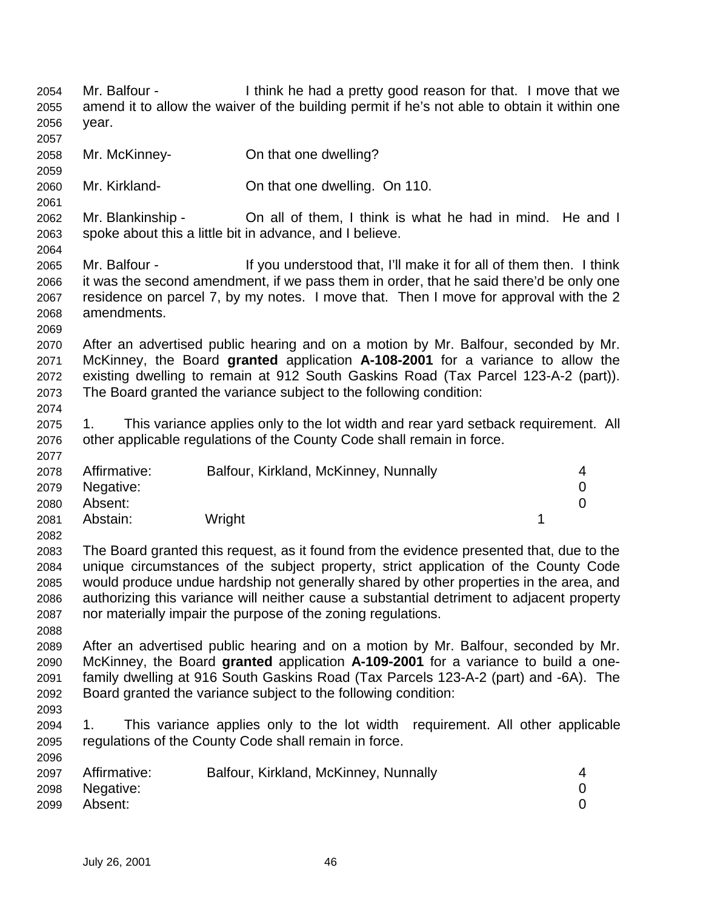Mr. Balfour - I think he had a pretty good reason for that. I move that we amend it to allow the waiver of the building permit if he's not able to obtain it within one year.

Mr. McKinney- On that one dwelling?

Mr. Kirkland- On that one dwelling. On 110.

Mr. Blankinship - On all of them, I think is what he had in mind. He and I spoke about this a little bit in advance, and I believe.

Mr. Balfour - If you understood that, I'll make it for all of them then. I think it was the second amendment, if we pass them in order, that he said there'd be only one residence on parcel 7, by my notes. I move that. Then I move for approval with the 2 amendments.

After an advertised public hearing and on a motion by Mr. Balfour, seconded by Mr. McKinney, the Board **granted** application **A-108-2001** for a variance to allow the existing dwelling to remain at 912 South Gaskins Road (Tax Parcel 123-A-2 (part)). The Board granted the variance subject to the following condition:

1. This variance applies only to the lot width and rear yard setback requirement. All other applicable regulations of the County Code shall remain in force.

| | | |
|---|---|---|
| Affirmative: | Balfour, Kirkland, McKinney, Nunnally | 4 |
| Negative: | | 0 |
| Absent: | | 0 |
| Abstain: | Wright | 1 |

The Board granted this request, as it found from the evidence presented that, due to the unique circumstances of the subject property, strict application of the County Code would produce undue hardship not generally shared by other properties in the area, and authorizing this variance will neither cause a substantial detriment to adjacent property nor materially impair the purpose of the zoning regulations.

After an advertised public hearing and on a motion by Mr. Balfour, seconded by Mr. McKinney, the Board **granted** application **A-109-2001** for a variance to build a one-family dwelling at 916 South Gaskins Road (Tax Parcels 123-A-2 (part) and -6A). The Board granted the variance subject to the following condition:

1. This variance applies only to the lot width requirement. All other applicable regulations of the County Code shall remain in force.

| | | |
|---|---|---|
| Affirmative: | Balfour, Kirkland, McKinney, Nunnally | 4 |
| Negative: | | 0 |
| Absent: | | 0 |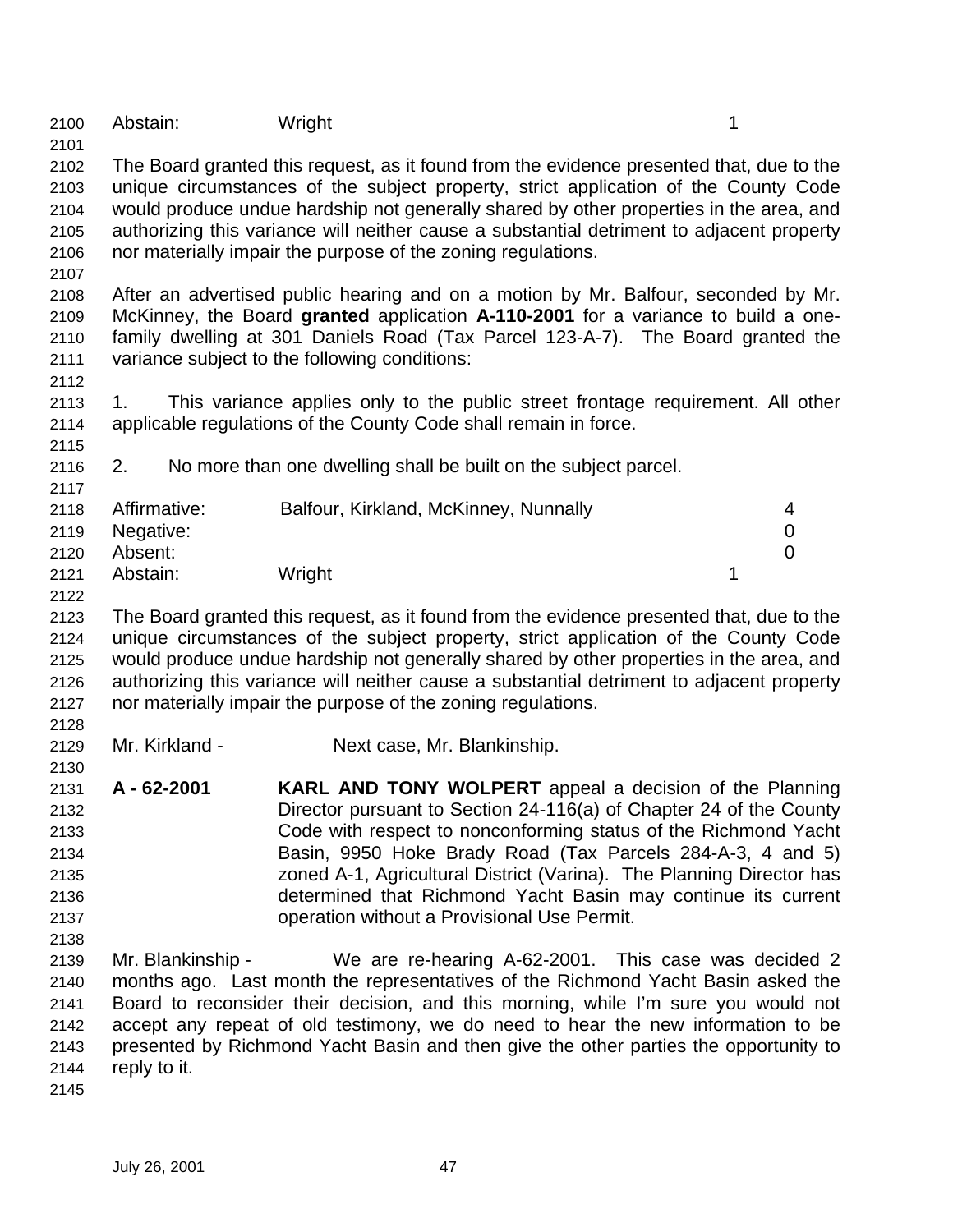| | | |
|---|---|---|
| Abstain: | Wright | 1 |

The Board granted this request, as it found from the evidence presented that, due to the unique circumstances of the subject property, strict application of the County Code would produce undue hardship not generally shared by other properties in the area, and authorizing this variance will neither cause a substantial detriment to adjacent property nor materially impair the purpose of the zoning regulations.

After an advertised public hearing and on a motion by Mr. Balfour, seconded by Mr. McKinney, the Board **granted** application **A-110-2001** for a variance to build a one-family dwelling at 301 Daniels Road (Tax Parcel 123-A-7). The Board granted the variance subject to the following conditions:

1. This variance applies only to the public street frontage requirement. All other applicable regulations of the County Code shall remain in force.

2. No more than one dwelling shall be built on the subject parcel.

| | | |
|---|---|---|
| Affirmative: | Balfour, Kirkland, McKinney, Nunnally | 4 |
| Negative: | | 0 |
| Absent: | | 0 |
| Abstain: | Wright | 1 |

The Board granted this request, as it found from the evidence presented that, due to the unique circumstances of the subject property, strict application of the County Code would produce undue hardship not generally shared by other properties in the area, and authorizing this variance will neither cause a substantial detriment to adjacent property nor materially impair the purpose of the zoning regulations.

Mr. Kirkland - Next case, Mr. Blankinship.

**A - 62-2001** **KARL AND TONY WOLPERT** appeal a decision of the Planning Director pursuant to Section 24-116(a) of Chapter 24 of the County Code with respect to nonconforming status of the Richmond Yacht Basin, 9950 Hoke Brady Road (Tax Parcels 284-A-3, 4 and 5) zoned A-1, Agricultural District (Varina). The Planning Director has determined that Richmond Yacht Basin may continue its current operation without a Provisional Use Permit.

Mr. Blankinship - We are re-hearing A-62-2001. This case was decided 2 months ago. Last month the representatives of the Richmond Yacht Basin asked the Board to reconsider their decision, and this morning, while I'm sure you would not accept any repeat of old testimony, we do need to hear the new information to be presented by Richmond Yacht Basin and then give the other parties the opportunity to reply to it.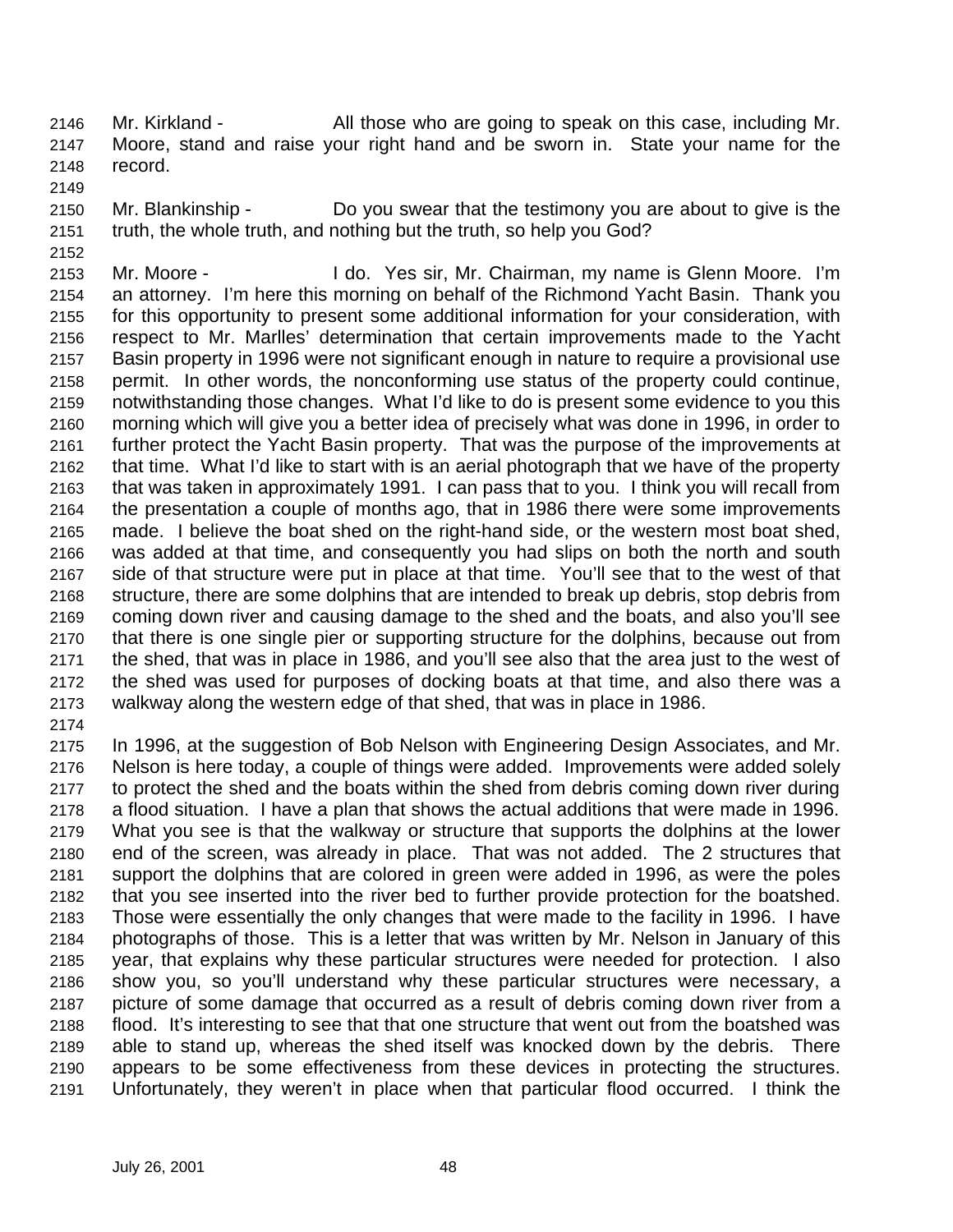Mr. Kirkland - All those who are going to speak on this case, including Mr. Moore, stand and raise your right hand and be sworn in. State your name for the record.

Mr. Blankinship - Do you swear that the testimony you are about to give is the truth, the whole truth, and nothing but the truth, so help you God?

Mr. Moore - I do. Yes sir, Mr. Chairman, my name is Glenn Moore. I'm an attorney. I'm here this morning on behalf of the Richmond Yacht Basin. Thank you for this opportunity to present some additional information for your consideration, with respect to Mr. Marlles' determination that certain improvements made to the Yacht Basin property in 1996 were not significant enough in nature to require a provisional use permit. In other words, the nonconforming use status of the property could continue, notwithstanding those changes. What I'd like to do is present some evidence to you this morning which will give you a better idea of precisely what was done in 1996, in order to further protect the Yacht Basin property. That was the purpose of the improvements at that time. What I'd like to start with is an aerial photograph that we have of the property that was taken in approximately 1991. I can pass that to you. I think you will recall from the presentation a couple of months ago, that in 1986 there were some improvements made. I believe the boat shed on the right-hand side, or the western most boat shed, was added at that time, and consequently you had slips on both the north and south side of that structure were put in place at that time. You'll see that to the west of that structure, there are some dolphins that are intended to break up debris, stop debris from coming down river and causing damage to the shed and the boats, and also you'll see that there is one single pier or supporting structure for the dolphins, because out from the shed, that was in place in 1986, and you'll see also that the area just to the west of the shed was used for purposes of docking boats at that time, and also there was a walkway along the western edge of that shed, that was in place in 1986.

In 1996, at the suggestion of Bob Nelson with Engineering Design Associates, and Mr. Nelson is here today, a couple of things were added. Improvements were added solely to protect the shed and the boats within the shed from debris coming down river during a flood situation. I have a plan that shows the actual additions that were made in 1996. What you see is that the walkway or structure that supports the dolphins at the lower end of the screen, was already in place. That was not added. The 2 structures that support the dolphins that are colored in green were added in 1996, as were the poles that you see inserted into the river bed to further provide protection for the boatshed. Those were essentially the only changes that were made to the facility in 1996. I have photographs of those. This is a letter that was written by Mr. Nelson in January of this year, that explains why these particular structures were needed for protection. I also show you, so you'll understand why these particular structures were necessary, a picture of some damage that occurred as a result of debris coming down river from a flood. It's interesting to see that that one structure that went out from the boatshed was able to stand up, whereas the shed itself was knocked down by the debris. There appears to be some effectiveness from these devices in protecting the structures. Unfortunately, they weren't in place when that particular flood occurred. I think the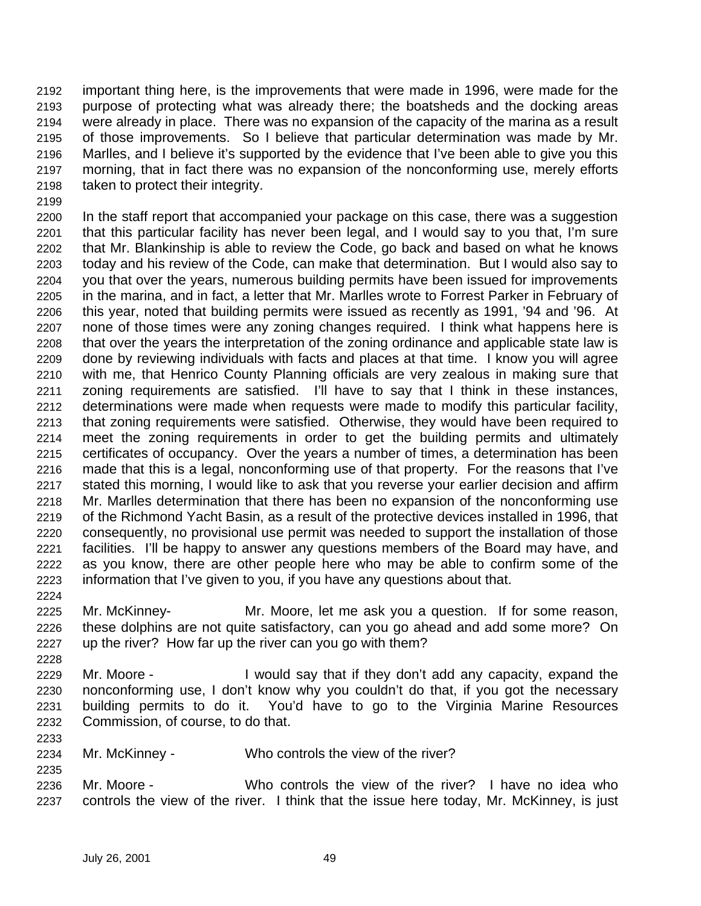important thing here, is the improvements that were made in 1996, were made for the purpose of protecting what was already there; the boatsheds and the docking areas were already in place. There was no expansion of the capacity of the marina as a result of those improvements. So I believe that particular determination was made by Mr. Marlles, and I believe it's supported by the evidence that I've been able to give you this morning, that in fact there was no expansion of the nonconforming use, merely efforts taken to protect their integrity.

In the staff report that accompanied your package on this case, there was a suggestion that this particular facility has never been legal, and I would say to you that, I'm sure that Mr. Blankinship is able to review the Code, go back and based on what he knows today and his review of the Code, can make that determination. But I would also say to you that over the years, numerous building permits have been issued for improvements in the marina, and in fact, a letter that Mr. Marlles wrote to Forrest Parker in February of this year, noted that building permits were issued as recently as 1991, '94 and '96. At none of those times were any zoning changes required. I think what happens here is that over the years the interpretation of the zoning ordinance and applicable state law is done by reviewing individuals with facts and places at that time. I know you will agree with me, that Henrico County Planning officials are very zealous in making sure that zoning requirements are satisfied. I'll have to say that I think in these instances, determinations were made when requests were made to modify this particular facility, that zoning requirements were satisfied. Otherwise, they would have been required to meet the zoning requirements in order to get the building permits and ultimately certificates of occupancy. Over the years a number of times, a determination has been made that this is a legal, nonconforming use of that property. For the reasons that I've stated this morning, I would like to ask that you reverse your earlier decision and affirm Mr. Marlles determination that there has been no expansion of the nonconforming use of the Richmond Yacht Basin, as a result of the protective devices installed in 1996, that consequently, no provisional use permit was needed to support the installation of those facilities. I'll be happy to answer any questions members of the Board may have, and as you know, there are other people here who may be able to confirm some of the information that I've given to you, if you have any questions about that.

Mr. McKinney- Mr. Moore, let me ask you a question. If for some reason, these dolphins are not quite satisfactory, can you go ahead and add some more? On up the river? How far up the river can you go with them?

Mr. Moore - I would say that if they don't add any capacity, expand the nonconforming use, I don't know why you couldn't do that, if you got the necessary building permits to do it. You'd have to go to the Virginia Marine Resources Commission, of course, to do that.

Mr. McKinney - Who controls the view of the river?

Mr. Moore - Who controls the view of the river? I have no idea who controls the view of the river. I think that the issue here today, Mr. McKinney, is just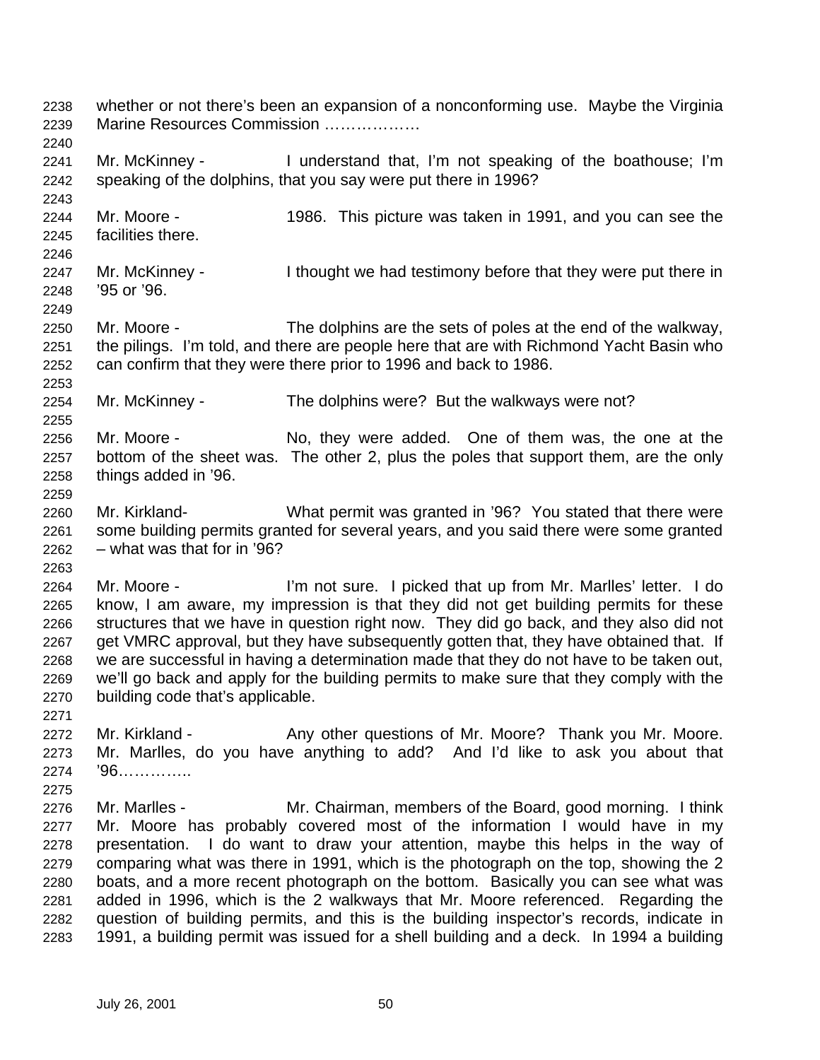whether or not there's been an expansion of a nonconforming use. Maybe the Virginia Marine Resources Commission ………………

Mr. McKinney - I understand that, I'm not speaking of the boathouse; I'm speaking of the dolphins, that you say were put there in 1996?

Mr. Moore - 1986. This picture was taken in 1991, and you can see the facilities there.

Mr. McKinney - I thought we had testimony before that they were put there in '95 or '96.

Mr. Moore - The dolphins are the sets of poles at the end of the walkway, the pilings. I'm told, and there are people here that are with Richmond Yacht Basin who can confirm that they were there prior to 1996 and back to 1986.

Mr. McKinney - The dolphins were? But the walkways were not?

Mr. Moore - No, they were added. One of them was, the one at the bottom of the sheet was. The other 2, plus the poles that support them, are the only things added in '96.

Mr. Kirkland- What permit was granted in '96? You stated that there were some building permits granted for several years, and you said there were some granted – what was that for in '96?

Mr. Moore - I'm not sure. I picked that up from Mr. Marlles' letter. I do know, I am aware, my impression is that they did not get building permits for these structures that we have in question right now. They did go back, and they also did not get VMRC approval, but they have subsequently gotten that, they have obtained that. If we are successful in having a determination made that they do not have to be taken out, we'll go back and apply for the building permits to make sure that they comply with the building code that's applicable.

Mr. Kirkland - Any other questions of Mr. Moore? Thank you Mr. Moore. Mr. Marlles, do you have anything to add? And I'd like to ask you about that '96…………..

Mr. Marlles - Mr. Chairman, members of the Board, good morning. I think Mr. Moore has probably covered most of the information I would have in my presentation. I do want to draw your attention, maybe this helps in the way of comparing what was there in 1991, which is the photograph on the top, showing the 2 boats, and a more recent photograph on the bottom. Basically you can see what was added in 1996, which is the 2 walkways that Mr. Moore referenced. Regarding the question of building permits, and this is the building inspector's records, indicate in 1991, a building permit was issued for a shell building and a deck. In 1994 a building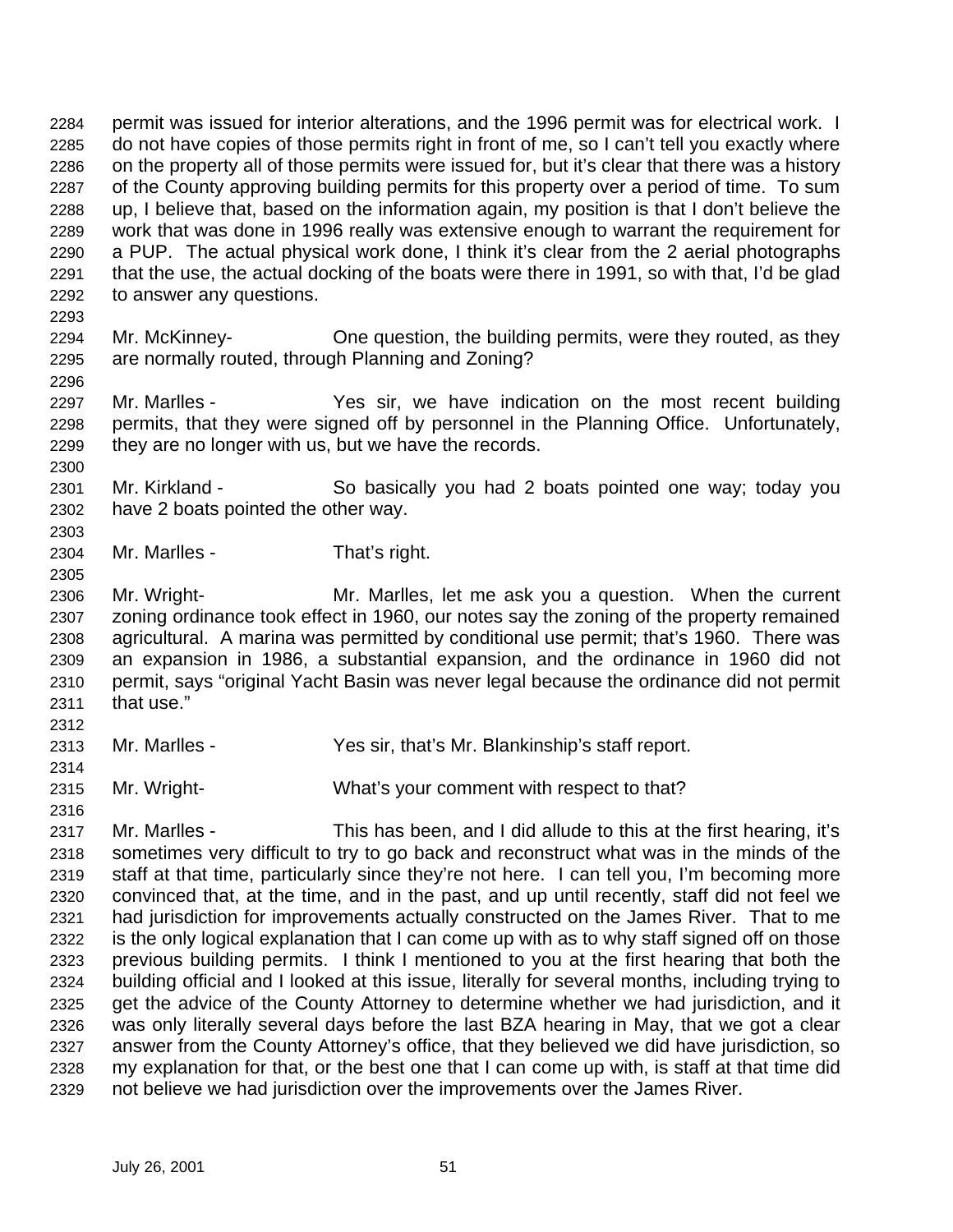permit was issued for interior alterations, and the 1996 permit was for electrical work. I do not have copies of those permits right in front of me, so I can't tell you exactly where on the property all of those permits were issued for, but it's clear that there was a history of the County approving building permits for this property over a period of time. To sum up, I believe that, based on the information again, my position is that I don't believe the work that was done in 1996 really was extensive enough to warrant the requirement for a PUP. The actual physical work done, I think it's clear from the 2 aerial photographs that the use, the actual docking of the boats were there in 1991, so with that, I'd be glad to answer any questions.

Mr. McKinney- One question, the building permits, were they routed, as they are normally routed, through Planning and Zoning?

Mr. Marlles - Yes sir, we have indication on the most recent building permits, that they were signed off by personnel in the Planning Office. Unfortunately, they are no longer with us, but we have the records.

Mr. Kirkland - So basically you had 2 boats pointed one way; today you have 2 boats pointed the other way.

Mr. Marlles - That's right.

Mr. Wright- Mr. Marlles, let me ask you a question. When the current zoning ordinance took effect in 1960, our notes say the zoning of the property remained agricultural. A marina was permitted by conditional use permit; that's 1960. There was an expansion in 1986, a substantial expansion, and the ordinance in 1960 did not permit, says "original Yacht Basin was never legal because the ordinance did not permit that use."

Mr. Marlles - Yes sir, that's Mr. Blankinship's staff report.

Mr. Wright- What's your comment with respect to that?

Mr. Marlles - This has been, and I did allude to this at the first hearing, it's sometimes very difficult to try to go back and reconstruct what was in the minds of the staff at that time, particularly since they're not here. I can tell you, I'm becoming more convinced that, at the time, and in the past, and up until recently, staff did not feel we had jurisdiction for improvements actually constructed on the James River. That to me is the only logical explanation that I can come up with as to why staff signed off on those previous building permits. I think I mentioned to you at the first hearing that both the building official and I looked at this issue, literally for several months, including trying to get the advice of the County Attorney to determine whether we had jurisdiction, and it was only literally several days before the last BZA hearing in May, that we got a clear answer from the County Attorney's office, that they believed we did have jurisdiction, so my explanation for that, or the best one that I can come up with, is staff at that time did not believe we had jurisdiction over the improvements over the James River.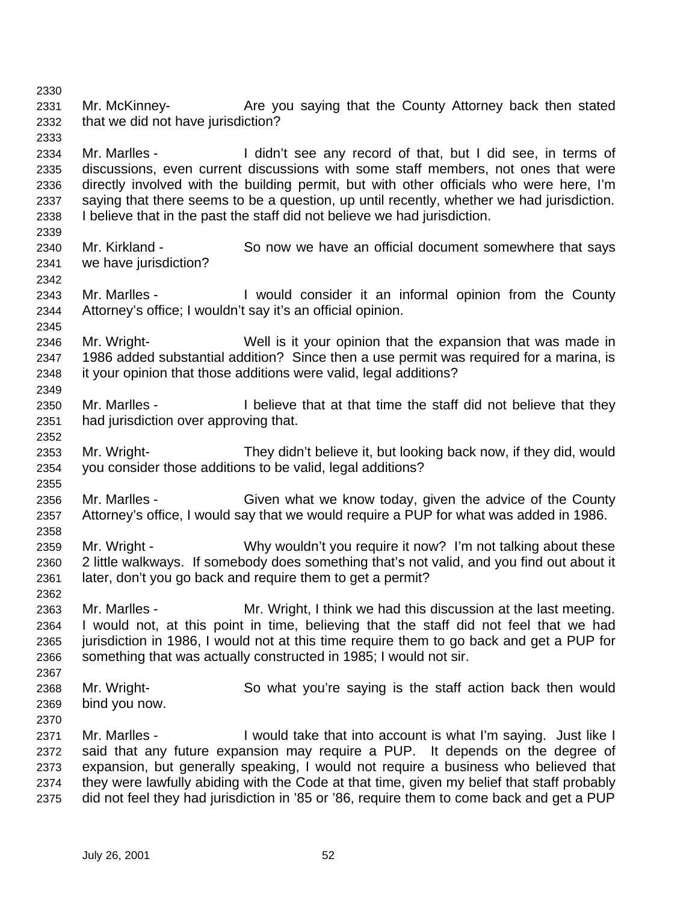Mr. McKinney- Are you saying that the County Attorney back then stated that we did not have jurisdiction?

Mr. Marlles - I didn't see any record of that, but I did see, in terms of discussions, even current discussions with some staff members, not ones that were directly involved with the building permit, but with other officials who were here, I'm saying that there seems to be a question, up until recently, whether we had jurisdiction. I believe that in the past the staff did not believe we had jurisdiction.

Mr. Kirkland - So now we have an official document somewhere that says we have jurisdiction?

Mr. Marlles - I would consider it an informal opinion from the County Attorney's office; I wouldn't say it's an official opinion.

Mr. Wright- Well is it your opinion that the expansion that was made in 1986 added substantial addition? Since then a use permit was required for a marina, is it your opinion that those additions were valid, legal additions?

Mr. Marlles - I believe that at that time the staff did not believe that they had jurisdiction over approving that.

Mr. Wright- They didn't believe it, but looking back now, if they did, would you consider those additions to be valid, legal additions?

Mr. Marlles - Given what we know today, given the advice of the County Attorney's office, I would say that we would require a PUP for what was added in 1986.

Mr. Wright - Why wouldn't you require it now? I'm not talking about these 2 little walkways. If somebody does something that's not valid, and you find out about it later, don't you go back and require them to get a permit?

Mr. Marlles - Mr. Wright, I think we had this discussion at the last meeting. I would not, at this point in time, believing that the staff did not feel that we had jurisdiction in 1986, I would not at this time require them to go back and get a PUP for something that was actually constructed in 1985; I would not sir.

Mr. Wright- So what you're saying is the staff action back then would bind you now.

Mr. Marlles - I would take that into account is what I'm saying. Just like I said that any future expansion may require a PUP. It depends on the degree of expansion, but generally speaking, I would not require a business who believed that they were lawfully abiding with the Code at that time, given my belief that staff probably did not feel they had jurisdiction in '85 or '86, require them to come back and get a PUP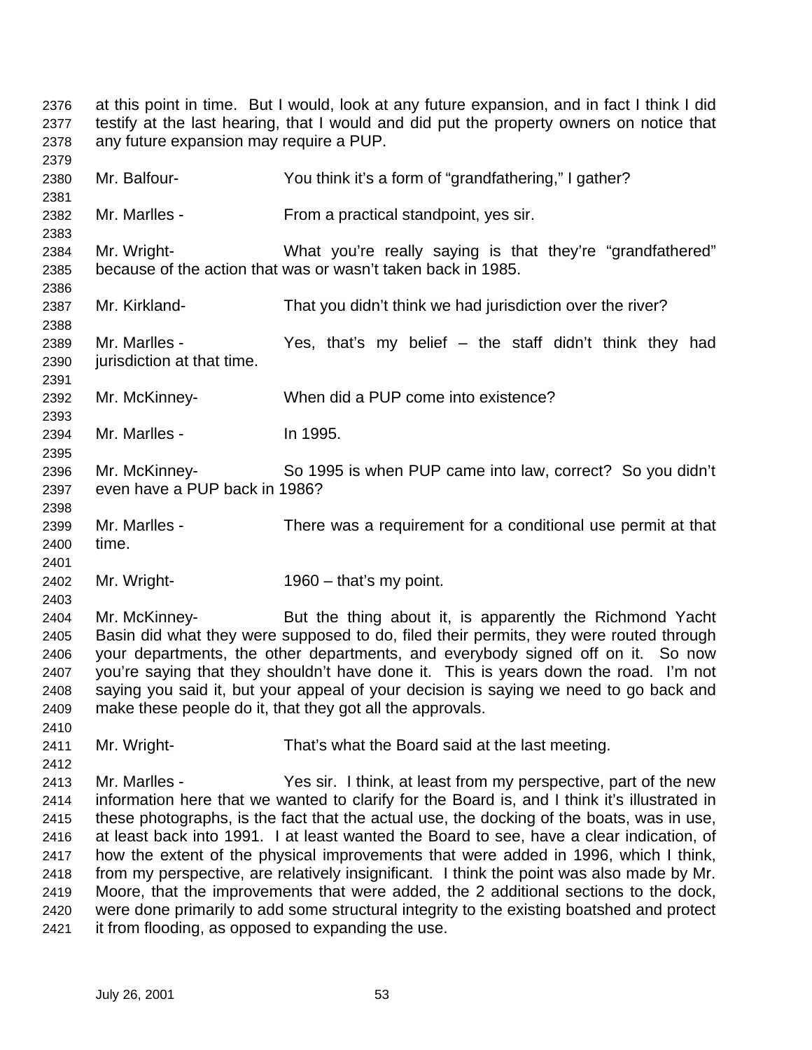at this point in time. But I would, look at any future expansion, and in fact I think I did testify at the last hearing, that I would and did put the property owners on notice that any future expansion may require a PUP.

Mr. Balfour- You think it's a form of "grandfathering," I gather?

Mr. Marlles - From a practical standpoint, yes sir.

Mr. Wright- What you're really saying is that they're "grandfathered" because of the action that was or wasn't taken back in 1985.

Mr. Kirkland- That you didn't think we had jurisdiction over the river?

Mr. Marlles - Yes, that's my belief – the staff didn't think they had jurisdiction at that time.

Mr. McKinney- When did a PUP come into existence?

Mr. Marlles - In 1995.

Mr. McKinney- So 1995 is when PUP came into law, correct? So you didn't even have a PUP back in 1986?

Mr. Marlles - There was a requirement for a conditional use permit at that time.

Mr. Wright- 1960 – that's my point.

Mr. McKinney- But the thing about it, is apparently the Richmond Yacht Basin did what they were supposed to do, filed their permits, they were routed through your departments, the other departments, and everybody signed off on it. So now you're saying that they shouldn't have done it. This is years down the road. I'm not saying you said it, but your appeal of your decision is saying we need to go back and make these people do it, that they got all the approvals.

Mr. Wright- That's what the Board said at the last meeting.

Mr. Marlles - Yes sir. I think, at least from my perspective, part of the new information here that we wanted to clarify for the Board is, and I think it's illustrated in these photographs, is the fact that the actual use, the docking of the boats, was in use, at least back into 1991. I at least wanted the Board to see, have a clear indication, of how the extent of the physical improvements that were added in 1996, which I think, from my perspective, are relatively insignificant. I think the point was also made by Mr. Moore, that the improvements that were added, the 2 additional sections to the dock, were done primarily to add some structural integrity to the existing boatshed and protect it from flooding, as opposed to expanding the use.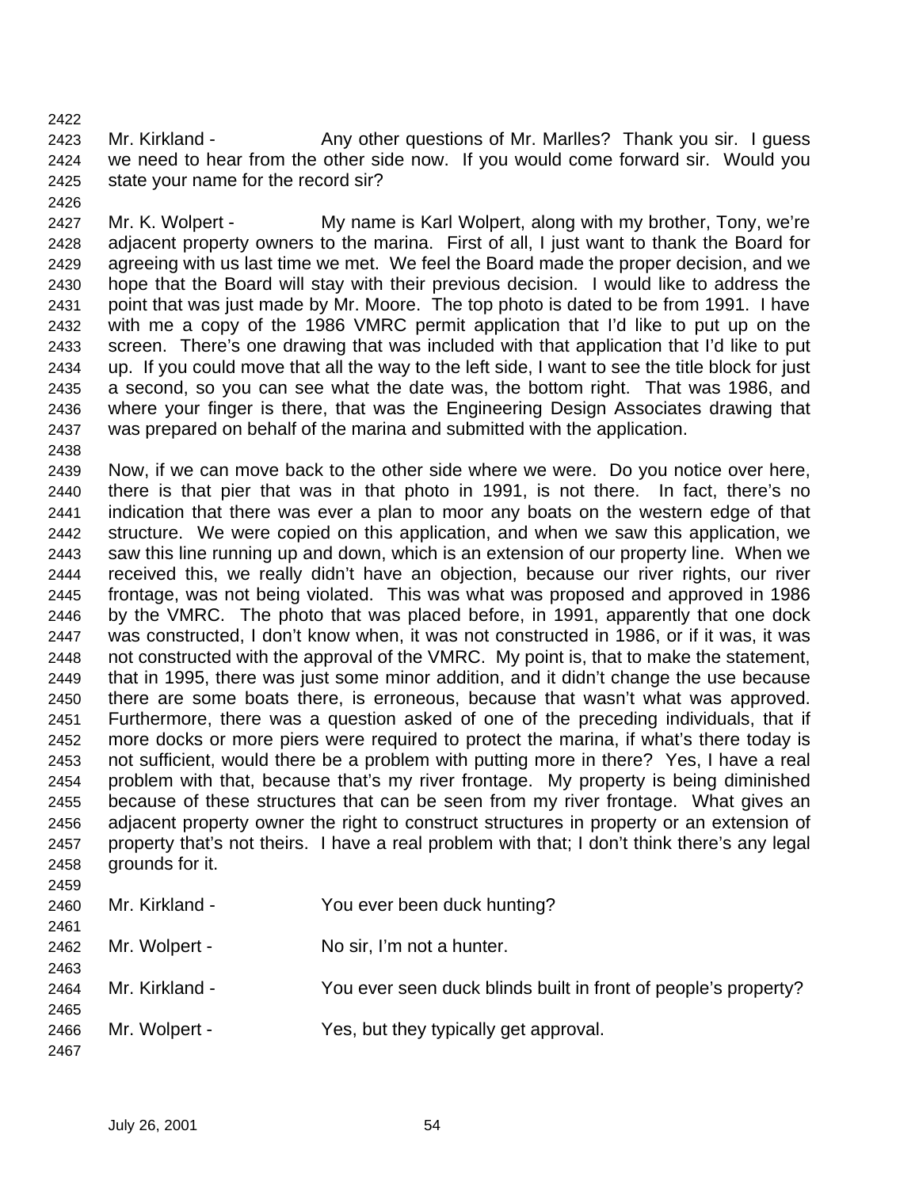Mr. Kirkland - Any other questions of Mr. Marlles? Thank you sir. I guess we need to hear from the other side now. If you would come forward sir. Would you state your name for the record sir?

Mr. K. Wolpert - My name is Karl Wolpert, along with my brother, Tony, we're adjacent property owners to the marina. First of all, I just want to thank the Board for agreeing with us last time we met. We feel the Board made the proper decision, and we hope that the Board will stay with their previous decision. I would like to address the point that was just made by Mr. Moore. The top photo is dated to be from 1991. I have with me a copy of the 1986 VMRC permit application that I'd like to put up on the screen. There's one drawing that was included with that application that I'd like to put up. If you could move that all the way to the left side, I want to see the title block for just a second, so you can see what the date was, the bottom right. That was 1986, and where your finger is there, that was the Engineering Design Associates drawing that was prepared on behalf of the marina and submitted with the application.

Now, if we can move back to the other side where we were. Do you notice over here, there is that pier that was in that photo in 1991, is not there. In fact, there's no indication that there was ever a plan to moor any boats on the western edge of that structure. We were copied on this application, and when we saw this application, we saw this line running up and down, which is an extension of our property line. When we received this, we really didn't have an objection, because our river rights, our river frontage, was not being violated. This was what was proposed and approved in 1986 by the VMRC. The photo that was placed before, in 1991, apparently that one dock was constructed, I don't know when, it was not constructed in 1986, or if it was, it was not constructed with the approval of the VMRC. My point is, that to make the statement, that in 1995, there was just some minor addition, and it didn't change the use because there are some boats there, is erroneous, because that wasn't what was approved. Furthermore, there was a question asked of one of the preceding individuals, that if more docks or more piers were required to protect the marina, if what's there today is not sufficient, would there be a problem with putting more in there? Yes, I have a real problem with that, because that's my river frontage. My property is being diminished because of these structures that can be seen from my river frontage. What gives an adjacent property owner the right to construct structures in property or an extension of property that's not theirs. I have a real problem with that; I don't think there's any legal grounds for it.

Mr. Kirkland - You ever been duck hunting?

Mr. Wolpert - No sir, I'm not a hunter.

Mr. Kirkland - You ever seen duck blinds built in front of people's property?

Mr. Wolpert - Yes, but they typically get approval.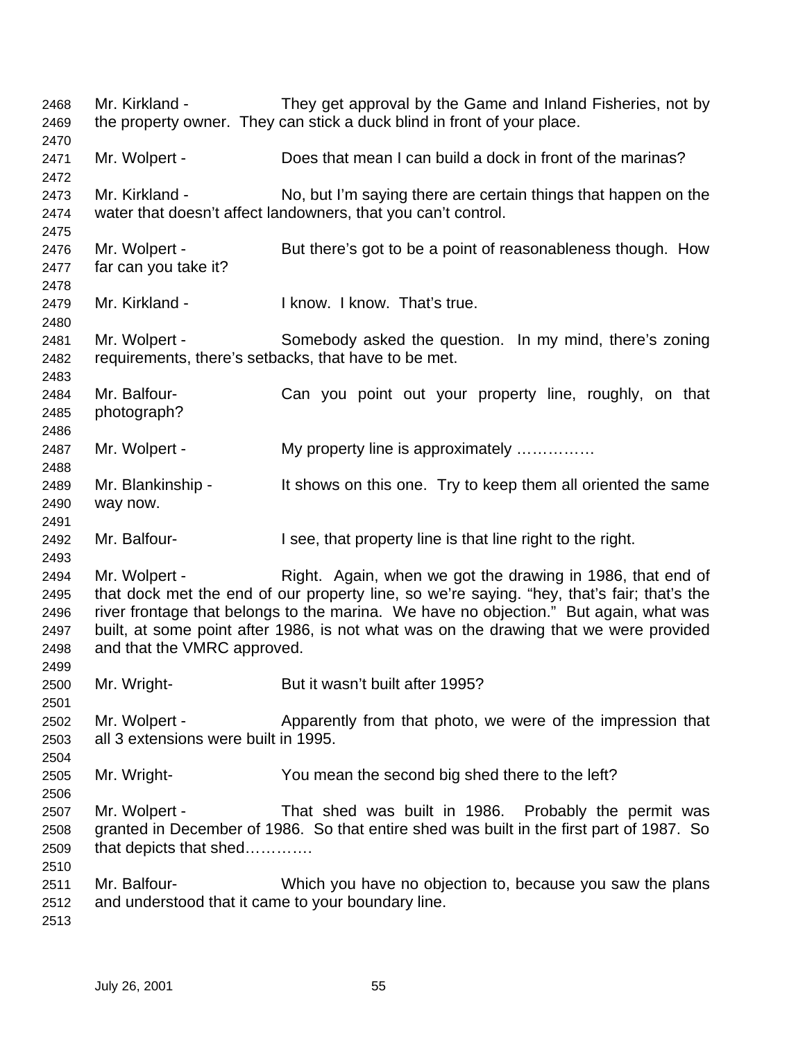Mr. Kirkland - They get approval by the Game and Inland Fisheries, not by the property owner. They can stick a duck blind in front of your place.

Mr. Wolpert - Does that mean I can build a dock in front of the marinas?

Mr. Kirkland - No, but I'm saying there are certain things that happen on the water that doesn't affect landowners, that you can't control.

Mr. Wolpert - But there's got to be a point of reasonableness though. How far can you take it?

Mr. Kirkland - I know. I know. That's true.

Mr. Wolpert - Somebody asked the question. In my mind, there's zoning requirements, there's setbacks, that have to be met.

Mr. Balfour- Can you point out your property line, roughly, on that photograph?

Mr. Wolpert - My property line is approximately ……………

Mr. Blankinship - It shows on this one. Try to keep them all oriented the same way now.

Mr. Balfour- I see, that property line is that line right to the right.

Mr. Wolpert - Right. Again, when we got the drawing in 1986, that end of that dock met the end of our property line, so we're saying. "hey, that's fair; that's the river frontage that belongs to the marina. We have no objection." But again, what was built, at some point after 1986, is not what was on the drawing that we were provided and that the VMRC approved.

Mr. Wright- But it wasn't built after 1995?

Mr. Wolpert - Apparently from that photo, we were of the impression that all 3 extensions were built in 1995.

Mr. Wright- You mean the second big shed there to the left?

Mr. Wolpert - That shed was built in 1986. Probably the permit was granted in December of 1986. So that entire shed was built in the first part of 1987. So that depicts that shed………….

Mr. Balfour- Which you have no objection to, because you saw the plans and understood that it came to your boundary line.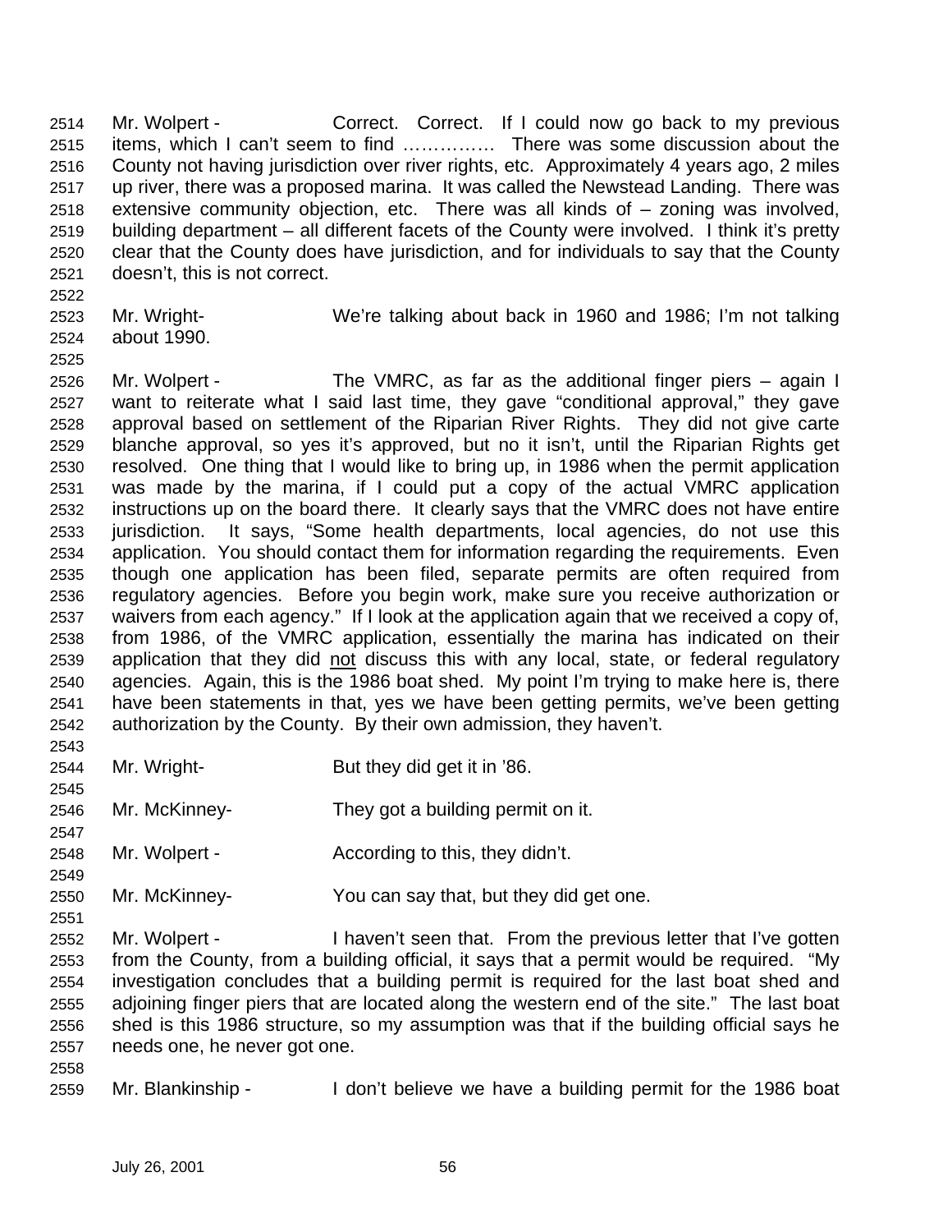Mr. Wolpert - Correct. Correct. If I could now go back to my previous items, which I can't seem to find …………… There was some discussion about the County not having jurisdiction over river rights, etc. Approximately 4 years ago, 2 miles up river, there was a proposed marina. It was called the Newstead Landing. There was extensive community objection, etc. There was all kinds of – zoning was involved, building department – all different facets of the County were involved. I think it's pretty clear that the County does have jurisdiction, and for individuals to say that the County doesn't, this is not correct.

Mr. Wright- We're talking about back in 1960 and 1986; I'm not talking about 1990.

Mr. Wolpert - The VMRC, as far as the additional finger piers – again I want to reiterate what I said last time, they gave "conditional approval," they gave approval based on settlement of the Riparian River Rights. They did not give carte blanche approval, so yes it's approved, but no it isn't, until the Riparian Rights get resolved. One thing that I would like to bring up, in 1986 when the permit application was made by the marina, if I could put a copy of the actual VMRC application instructions up on the board there. It clearly says that the VMRC does not have entire jurisdiction. It says, "Some health departments, local agencies, do not use this application. You should contact them for information regarding the requirements. Even though one application has been filed, separate permits are often required from regulatory agencies. Before you begin work, make sure you receive authorization or waivers from each agency." If I look at the application again that we received a copy of, from 1986, of the VMRC application, essentially the marina has indicated on their application that they did not discuss this with any local, state, or federal regulatory agencies. Again, this is the 1986 boat shed. My point I'm trying to make here is, there have been statements in that, yes we have been getting permits, we've been getting authorization by the County. By their own admission, they haven't.

Mr. Wright- But they did get it in '86.

Mr. McKinney- They got a building permit on it.

Mr. Wolpert - According to this, they didn't.

Mr. McKinney- You can say that, but they did get one.

Mr. Wolpert - I haven't seen that. From the previous letter that I've gotten from the County, from a building official, it says that a permit would be required. "My investigation concludes that a building permit is required for the last boat shed and adjoining finger piers that are located along the western end of the site." The last boat shed is this 1986 structure, so my assumption was that if the building official says he needs one, he never got one.

Mr. Blankinship - I don't believe we have a building permit for the 1986 boat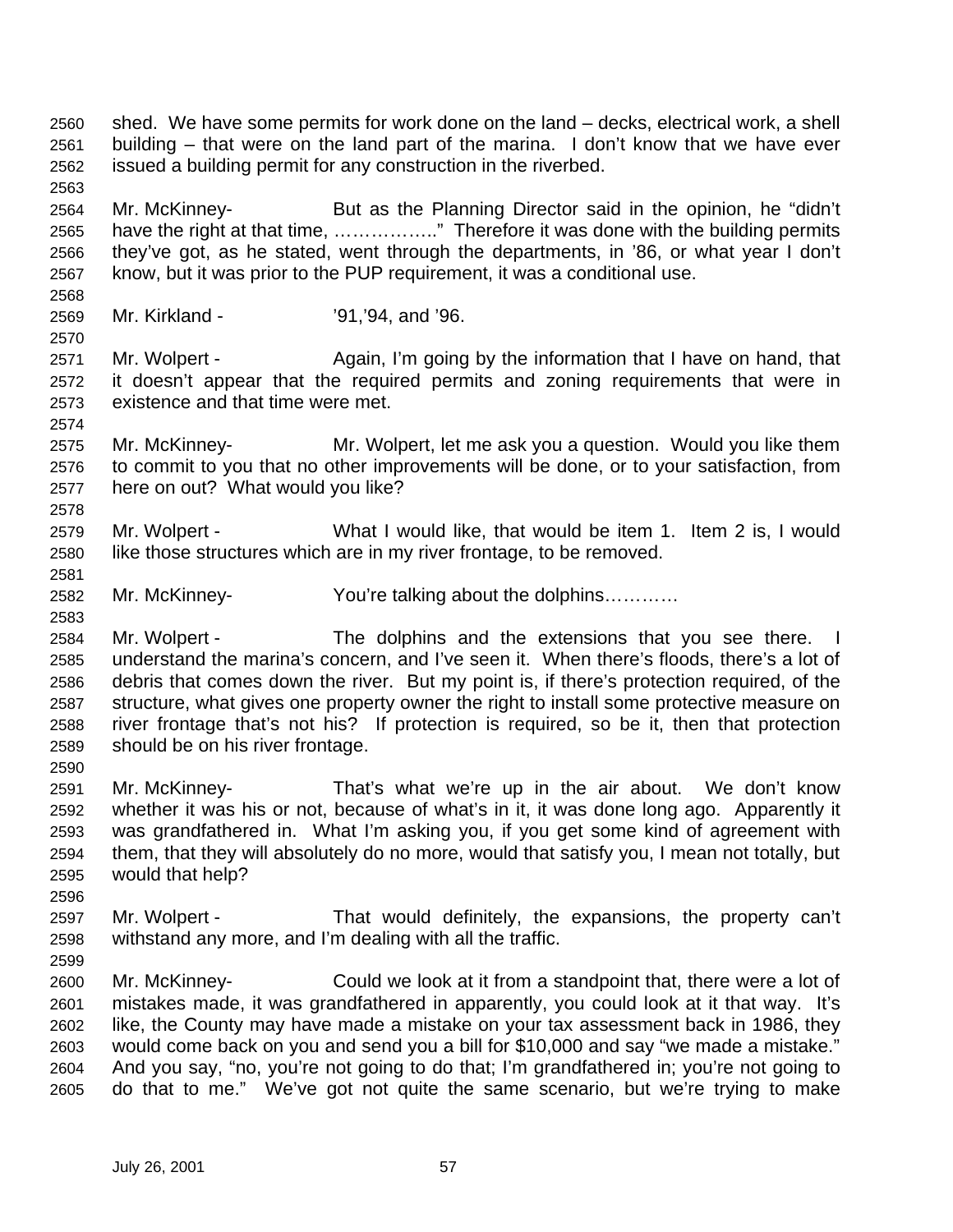shed. We have some permits for work done on the land – decks, electrical work, a shell building – that were on the land part of the marina. I don't know that we have ever issued a building permit for any construction in the riverbed.

Mr. McKinney- But as the Planning Director said in the opinion, he "didn't have the right at that time, ……………..". Therefore it was done with the building permits they've got, as he stated, went through the departments, in '86, or what year I don't know, but it was prior to the PUP requirement, it was a conditional use.

Mr. Kirkland - '91,'94, and '96.

Mr. Wolpert - Again, I'm going by the information that I have on hand, that it doesn't appear that the required permits and zoning requirements that were in existence and that time were met.

Mr. McKinney- Mr. Wolpert, let me ask you a question. Would you like them to commit to you that no other improvements will be done, or to your satisfaction, from here on out? What would you like?

Mr. Wolpert - What I would like, that would be item 1. Item 2 is, I would like those structures which are in my river frontage, to be removed.

Mr. McKinney- You're talking about the dolphins…………

Mr. Wolpert - The dolphins and the extensions that you see there. I understand the marina's concern, and I've seen it. When there's floods, there's a lot of debris that comes down the river. But my point is, if there's protection required, of the structure, what gives one property owner the right to install some protective measure on river frontage that's not his? If protection is required, so be it, then that protection should be on his river frontage.

Mr. McKinney- That's what we're up in the air about. We don't know whether it was his or not, because of what's in it, it was done long ago. Apparently it was grandfathered in. What I'm asking you, if you get some kind of agreement with them, that they will absolutely do no more, would that satisfy you, I mean not totally, but would that help?

Mr. Wolpert - That would definitely, the expansions, the property can't withstand any more, and I'm dealing with all the traffic.

Mr. McKinney- Could we look at it from a standpoint that, there were a lot of mistakes made, it was grandfathered in apparently, you could look at it that way. It's like, the County may have made a mistake on your tax assessment back in 1986, they would come back on you and send you a bill for $10,000 and say "we made a mistake." And you say, "no, you're not going to do that; I'm grandfathered in; you're not going to do that to me." We've got not quite the same scenario, but we're trying to make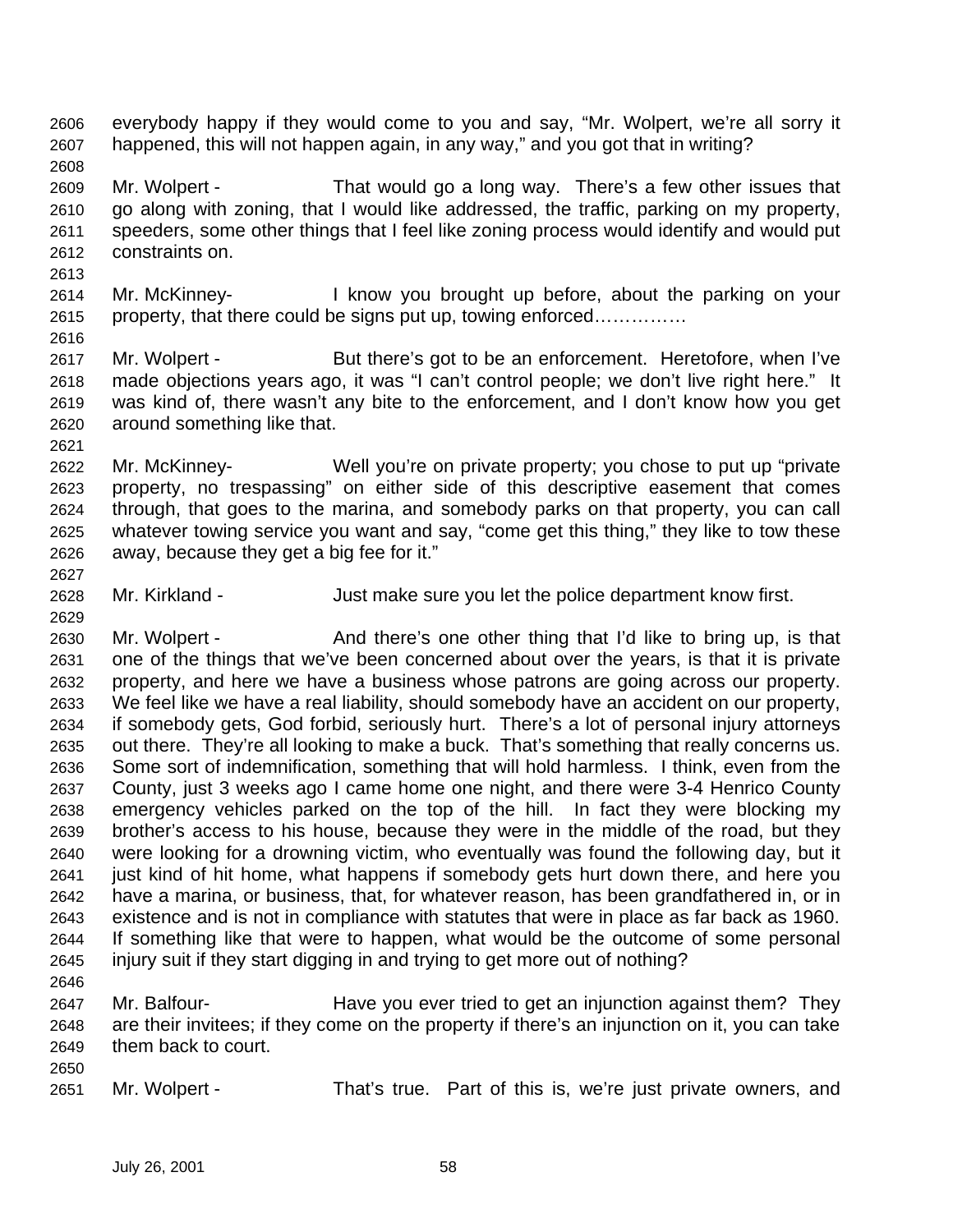everybody happy if they would come to you and say, "Mr. Wolpert, we're all sorry it happened, this will not happen again, in any way," and you got that in writing?

Mr. Wolpert - That would go a long way. There's a few other issues that go along with zoning, that I would like addressed, the traffic, parking on my property, speeders, some other things that I feel like zoning process would identify and would put constraints on.

Mr. McKinney- I know you brought up before, about the parking on your property, that there could be signs put up, towing enforced……………

Mr. Wolpert - But there's got to be an enforcement. Heretofore, when I've made objections years ago, it was "I can't control people; we don't live right here." It was kind of, there wasn't any bite to the enforcement, and I don't know how you get around something like that.

Mr. McKinney- Well you're on private property; you chose to put up "private property, no trespassing" on either side of this descriptive easement that comes through, that goes to the marina, and somebody parks on that property, you can call whatever towing service you want and say, "come get this thing," they like to tow these away, because they get a big fee for it."

Mr. Kirkland - Just make sure you let the police department know first.

Mr. Wolpert - And there's one other thing that I'd like to bring up, is that one of the things that we've been concerned about over the years, is that it is private property, and here we have a business whose patrons are going across our property. We feel like we have a real liability, should somebody have an accident on our property, if somebody gets, God forbid, seriously hurt. There's a lot of personal injury attorneys out there. They're all looking to make a buck. That's something that really concerns us. Some sort of indemnification, something that will hold harmless. I think, even from the County, just 3 weeks ago I came home one night, and there were 3-4 Henrico County emergency vehicles parked on the top of the hill. In fact they were blocking my brother's access to his house, because they were in the middle of the road, but they were looking for a drowning victim, who eventually was found the following day, but it just kind of hit home, what happens if somebody gets hurt down there, and here you have a marina, or business, that, for whatever reason, has been grandfathered in, or in existence and is not in compliance with statutes that were in place as far back as 1960. If something like that were to happen, what would be the outcome of some personal injury suit if they start digging in and trying to get more out of nothing?

Mr. Balfour- Have you ever tried to get an injunction against them? They are their invitees; if they come on the property if there's an injunction on it, you can take them back to court.

Mr. Wolpert - That's true. Part of this is, we're just private owners, and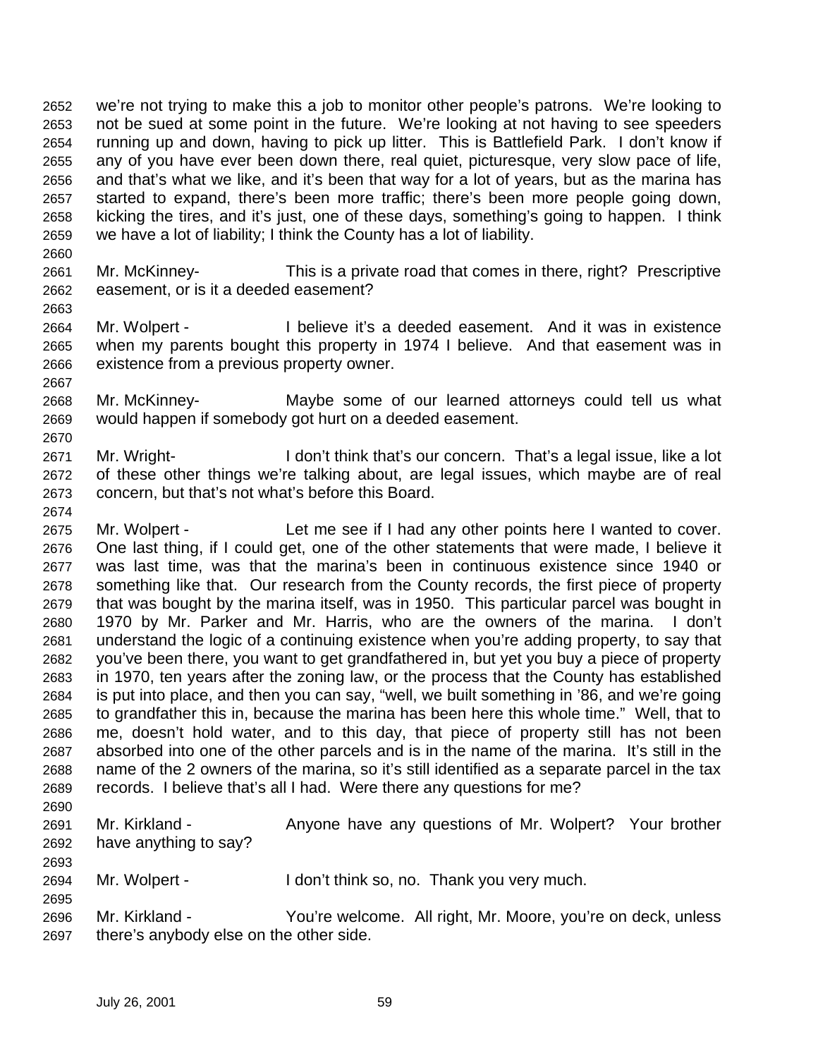we're not trying to make this a job to monitor other people's patrons. We're looking to not be sued at some point in the future. We're looking at not having to see speeders running up and down, having to pick up litter. This is Battlefield Park. I don't know if any of you have ever been down there, real quiet, picturesque, very slow pace of life, and that's what we like, and it's been that way for a lot of years, but as the marina has started to expand, there's been more traffic; there's been more people going down, kicking the tires, and it's just, one of these days, something's going to happen. I think we have a lot of liability; I think the County has a lot of liability.

Mr. McKinney- This is a private road that comes in there, right? Prescriptive easement, or is it a deeded easement?

Mr. Wolpert - I believe it's a deeded easement. And it was in existence when my parents bought this property in 1974 I believe. And that easement was in existence from a previous property owner.

Mr. McKinney- Maybe some of our learned attorneys could tell us what would happen if somebody got hurt on a deeded easement.

Mr. Wright- I don't think that's our concern. That's a legal issue, like a lot of these other things we're talking about, are legal issues, which maybe are of real concern, but that's not what's before this Board.

Mr. Wolpert - Let me see if I had any other points here I wanted to cover. One last thing, if I could get, one of the other statements that were made, I believe it was last time, was that the marina's been in continuous existence since 1940 or something like that. Our research from the County records, the first piece of property that was bought by the marina itself, was in 1950. This particular parcel was bought in 1970 by Mr. Parker and Mr. Harris, who are the owners of the marina. I don't understand the logic of a continuing existence when you're adding property, to say that you've been there, you want to get grandfathered in, but yet you buy a piece of property in 1970, ten years after the zoning law, or the process that the County has established is put into place, and then you can say, "well, we built something in '86, and we're going to grandfather this in, because the marina has been here this whole time." Well, that to me, doesn't hold water, and to this day, that piece of property still has not been absorbed into one of the other parcels and is in the name of the marina. It's still in the name of the 2 owners of the marina, so it's still identified as a separate parcel in the tax records. I believe that's all I had. Were there any questions for me?

Mr. Kirkland - Anyone have any questions of Mr. Wolpert? Your brother have anything to say?

Mr. Wolpert - I don't think so, no. Thank you very much.

Mr. Kirkland - You're welcome. All right, Mr. Moore, you're on deck, unless there's anybody else on the other side.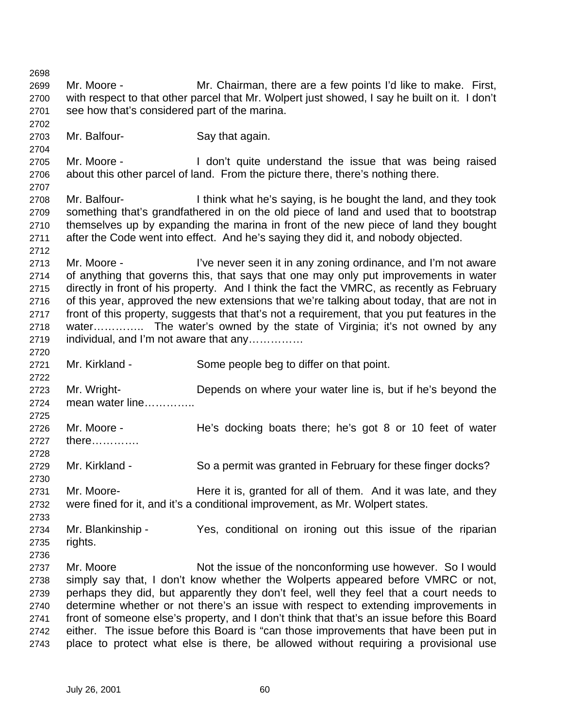Mr. Moore - Mr. Chairman, there are a few points I'd like to make. First, with respect to that other parcel that Mr. Wolpert just showed, I say he built on it. I don't see how that's considered part of the marina.

Mr. Balfour- Say that again.

Mr. Moore - I don't quite understand the issue that was being raised about this other parcel of land. From the picture there, there's nothing there.

Mr. Balfour- I think what he's saying, is he bought the land, and they took something that's grandfathered in on the old piece of land and used that to bootstrap themselves up by expanding the marina in front of the new piece of land they bought after the Code went into effect. And he's saying they did it, and nobody objected.

Mr. Moore - I've never seen it in any zoning ordinance, and I'm not aware of anything that governs this, that says that one may only put improvements in water directly in front of his property. And I think the fact the VMRC, as recently as February of this year, approved the new extensions that we're talking about today, that are not in front of this property, suggests that that's not a requirement, that you put features in the water………….. The water's owned by the state of Virginia; it's not owned by any individual, and I'm not aware that any……………

Mr. Kirkland - Some people beg to differ on that point.

Mr. Wright- Depends on where your water line is, but if he's beyond the mean water line…………..

Mr. Moore - He's docking boats there; he's got 8 or 10 feet of water there………….

Mr. Kirkland - So a permit was granted in February for these finger docks?

Mr. Moore- Here it is, granted for all of them. And it was late, and they were fined for it, and it's a conditional improvement, as Mr. Wolpert states.

Mr. Blankinship - Yes, conditional on ironing out this issue of the riparian rights.

Mr. Moore Not the issue of the nonconforming use however. So I would simply say that, I don't know whether the Wolperts appeared before VMRC or not, perhaps they did, but apparently they don't feel, well they feel that a court needs to determine whether or not there's an issue with respect to extending improvements in front of someone else's property, and I don't think that that's an issue before this Board either. The issue before this Board is "can those improvements that have been put in place to protect what else is there, be allowed without requiring a provisional use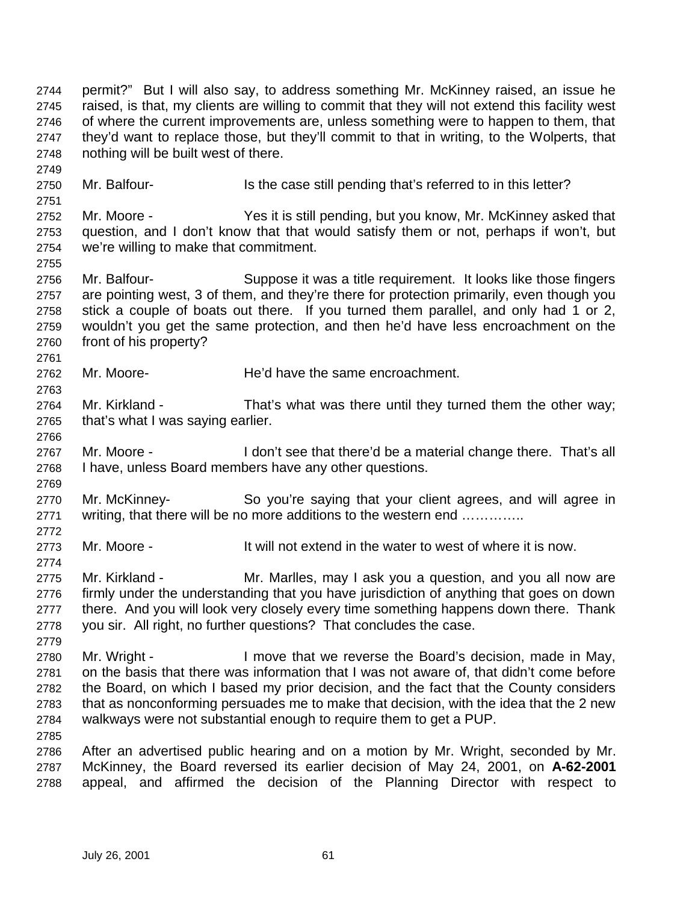permit?" But I will also say, to address something Mr. McKinney raised, an issue he raised, is that, my clients are willing to commit that they will not extend this facility west of where the current improvements are, unless something were to happen to them, that they'd want to replace those, but they'll commit to that in writing, to the Wolperts, that nothing will be built west of there.

Mr. Balfour- Is the case still pending that's referred to in this letter?

Mr. Moore - Yes it is still pending, but you know, Mr. McKinney asked that question, and I don't know that that would satisfy them or not, perhaps if won't, but we're willing to make that commitment.

Mr. Balfour- Suppose it was a title requirement. It looks like those fingers are pointing west, 3 of them, and they're there for protection primarily, even though you stick a couple of boats out there. If you turned them parallel, and only had 1 or 2, wouldn't you get the same protection, and then he'd have less encroachment on the front of his property?

Mr. Moore- He'd have the same encroachment.

Mr. Kirkland - That's what was there until they turned them the other way; that's what I was saying earlier.

Mr. Moore - I don't see that there'd be a material change there. That's all I have, unless Board members have any other questions.

Mr. McKinney- So you're saying that your client agrees, and will agree in writing, that there will be no more additions to the western end …………..

Mr. Moore - It will not extend in the water to west of where it is now.

Mr. Kirkland - Mr. Marlles, may I ask you a question, and you all now are firmly under the understanding that you have jurisdiction of anything that goes on down there. And you will look very closely every time something happens down there. Thank you sir. All right, no further questions? That concludes the case.

Mr. Wright - I move that we reverse the Board's decision, made in May, on the basis that there was information that I was not aware of, that didn't come before the Board, on which I based my prior decision, and the fact that the County considers that as nonconforming persuades me to make that decision, with the idea that the 2 new walkways were not substantial enough to require them to get a PUP.

After an advertised public hearing and on a motion by Mr. Wright, seconded by Mr. McKinney, the Board reversed its earlier decision of May 24, 2001, on **A-62-2001** appeal, and affirmed the decision of the Planning Director with respect to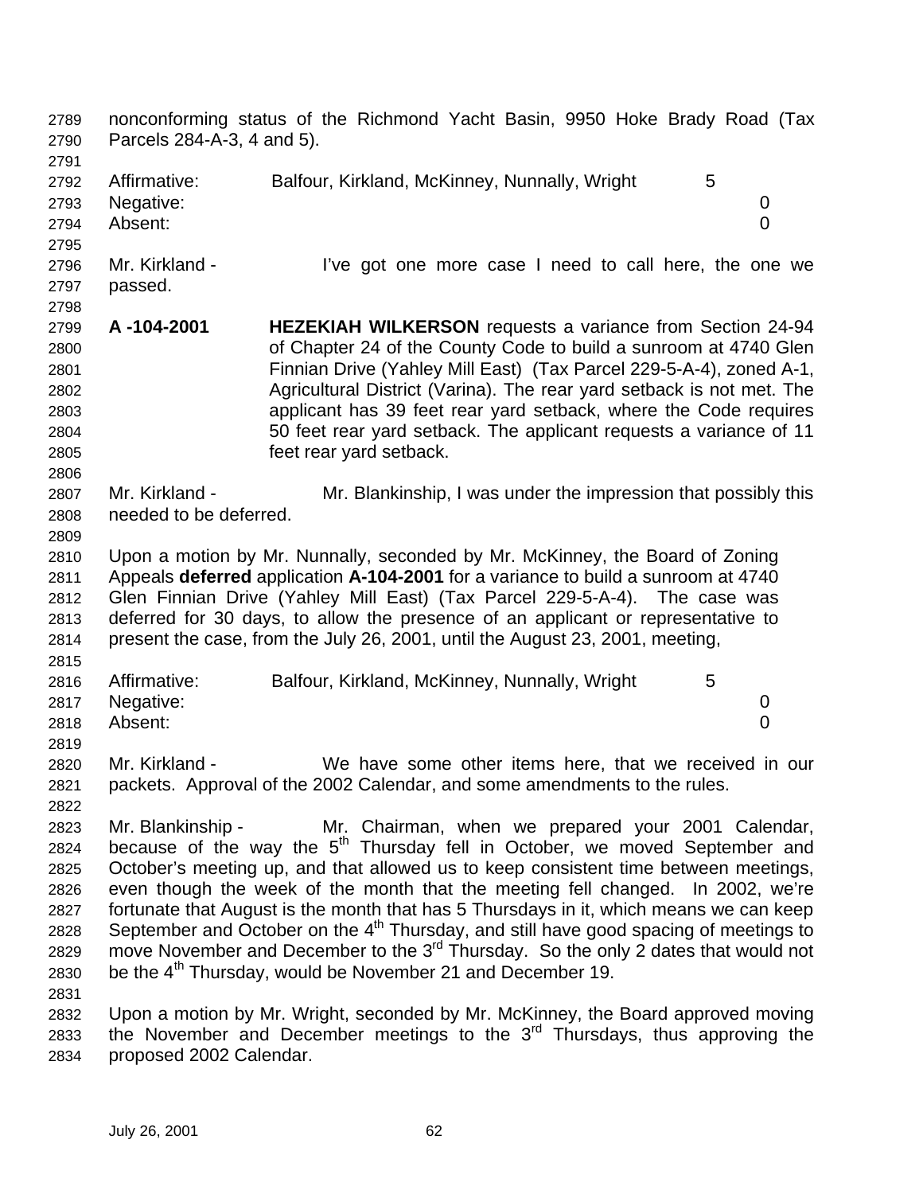nonconforming status of the Richmond Yacht Basin, 9950 Hoke Brady Road (Tax Parcels 284-A-3, 4 and 5).

| | | |
|---|---|---|
| Affirmative: | Balfour, Kirkland, McKinney, Nunnally, Wright | 5 |
| Negative: | | 0 |
| Absent: | | 0 |

Mr. Kirkland - I've got one more case I need to call here, the one we passed.

**A -104-2001** **HEZEKIAH WILKERSON** requests a variance from Section 24-94 of Chapter 24 of the County Code to build a sunroom at 4740 Glen Finnian Drive (Yahley Mill East) (Tax Parcel 229-5-A-4), zoned A-1, Agricultural District (Varina). The rear yard setback is not met. The applicant has 39 feet rear yard setback, where the Code requires 50 feet rear yard setback. The applicant requests a variance of 11 feet rear yard setback.

Mr. Kirkland - Mr. Blankinship, I was under the impression that possibly this needed to be deferred.

Upon a motion by Mr. Nunnally, seconded by Mr. McKinney, the Board of Zoning Appeals **deferred** application **A-104-2001** for a variance to build a sunroom at 4740 Glen Finnian Drive (Yahley Mill East) (Tax Parcel 229-5-A-4). The case was deferred for 30 days, to allow the presence of an applicant or representative to present the case, from the July 26, 2001, until the August 23, 2001, meeting,

| | | |
|---|---|---|
| Affirmative: | Balfour, Kirkland, McKinney, Nunnally, Wright | 5 |
| Negative: | | 0 |
| Absent: | | 0 |

Mr. Kirkland - We have some other items here, that we received in our packets. Approval of the 2002 Calendar, and some amendments to the rules.

Mr. Blankinship - Mr. Chairman, when we prepared your 2001 Calendar, because of the way the 5th Thursday fell in October, we moved September and October's meeting up, and that allowed us to keep consistent time between meetings, even though the week of the month that the meeting fell changed. In 2002, we're fortunate that August is the month that has 5 Thursdays in it, which means we can keep September and October on the 4th Thursday, and still have good spacing of meetings to move November and December to the 3rd Thursday. So the only 2 dates that would not be the 4th Thursday, would be November 21 and December 19.

Upon a motion by Mr. Wright, seconded by Mr. McKinney, the Board approved moving the November and December meetings to the 3rd Thursdays, thus approving the proposed 2002 Calendar.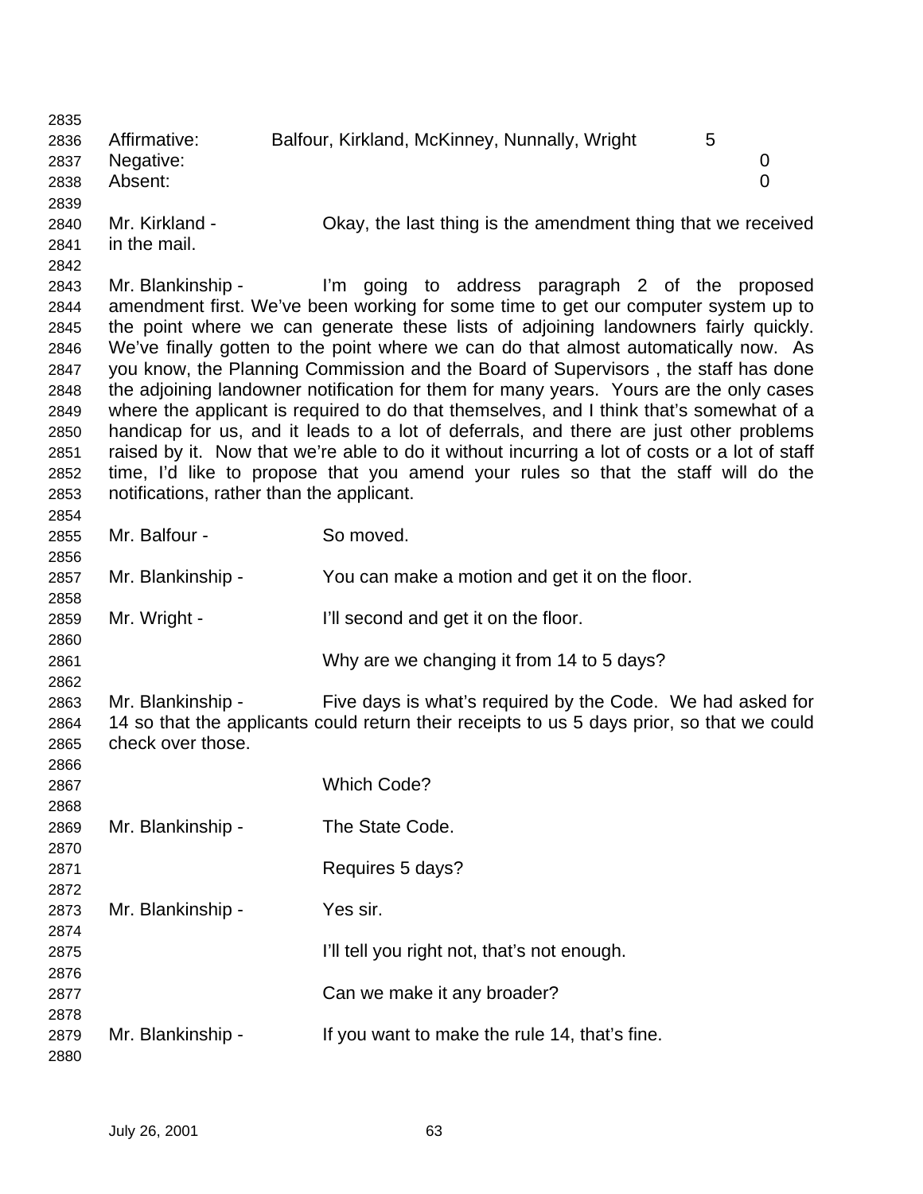| | | |
|---|---|---|
| Affirmative: | Balfour, Kirkland, McKinney, Nunnally, Wright | 5 |
| Negative: | | 0 |
| Absent: | | 0 |

Mr. Kirkland - Okay, the last thing is the amendment thing that we received in the mail.

Mr. Blankinship - I'm going to address paragraph 2 of the proposed amendment first. We've been working for some time to get our computer system up to the point where we can generate these lists of adjoining landowners fairly quickly. We've finally gotten to the point where we can do that almost automatically now. As you know, the Planning Commission and the Board of Supervisors , the staff has done the adjoining landowner notification for them for many years. Yours are the only cases where the applicant is required to do that themselves, and I think that's somewhat of a handicap for us, and it leads to a lot of deferrals, and there are just other problems raised by it. Now that we're able to do it without incurring a lot of costs or a lot of staff time, I'd like to propose that you amend your rules so that the staff will do the notifications, rather than the applicant.

Mr. Balfour - So moved.

Mr. Blankinship - You can make a motion and get it on the floor.

Mr. Wright - I'll second and get it on the floor.

Why are we changing it from 14 to 5 days?

Mr. Blankinship - Five days is what's required by the Code. We had asked for 14 so that the applicants could return their receipts to us 5 days prior, so that we could check over those.

Which Code?

Mr. Blankinship - The State Code.

Requires 5 days?

Mr. Blankinship - Yes sir.

I'll tell you right not, that's not enough.

Can we make it any broader?

Mr. Blankinship - If you want to make the rule 14, that's fine.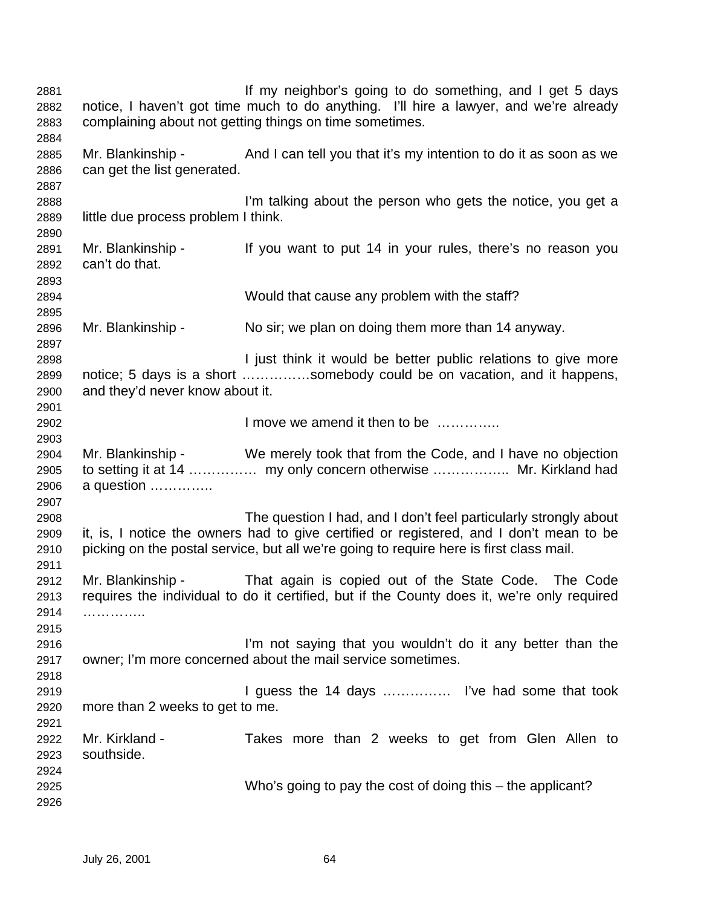If my neighbor's going to do something, and I get 5 days notice, I haven't got time much to do anything. I'll hire a lawyer, and we're already complaining about not getting things on time sometimes.

Mr. Blankinship - And I can tell you that it's my intention to do it as soon as we can get the list generated.

I'm talking about the person who gets the notice, you get a little due process problem I think.

Mr. Blankinship - If you want to put 14 in your rules, there's no reason you can't do that.

Would that cause any problem with the staff?

Mr. Blankinship - No sir; we plan on doing them more than 14 anyway.

I just think it would be better public relations to give more notice; 5 days is a short ……………somebody could be on vacation, and it happens, and they'd never know about it.

I move we amend it then to be …………..

Mr. Blankinship - We merely took that from the Code, and I have no objection to setting it at 14 …………… my only concern otherwise …………….. Mr. Kirkland had a question …………..

The question I had, and I don't feel particularly strongly about it, is, I notice the owners had to give certified or registered, and I don't mean to be picking on the postal service, but all we're going to require here is first class mail.

Mr. Blankinship - That again is copied out of the State Code. The Code requires the individual to do it certified, but if the County does it, we're only required …………..

I'm not saying that you wouldn't do it any better than the owner; I'm more concerned about the mail service sometimes.

I guess the 14 days …………… I've had some that took more than 2 weeks to get to me.

Mr. Kirkland - Takes more than 2 weeks to get from Glen Allen to southside.

Who's going to pay the cost of doing this – the applicant?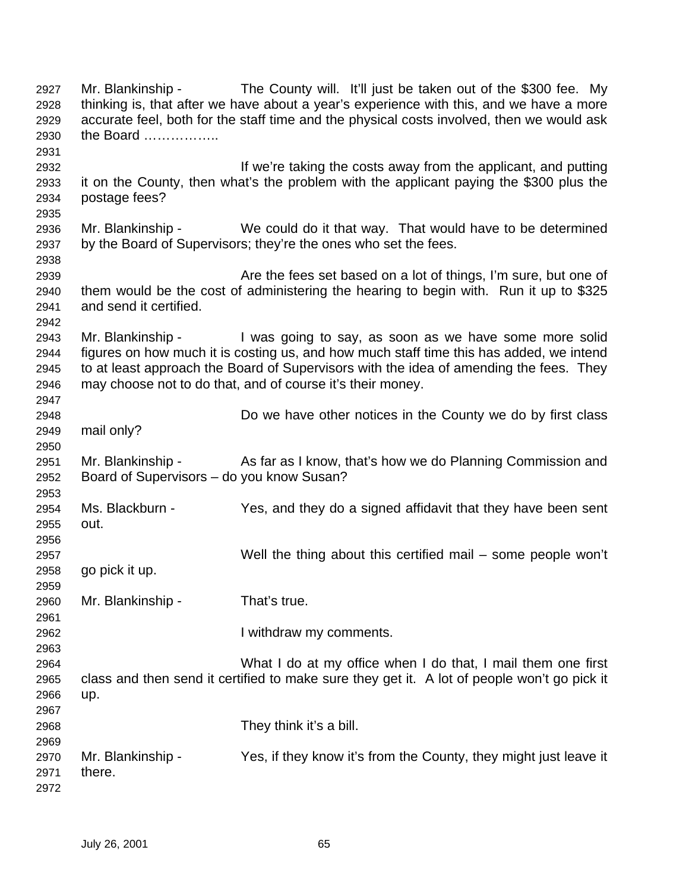Mr. Blankinship - The County will. It'll just be taken out of the $300 fee. My thinking is, that after we have about a year's experience with this, and we have a more accurate feel, both for the staff time and the physical costs involved, then we would ask the Board ……………..

If we're taking the costs away from the applicant, and putting it on the County, then what's the problem with the applicant paying the $300 plus the postage fees?

Mr. Blankinship - We could do it that way. That would have to be determined by the Board of Supervisors; they're the ones who set the fees.

Are the fees set based on a lot of things, I'm sure, but one of them would be the cost of administering the hearing to begin with. Run it up to $325 and send it certified.

Mr. Blankinship - I was going to say, as soon as we have some more solid figures on how much it is costing us, and how much staff time this has added, we intend to at least approach the Board of Supervisors with the idea of amending the fees. They may choose not to do that, and of course it's their money.

Do we have other notices in the County we do by first class mail only?

Mr. Blankinship - As far as I know, that's how we do Planning Commission and Board of Supervisors – do you know Susan?

Ms. Blackburn - Yes, and they do a signed affidavit that they have been sent out.

Well the thing about this certified mail – some people won't go pick it up.

Mr. Blankinship - That's true.

I withdraw my comments.

What I do at my office when I do that, I mail them one first class and then send it certified to make sure they get it. A lot of people won't go pick it up.

They think it's a bill.

Mr. Blankinship - Yes, if they know it's from the County, they might just leave it there.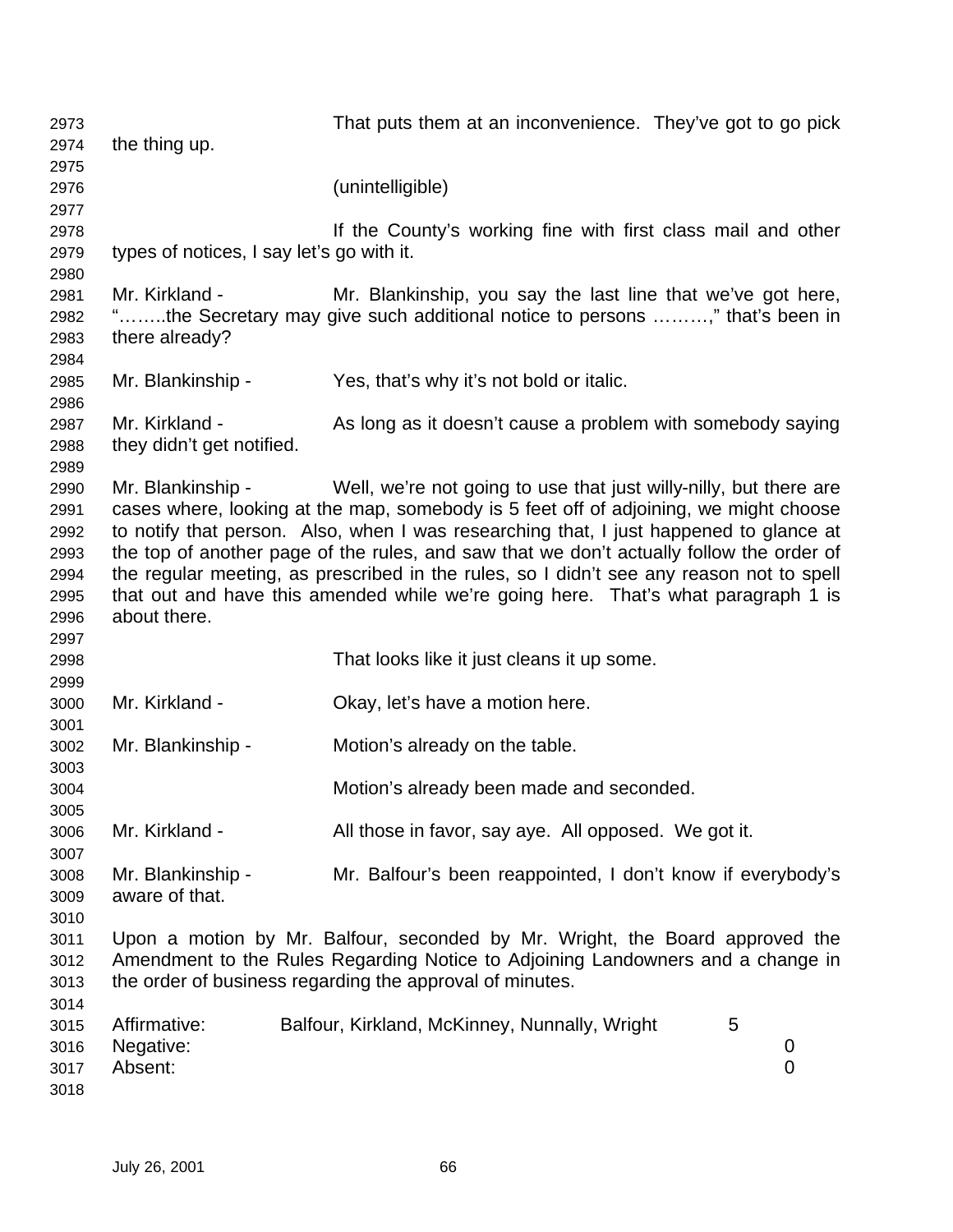That puts them at an inconvenience. They've got to go pick the thing up.

(unintelligible)

If the County's working fine with first class mail and other types of notices, I say let's go with it.

Mr. Kirkland - Mr. Blankinship, you say the last line that we've got here, "……..the Secretary may give such additional notice to persons ………," that's been in there already?

Mr. Blankinship - Yes, that's why it's not bold or italic.

Mr. Kirkland - As long as it doesn't cause a problem with somebody saying they didn't get notified.

Mr. Blankinship - Well, we're not going to use that just willy-nilly, but there are cases where, looking at the map, somebody is 5 feet off of adjoining, we might choose to notify that person. Also, when I was researching that, I just happened to glance at the top of another page of the rules, and saw that we don't actually follow the order of the regular meeting, as prescribed in the rules, so I didn't see any reason not to spell that out and have this amended while we're going here. That's what paragraph 1 is about there.

That looks like it just cleans it up some.

Mr. Kirkland - Okay, let's have a motion here.

Mr. Blankinship - Motion's already on the table.

Motion's already been made and seconded.

Mr. Kirkland - All those in favor, say aye. All opposed. We got it.

Mr. Blankinship - Mr. Balfour's been reappointed, I don't know if everybody's aware of that.

Upon a motion by Mr. Balfour, seconded by Mr. Wright, the Board approved the Amendment to the Rules Regarding Notice to Adjoining Landowners and a change in the order of business regarding the approval of minutes.

| | | |
|---|---|---|
| Affirmative: | Balfour, Kirkland, McKinney, Nunnally, Wright | 5 |
| Negative: | | 0 |
| Absent: | | 0 |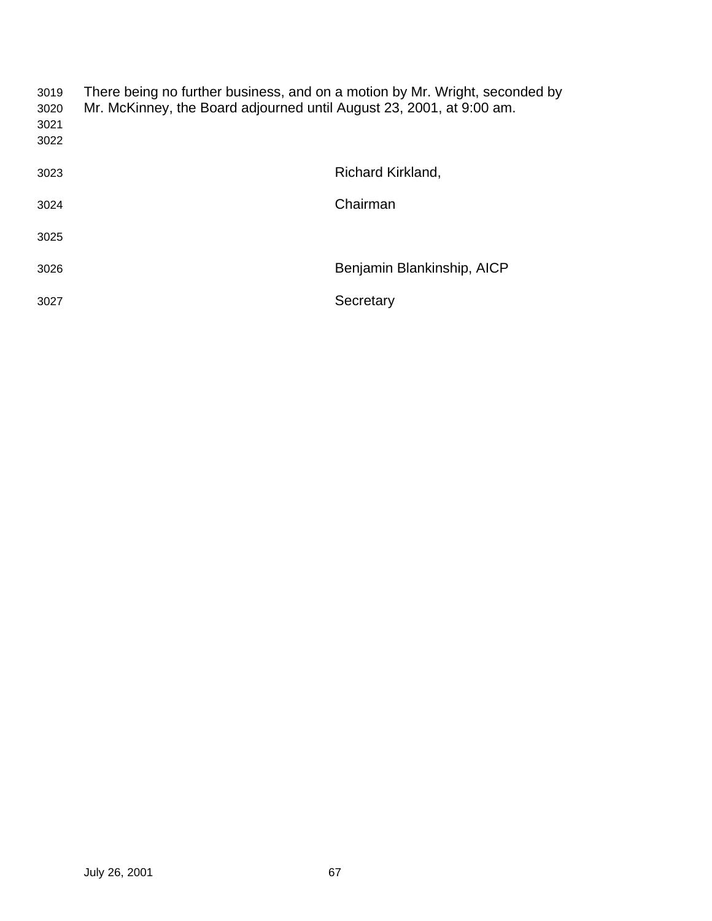There being no further business, and on a motion by Mr. Wright, seconded by Mr. McKinney, the Board adjourned until August 23, 2001, at 9:00 am.

Richard Kirkland,

Chairman

Benjamin Blankinship, AICP

Secretary